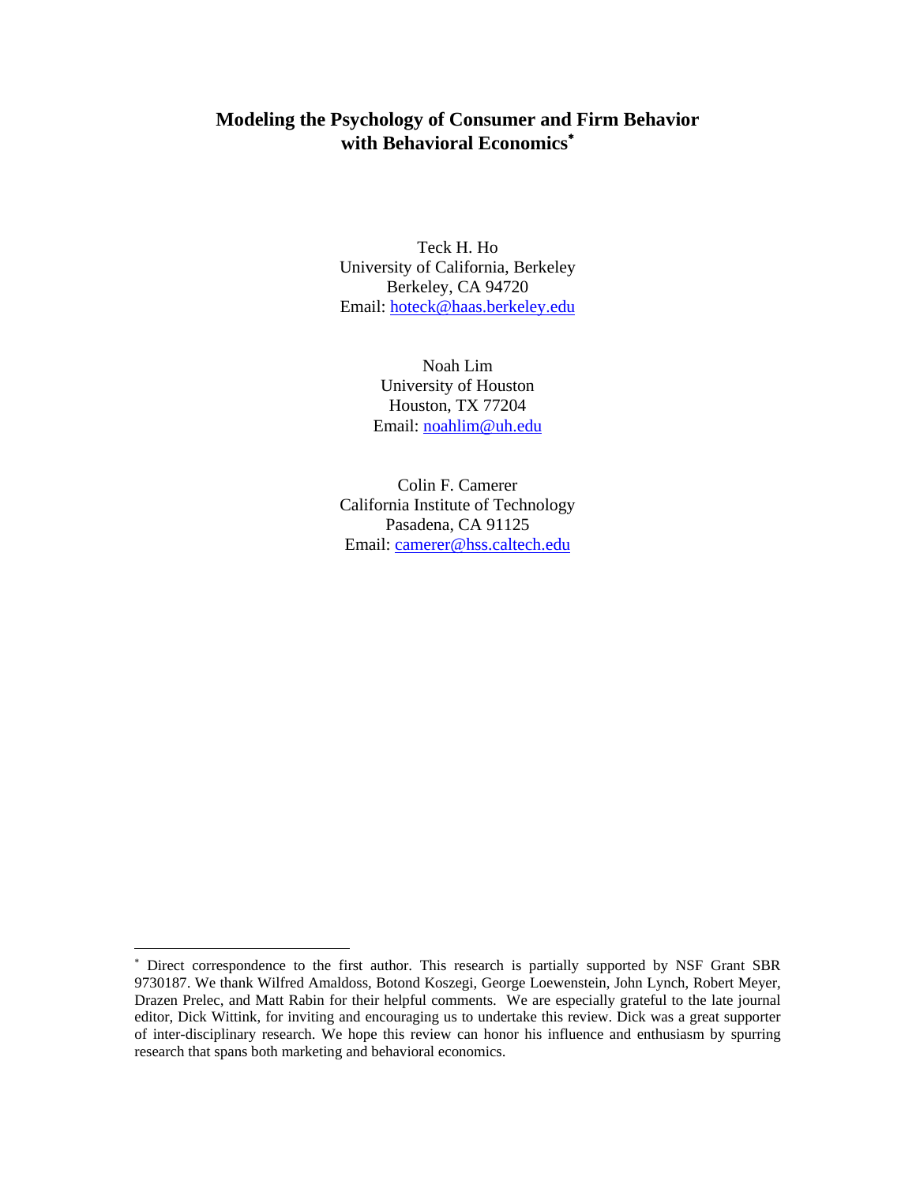# Modeling the Psychology of Consumer and Firm Behavior with Behavioral Economics[*]

Teck H. Ho
University of California, Berkeley
Berkeley, CA 94720
Email: hoteck@haas.berkeley.edu

Noah Lim
University of Houston
Houston, TX 77204
Email: noahlim@uh.edu

Colin F. Camerer
California Institute of Technology
Pasadena, CA 91125
Email: camerer@hss.caltech.edu

---

[*] Direct correspondence to the first author. This research is partially supported by NSF Grant SBR 9730187. We thank Wilfred Amaldoss, Botond Koszegi, George Loewenstein, John Lynch, Robert Meyer, Drazen Prelec, and Matt Rabin for their helpful comments. We are especially grateful to the late journal editor, Dick Wittink, for inviting and encouraging us to undertake this review. Dick was a great supporter of inter-disciplinary research. We hope this review can honor his influence and enthusiasm by spurring research that spans both marketing and behavioral economics.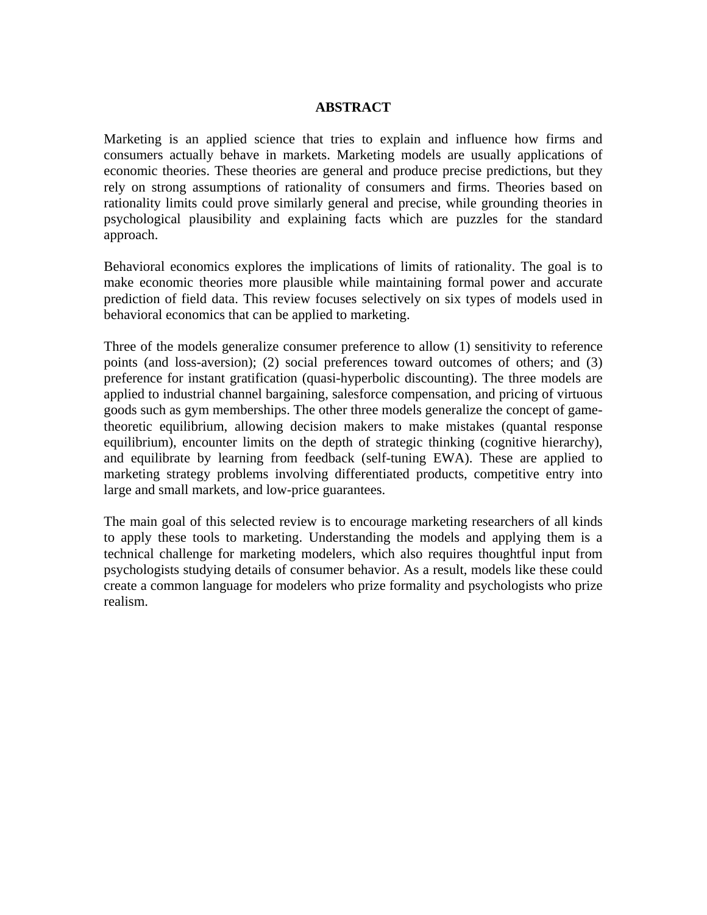## ABSTRACT

Marketing is an applied science that tries to explain and influence how firms and consumers actually behave in markets. Marketing models are usually applications of economic theories. These theories are general and produce precise predictions, but they rely on strong assumptions of rationality of consumers and firms. Theories based on rationality limits could prove similarly general and precise, while grounding theories in psychological plausibility and explaining facts which are puzzles for the standard approach.

Behavioral economics explores the implications of limits of rationality. The goal is to make economic theories more plausible while maintaining formal power and accurate prediction of field data. This review focuses selectively on six types of models used in behavioral economics that can be applied to marketing.

Three of the models generalize consumer preference to allow (1) sensitivity to reference points (and loss-aversion); (2) social preferences toward outcomes of others; and (3) preference for instant gratification (quasi-hyperbolic discounting). The three models are applied to industrial channel bargaining, salesforce compensation, and pricing of virtuous goods such as gym memberships. The other three models generalize the concept of game-theoretic equilibrium, allowing decision makers to make mistakes (quantal response equilibrium), encounter limits on the depth of strategic thinking (cognitive hierarchy), and equilibrate by learning from feedback (self-tuning EWA). These are applied to marketing strategy problems involving differentiated products, competitive entry into large and small markets, and low-price guarantees.

The main goal of this selected review is to encourage marketing researchers of all kinds to apply these tools to marketing. Understanding the models and applying them is a technical challenge for marketing modelers, which also requires thoughtful input from psychologists studying details of consumer behavior. As a result, models like these could create a common language for modelers who prize formality and psychologists who prize realism.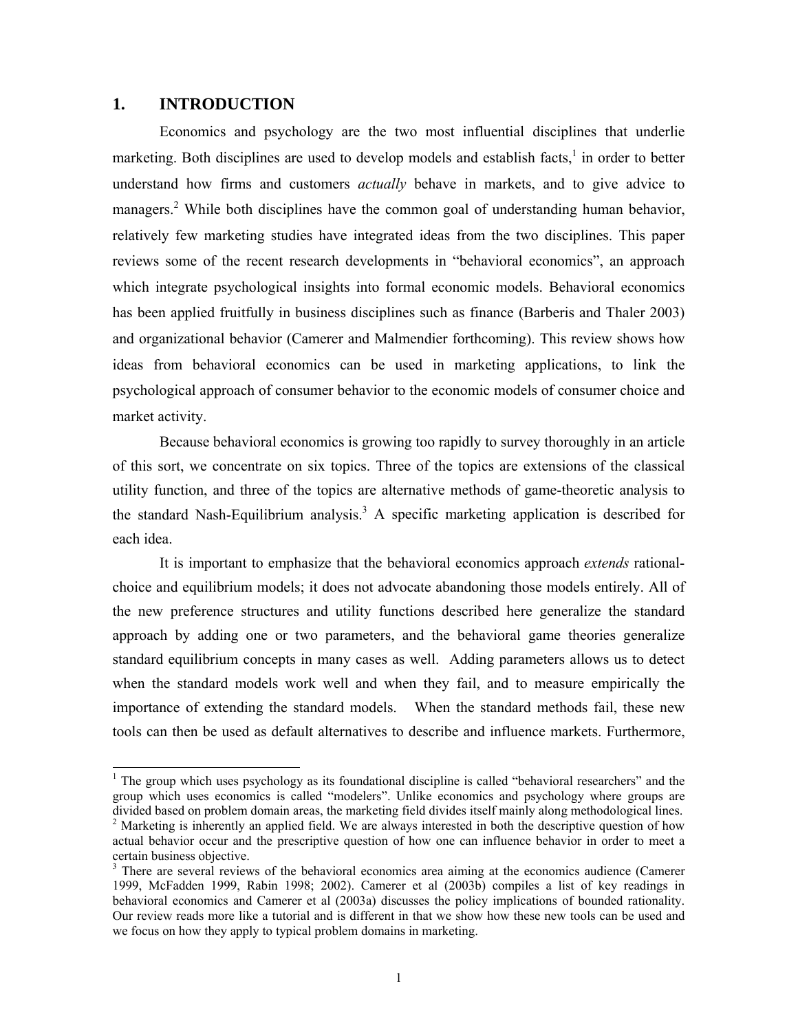## 1. INTRODUCTION

Economics and psychology are the two most influential disciplines that underlie marketing. Both disciplines are used to develop models and establish facts,[1] in order to better understand how firms and customers *actually* behave in markets, and to give advice to managers.[2] While both disciplines have the common goal of understanding human behavior, relatively few marketing studies have integrated ideas from the two disciplines. This paper reviews some of the recent research developments in "behavioral economics", an approach which integrate psychological insights into formal economic models. Behavioral economics has been applied fruitfully in business disciplines such as finance (Barberis and Thaler 2003) and organizational behavior (Camerer and Malmendier forthcoming). This review shows how ideas from behavioral economics can be used in marketing applications, to link the psychological approach of consumer behavior to the economic models of consumer choice and market activity.

Because behavioral economics is growing too rapidly to survey thoroughly in an article of this sort, we concentrate on six topics. Three of the topics are extensions of the classical utility function, and three of the topics are alternative methods of game-theoretic analysis to the standard Nash-Equilibrium analysis.[3] A specific marketing application is described for each idea.

It is important to emphasize that the behavioral economics approach *extends* rational-choice and equilibrium models; it does not advocate abandoning those models entirely. All of the new preference structures and utility functions described here generalize the standard approach by adding one or two parameters, and the behavioral game theories generalize standard equilibrium concepts in many cases as well. Adding parameters allows us to detect when the standard models work well and when they fail, and to measure empirically the importance of extending the standard models. When the standard methods fail, these new tools can then be used as default alternatives to describe and influence markets. Furthermore,

---

[1] The group which uses psychology as its foundational discipline is called "behavioral researchers" and the group which uses economics is called "modelers". Unlike economics and psychology where groups are divided based on problem domain areas, the marketing field divides itself mainly along methodological lines.

[2] Marketing is inherently an applied field. We are always interested in both the descriptive question of how actual behavior occur and the prescriptive question of how one can influence behavior in order to meet a certain business objective.

[3] There are several reviews of the behavioral economics area aiming at the economics audience (Camerer 1999, McFadden 1999, Rabin 1998; 2002). Camerer et al (2003b) compiles a list of key readings in behavioral economics and Camerer et al (2003a) discusses the policy implications of bounded rationality. Our review reads more like a tutorial and is different in that we show how these new tools can be used and we focus on how they apply to typical problem domains in marketing.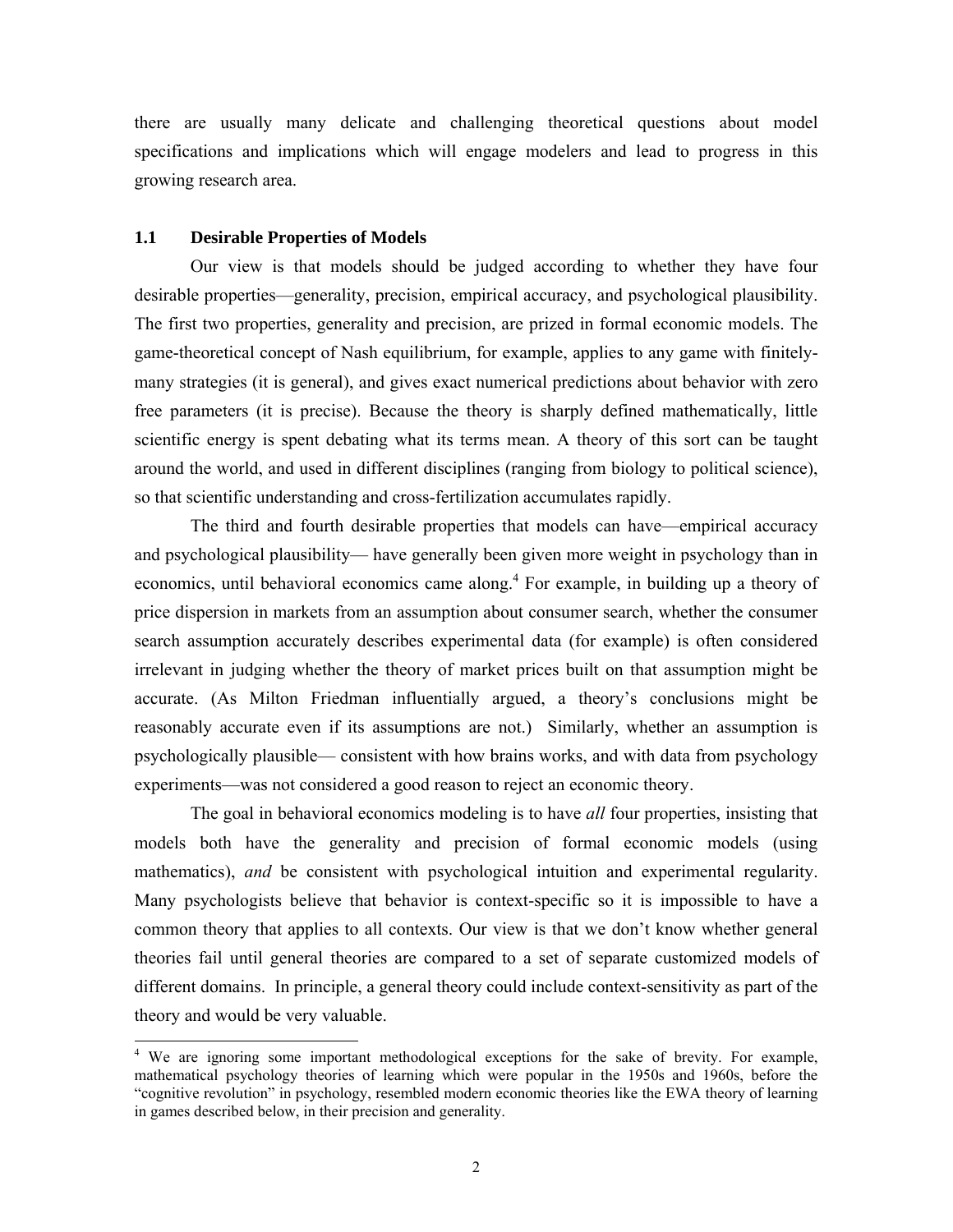there are usually many delicate and challenging theoretical questions about model specifications and implications which will engage modelers and lead to progress in this growing research area.

### 1.1 Desirable Properties of Models

Our view is that models should be judged according to whether they have four desirable properties—generality, precision, empirical accuracy, and psychological plausibility. The first two properties, generality and precision, are prized in formal economic models. The game-theoretical concept of Nash equilibrium, for example, applies to any game with finitely-many strategies (it is general), and gives exact numerical predictions about behavior with zero free parameters (it is precise). Because the theory is sharply defined mathematically, little scientific energy is spent debating what its terms mean. A theory of this sort can be taught around the world, and used in different disciplines (ranging from biology to political science), so that scientific understanding and cross-fertilization accumulates rapidly.

The third and fourth desirable properties that models can have—empirical accuracy and psychological plausibility— have generally been given more weight in psychology than in economics, until behavioral economics came along.[4] For example, in building up a theory of price dispersion in markets from an assumption about consumer search, whether the consumer search assumption accurately describes experimental data (for example) is often considered irrelevant in judging whether the theory of market prices built on that assumption might be accurate. (As Milton Friedman influentially argued, a theory's conclusions might be reasonably accurate even if its assumptions are not.) Similarly, whether an assumption is psychologically plausible— consistent with how brains works, and with data from psychology experiments—was not considered a good reason to reject an economic theory.

The goal in behavioral economics modeling is to have *all* four properties, insisting that models both have the generality and precision of formal economic models (using mathematics), *and* be consistent with psychological intuition and experimental regularity. Many psychologists believe that behavior is context-specific so it is impossible to have a common theory that applies to all contexts. Our view is that we don't know whether general theories fail until general theories are compared to a set of separate customized models of different domains. In principle, a general theory could include context-sensitivity as part of the theory and would be very valuable.

---

[4] We are ignoring some important methodological exceptions for the sake of brevity. For example, mathematical psychology theories of learning which were popular in the 1950s and 1960s, before the "cognitive revolution" in psychology, resembled modern economic theories like the EWA theory of learning in games described below, in their precision and generality.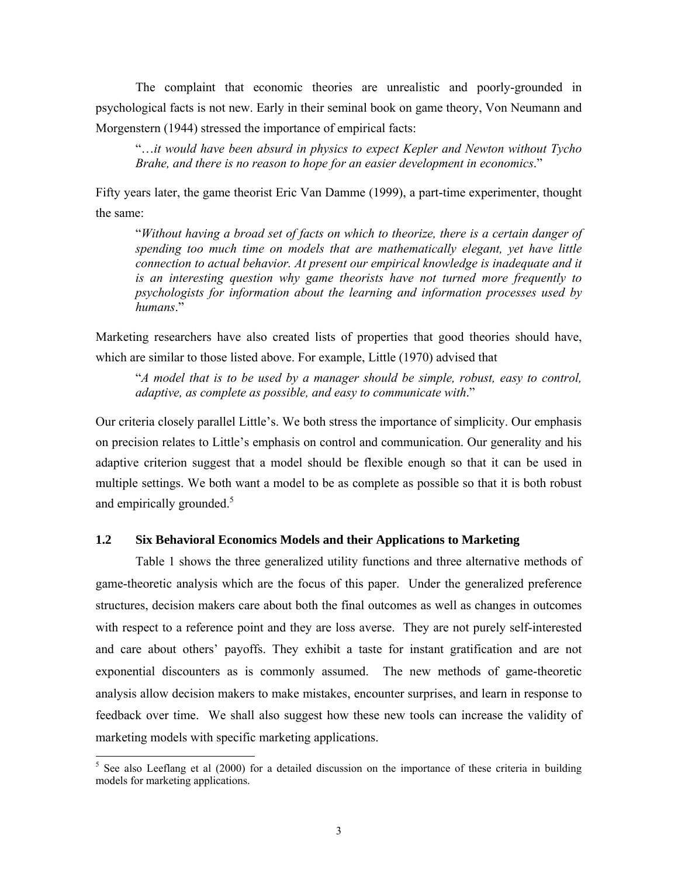The complaint that economic theories are unrealistic and poorly-grounded in psychological facts is not new. Early in their seminal book on game theory, Von Neumann and Morgenstern (1944) stressed the importance of empirical facts:

> "*…it would have been absurd in physics to expect Kepler and Newton without Tycho Brahe, and there is no reason to hope for an easier development in economics*."

Fifty years later, the game theorist Eric Van Damme (1999), a part-time experimenter, thought the same:

> "*Without having a broad set of facts on which to theorize, there is a certain danger of spending too much time on models that are mathematically elegant, yet have little connection to actual behavior. At present our empirical knowledge is inadequate and it is an interesting question why game theorists have not turned more frequently to psychologists for information about the learning and information processes used by humans*."

Marketing researchers have also created lists of properties that good theories should have, which are similar to those listed above. For example, Little (1970) advised that

> "*A model that is to be used by a manager should be simple, robust, easy to control, adaptive, as complete as possible, and easy to communicate with*."

Our criteria closely parallel Little's. We both stress the importance of simplicity. Our emphasis on precision relates to Little's emphasis on control and communication. Our generality and his adaptive criterion suggest that a model should be flexible enough so that it can be used in multiple settings. We both want a model to be as complete as possible so that it is both robust and empirically grounded.[5]

### 1.2 Six Behavioral Economics Models and their Applications to Marketing

Table 1 shows the three generalized utility functions and three alternative methods of game-theoretic analysis which are the focus of this paper. Under the generalized preference structures, decision makers care about both the final outcomes as well as changes in outcomes with respect to a reference point and they are loss averse. They are not purely self-interested and care about others' payoffs. They exhibit a taste for instant gratification and are not exponential discounters as is commonly assumed. The new methods of game-theoretic analysis allow decision makers to make mistakes, encounter surprises, and learn in response to feedback over time. We shall also suggest how these new tools can increase the validity of marketing models with specific marketing applications.

[5] See also Leeflang et al (2000) for a detailed discussion on the importance of these criteria in building models for marketing applications.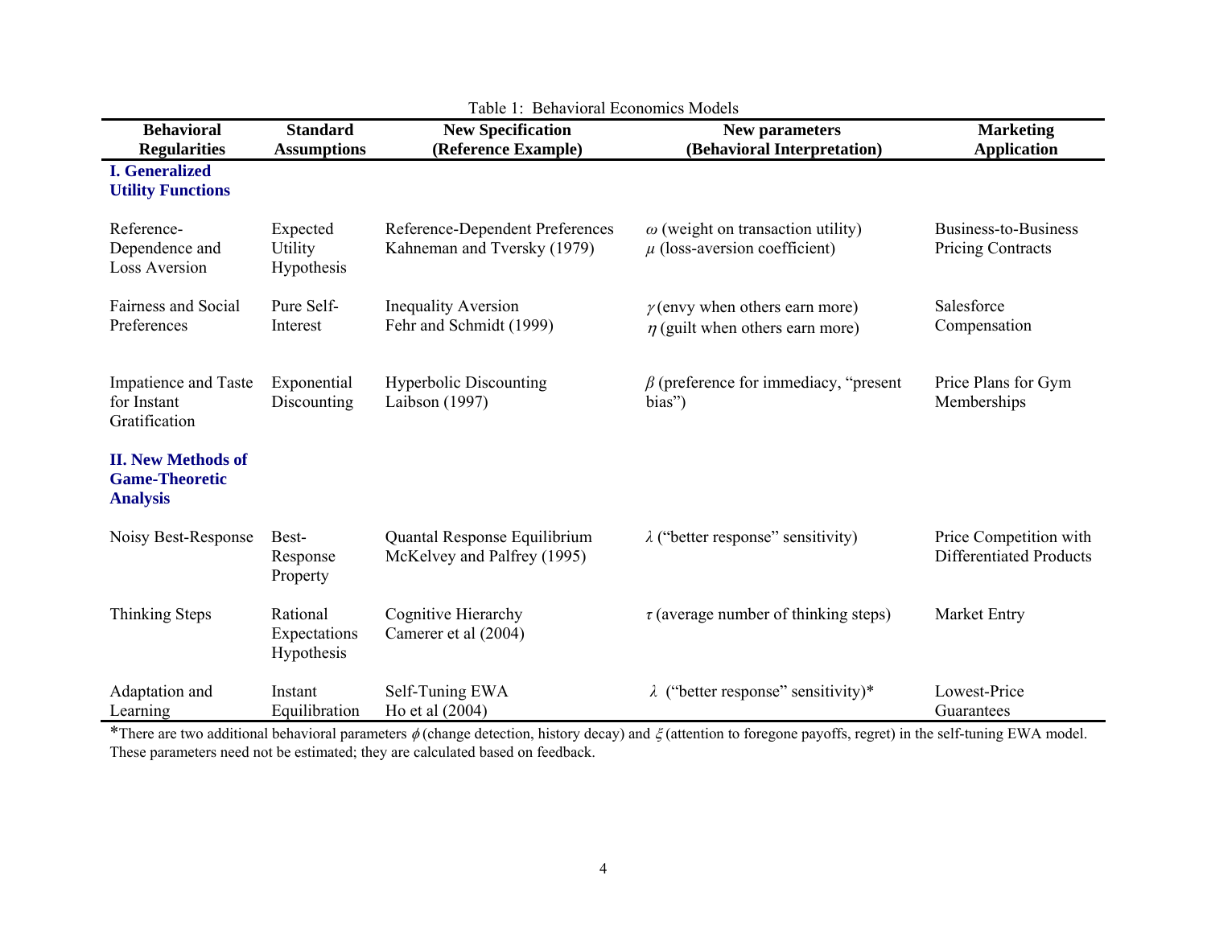Table 1: Behavioral Economics Models

| Behavioral Regularities | Standard Assumptions | New Specification (Reference Example) | New parameters (Behavioral Interpretation) | Marketing Application |
|---|---|---|---|---|
| **I. Generalized Utility Functions** | | | | |
| Reference-Dependence and Loss Aversion | Expected Utility Hypothesis | Reference-Dependent Preferences Kahneman and Tversky (1979) | $\omega$ (weight on transaction utility) $\mu$ (loss-aversion coefficient) | Business-to-Business Pricing Contracts |
| Fairness and Social Preferences | Pure Self-Interest | Inequality Aversion Fehr and Schmidt (1999) | $\gamma$ (envy when others earn more) $\eta$ (guilt when others earn more) | Salesforce Compensation |
| Impatience and Taste for Instant Gratification | Exponential Discounting | Hyperbolic Discounting Laibson (1997) | $\beta$ (preference for immediacy, "present bias") | Price Plans for Gym Memberships |
| **II. New Methods of Game-Theoretic Analysis** | | | | |
| Noisy Best-Response | Best-Response Property | Quantal Response Equilibrium McKelvey and Palfrey (1995) | $\lambda$ ("better response" sensitivity) | Price Competition with Differentiated Products |
| Thinking Steps | Rational Expectations Hypothesis | Cognitive Hierarchy Camerer et al (2004) | $\tau$ (average number of thinking steps) | Market Entry |
| Adaptation and Learning | Instant Equilibration | Self-Tuning EWA Ho et al (2004) | $\lambda$ ("better response" sensitivity)* | Lowest-Price Guarantees |

*There are two additional behavioral parameters $\phi$ (change detection, history decay) and $\xi$ (attention to foregone payoffs, regret) in the self-tuning EWA model. These parameters need not be estimated; they are calculated based on feedback.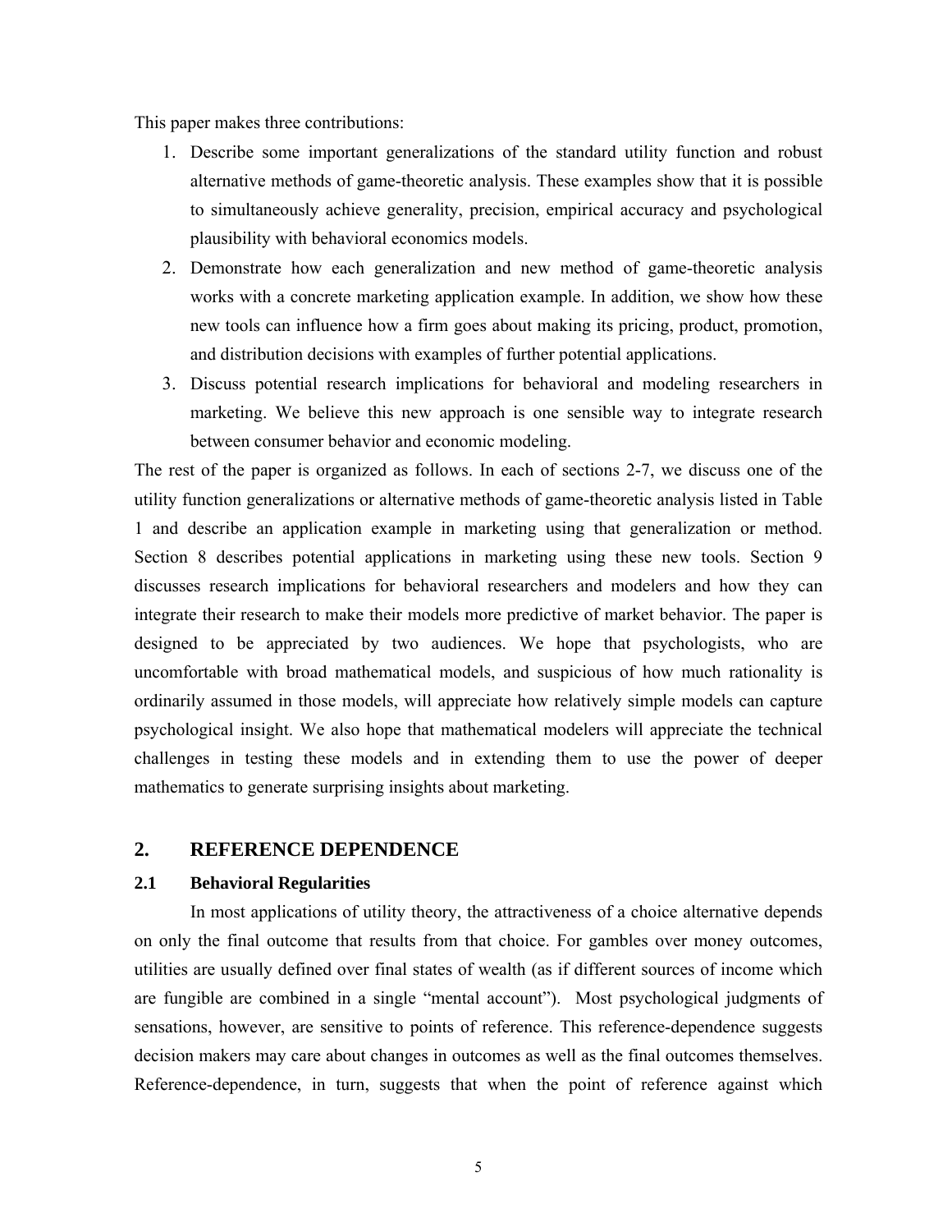This paper makes three contributions:

1. Describe some important generalizations of the standard utility function and robust alternative methods of game-theoretic analysis. These examples show that it is possible to simultaneously achieve generality, precision, empirical accuracy and psychological plausibility with behavioral economics models.
2. Demonstrate how each generalization and new method of game-theoretic analysis works with a concrete marketing application example. In addition, we show how these new tools can influence how a firm goes about making its pricing, product, promotion, and distribution decisions with examples of further potential applications.
3. Discuss potential research implications for behavioral and modeling researchers in marketing. We believe this new approach is one sensible way to integrate research between consumer behavior and economic modeling.

The rest of the paper is organized as follows. In each of sections 2-7, we discuss one of the utility function generalizations or alternative methods of game-theoretic analysis listed in Table 1 and describe an application example in marketing using that generalization or method. Section 8 describes potential applications in marketing using these new tools. Section 9 discusses research implications for behavioral researchers and modelers and how they can integrate their research to make their models more predictive of market behavior. The paper is designed to be appreciated by two audiences. We hope that psychologists, who are uncomfortable with broad mathematical models, and suspicious of how much rationality is ordinarily assumed in those models, will appreciate how relatively simple models can capture psychological insight. We also hope that mathematical modelers will appreciate the technical challenges in testing these models and in extending them to use the power of deeper mathematics to generate surprising insights about marketing.

## 2. REFERENCE DEPENDENCE

### 2.1 Behavioral Regularities

In most applications of utility theory, the attractiveness of a choice alternative depends on only the final outcome that results from that choice. For gambles over money outcomes, utilities are usually defined over final states of wealth (as if different sources of income which are fungible are combined in a single "mental account"). Most psychological judgments of sensations, however, are sensitive to points of reference. This reference-dependence suggests decision makers may care about changes in outcomes as well as the final outcomes themselves. Reference-dependence, in turn, suggests that when the point of reference against which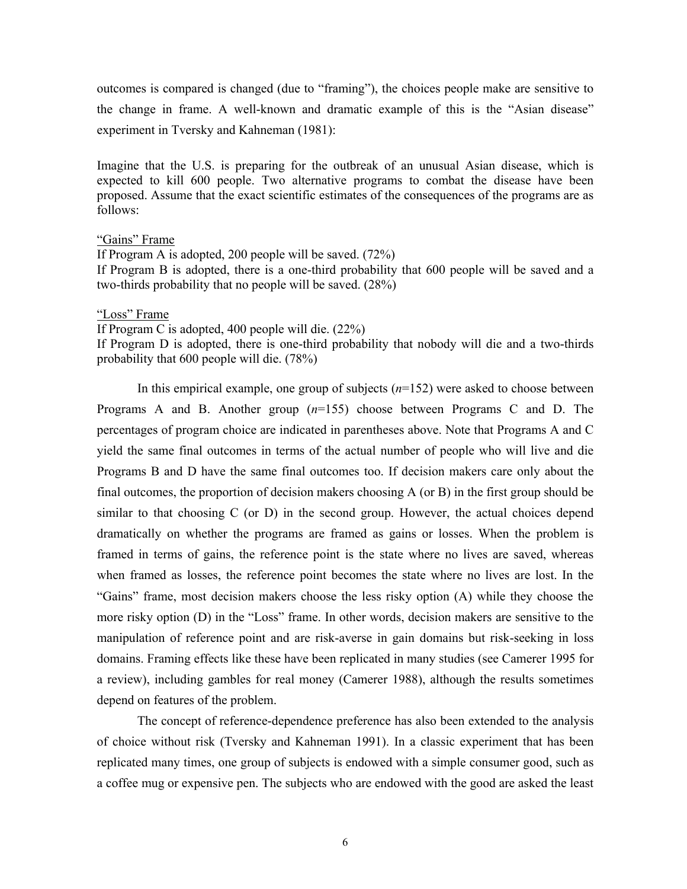outcomes is compared is changed (due to "framing"), the choices people make are sensitive to the change in frame. A well-known and dramatic example of this is the "Asian disease" experiment in Tversky and Kahneman (1981):

Imagine that the U.S. is preparing for the outbreak of an unusual Asian disease, which is expected to kill 600 people. Two alternative programs to combat the disease have been proposed. Assume that the exact scientific estimates of the consequences of the programs are as follows:

<u>"Gains" Frame</u>
If Program A is adopted, 200 people will be saved. (72%)
If Program B is adopted, there is a one-third probability that 600 people will be saved and a two-thirds probability that no people will be saved. (28%)

<u>"Loss" Frame</u>
If Program C is adopted, 400 people will die. (22%)
If Program D is adopted, there is one-third probability that nobody will die and a two-thirds probability that 600 people will die. (78%)

In this empirical example, one group of subjects ($n$=152) were asked to choose between Programs A and B. Another group ($n$=155) choose between Programs C and D. The percentages of program choice are indicated in parentheses above. Note that Programs A and C yield the same final outcomes in terms of the actual number of people who will live and die Programs B and D have the same final outcomes too. If decision makers care only about the final outcomes, the proportion of decision makers choosing A (or B) in the first group should be similar to that choosing C (or D) in the second group. However, the actual choices depend dramatically on whether the programs are framed as gains or losses. When the problem is framed in terms of gains, the reference point is the state where no lives are saved, whereas when framed as losses, the reference point becomes the state where no lives are lost. In the "Gains" frame, most decision makers choose the less risky option (A) while they choose the more risky option (D) in the "Loss" frame. In other words, decision makers are sensitive to the manipulation of reference point and are risk-averse in gain domains but risk-seeking in loss domains. Framing effects like these have been replicated in many studies (see Camerer 1995 for a review), including gambles for real money (Camerer 1988), although the results sometimes depend on features of the problem.

The concept of reference-dependence preference has also been extended to the analysis of choice without risk (Tversky and Kahneman 1991). In a classic experiment that has been replicated many times, one group of subjects is endowed with a simple consumer good, such as a coffee mug or expensive pen. The subjects who are endowed with the good are asked the least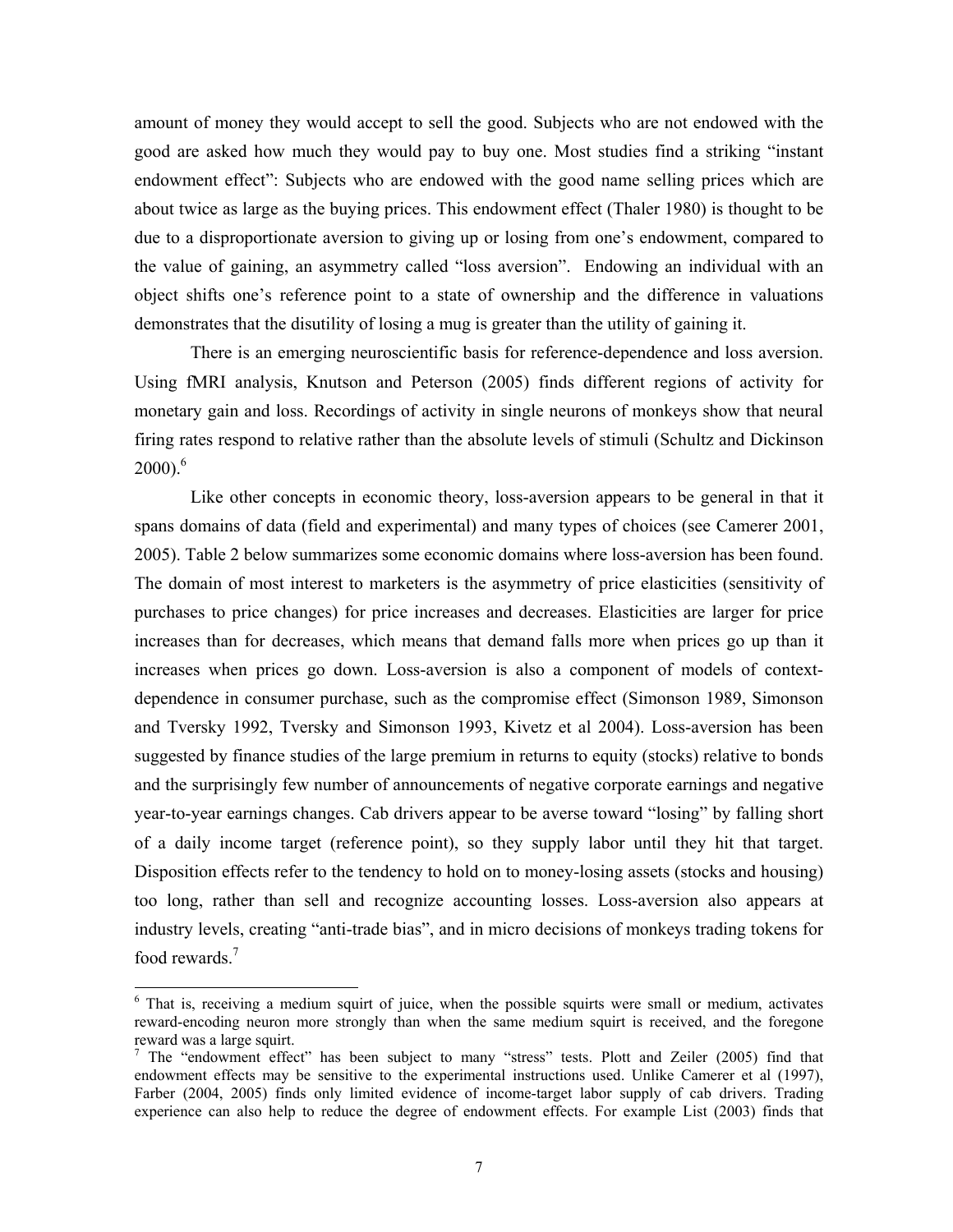amount of money they would accept to sell the good. Subjects who are not endowed with the good are asked how much they would pay to buy one. Most studies find a striking "instant endowment effect": Subjects who are endowed with the good name selling prices which are about twice as large as the buying prices. This endowment effect (Thaler 1980) is thought to be due to a disproportionate aversion to giving up or losing from one's endowment, compared to the value of gaining, an asymmetry called "loss aversion". Endowing an individual with an object shifts one's reference point to a state of ownership and the difference in valuations demonstrates that the disutility of losing a mug is greater than the utility of gaining it.

There is an emerging neuroscientific basis for reference-dependence and loss aversion. Using fMRI analysis, Knutson and Peterson (2005) finds different regions of activity for monetary gain and loss. Recordings of activity in single neurons of monkeys show that neural firing rates respond to relative rather than the absolute levels of stimuli (Schultz and Dickinson 2000).[6]

Like other concepts in economic theory, loss-aversion appears to be general in that it spans domains of data (field and experimental) and many types of choices (see Camerer 2001, 2005). Table 2 below summarizes some economic domains where loss-aversion has been found. The domain of most interest to marketers is the asymmetry of price elasticities (sensitivity of purchases to price changes) for price increases and decreases. Elasticities are larger for price increases than for decreases, which means that demand falls more when prices go up than it increases when prices go down. Loss-aversion is also a component of models of context-dependence in consumer purchase, such as the compromise effect (Simonson 1989, Simonson and Tversky 1992, Tversky and Simonson 1993, Kivetz et al 2004). Loss-aversion has been suggested by finance studies of the large premium in returns to equity (stocks) relative to bonds and the surprisingly few number of announcements of negative corporate earnings and negative year-to-year earnings changes. Cab drivers appear to be averse toward "losing" by falling short of a daily income target (reference point), so they supply labor until they hit that target. Disposition effects refer to the tendency to hold on to money-losing assets (stocks and housing) too long, rather than sell and recognize accounting losses. Loss-aversion also appears at industry levels, creating "anti-trade bias", and in micro decisions of monkeys trading tokens for food rewards.[7]

---

[6] That is, receiving a medium squirt of juice, when the possible squirts were small or medium, activates reward-encoding neuron more strongly than when the same medium squirt is received, and the foregone reward was a large squirt.

[7] The "endowment effect" has been subject to many "stress" tests. Plott and Zeiler (2005) find that endowment effects may be sensitive to the experimental instructions used. Unlike Camerer et al (1997), Farber (2004, 2005) finds only limited evidence of income-target labor supply of cab drivers. Trading experience can also help to reduce the degree of endowment effects. For example List (2003) finds that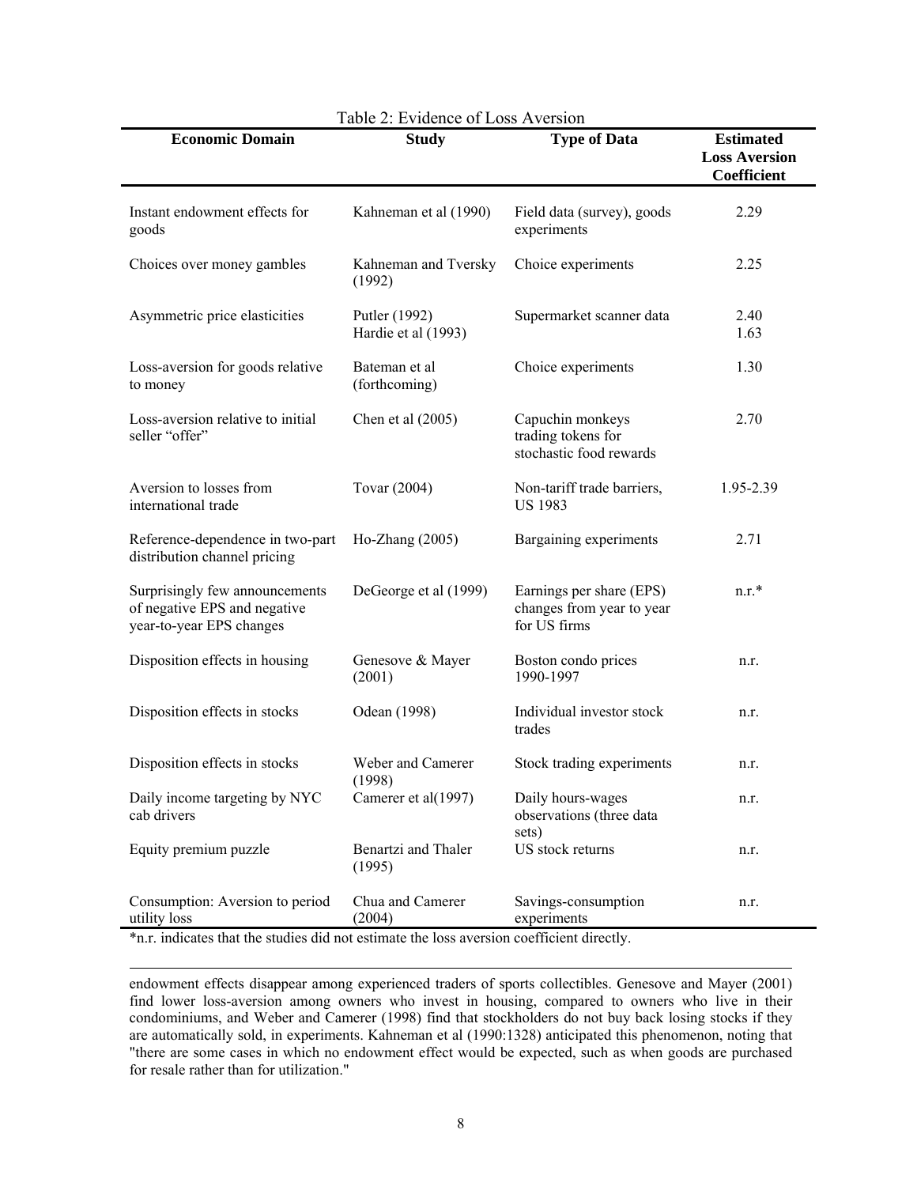Table 2: Evidence of Loss Aversion

| Economic Domain | Study | Type of Data | Estimated Loss Aversion Coefficient |
|---|---|---|---|
| Instant endowment effects for goods | Kahneman et al (1990) | Field data (survey), goods experiments | 2.29 |
| Choices over money gambles | Kahneman and Tversky (1992) | Choice experiments | 2.25 |
| Asymmetric price elasticities | Putler (1992)<br>Hardie et al (1993) | Supermarket scanner data | 2.40<br>1.63 |
| Loss-aversion for goods relative to money | Bateman et al (forthcoming) | Choice experiments | 1.30 |
| Loss-aversion relative to initial seller "offer" | Chen et al (2005) | Capuchin monkeys trading tokens for stochastic food rewards | 2.70 |
| Aversion to losses from international trade | Tovar (2004) | Non-tariff trade barriers, US 1983 | 1.95-2.39 |
| Reference-dependence in two-part distribution channel pricing | Ho-Zhang (2005) | Bargaining experiments | 2.71 |
| Surprisingly few announcements of negative EPS and negative year-to-year EPS changes | DeGeorge et al (1999) | Earnings per share (EPS) changes from year to year for US firms | n.r.* |
| Disposition effects in housing | Genesove & Mayer (2001) | Boston condo prices 1990-1997 | n.r. |
| Disposition effects in stocks | Odean (1998) | Individual investor stock trades | n.r. |
| Disposition effects in stocks | Weber and Camerer (1998) | Stock trading experiments | n.r. |
| Daily income targeting by NYC cab drivers | Camerer et al(1997) | Daily hours-wages observations (three data sets) | n.r. |
| Equity premium puzzle | Benartzi and Thaler (1995) | US stock returns | n.r. |
| Consumption: Aversion to period utility loss | Chua and Camerer (2004) | Savings-consumption experiments | n.r. |

*n.r. indicates that the studies did not estimate the loss aversion coefficient directly.

endowment effects disappear among experienced traders of sports collectibles. Genesove and Mayer (2001) find lower loss-aversion among owners who invest in housing, compared to owners who live in their condominiums, and Weber and Camerer (1998) find that stockholders do not buy back losing stocks if they are automatically sold, in experiments. Kahneman et al (1990:1328) anticipated this phenomenon, noting that "there are some cases in which no endowment effect would be expected, such as when goods are purchased for resale rather than for utilization."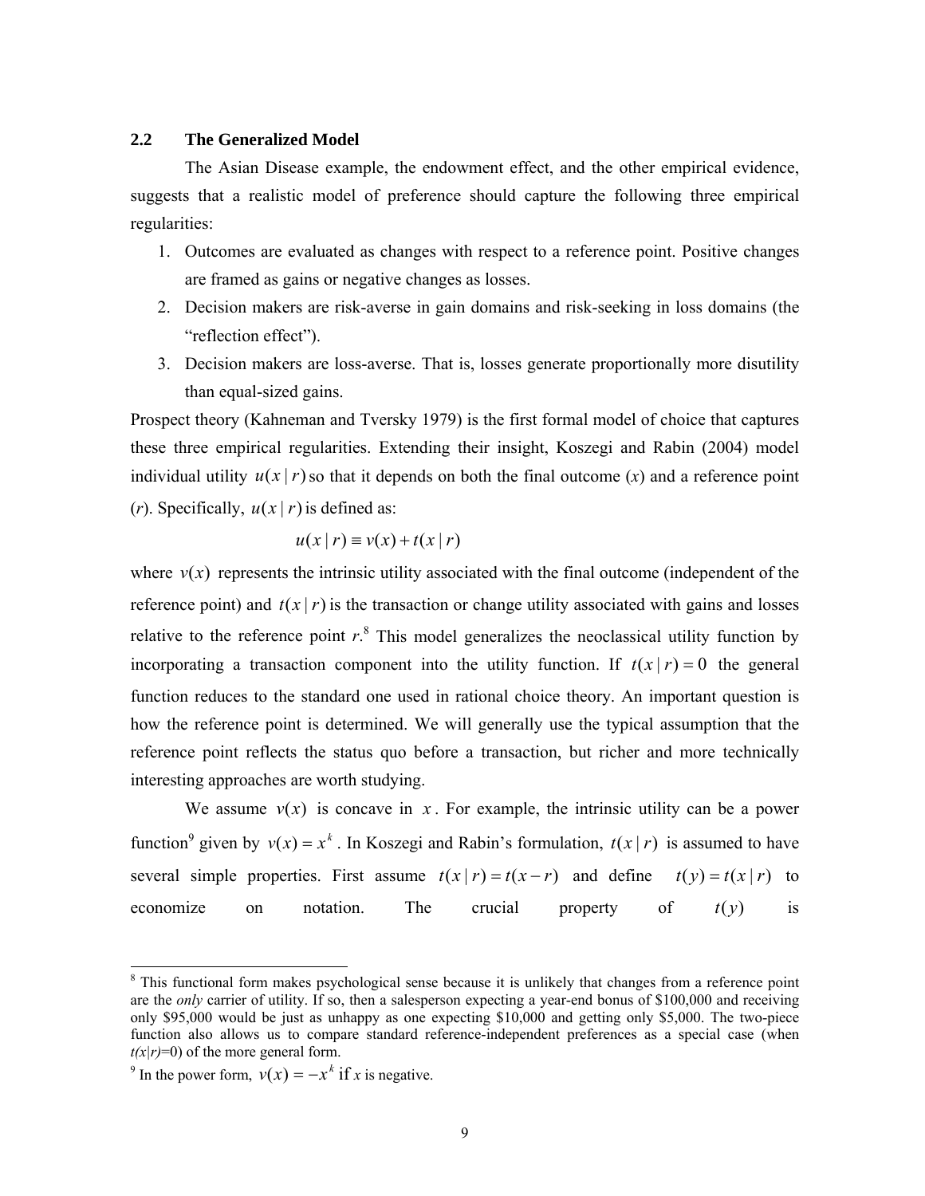### 2.2 The Generalized Model

The Asian Disease example, the endowment effect, and the other empirical evidence, suggests that a realistic model of preference should capture the following three empirical regularities:

1. Outcomes are evaluated as changes with respect to a reference point. Positive changes are framed as gains or negative changes as losses.
2. Decision makers are risk-averse in gain domains and risk-seeking in loss domains (the "reflection effect").
3. Decision makers are loss-averse. That is, losses generate proportionally more disutility than equal-sized gains.

Prospect theory (Kahneman and Tversky 1979) is the first formal model of choice that captures these three empirical regularities. Extending their insight, Koszegi and Rabin (2004) model individual utility $u(x \mid r)$ so that it depends on both the final outcome ($x$) and a reference point ($r$). Specifically, $u(x \mid r)$ is defined as:

$$u(x \mid r) \equiv v(x) + t(x \mid r)$$

where $v(x)$ represents the intrinsic utility associated with the final outcome (independent of the reference point) and $t(x \mid r)$ is the transaction or change utility associated with gains and losses relative to the reference point $r$.[8] This model generalizes the neoclassical utility function by incorporating a transaction component into the utility function. If $t(x \mid r) = 0$ the general function reduces to the standard one used in rational choice theory. An important question is how the reference point is determined. We will generally use the typical assumption that the reference point reflects the status quo before a transaction, but richer and more technically interesting approaches are worth studying.

We assume $v(x)$ is concave in $x$. For example, the intrinsic utility can be a power function[9] given by $v(x) = x^k$. In Koszegi and Rabin's formulation, $t(x \mid r)$ is assumed to have several simple properties. First assume $t(x \mid r) = t(x - r)$ and define $t(y) = t(x \mid r)$ to economize on notation. The crucial property of $t(y)$ is

---

[8] This functional form makes psychological sense because it is unlikely that changes from a reference point are the *only* carrier of utility. If so, then a salesperson expecting a year-end bonus of $100,000 and receiving only $95,000 would be just as unhappy as one expecting $10,000 and getting only $5,000. The two-piece function also allows us to compare standard reference-independent preferences as a special case (when $t(x|r)=0$) of the more general form.

[9] In the power form, $v(x) = -x^k$ if $x$ is negative.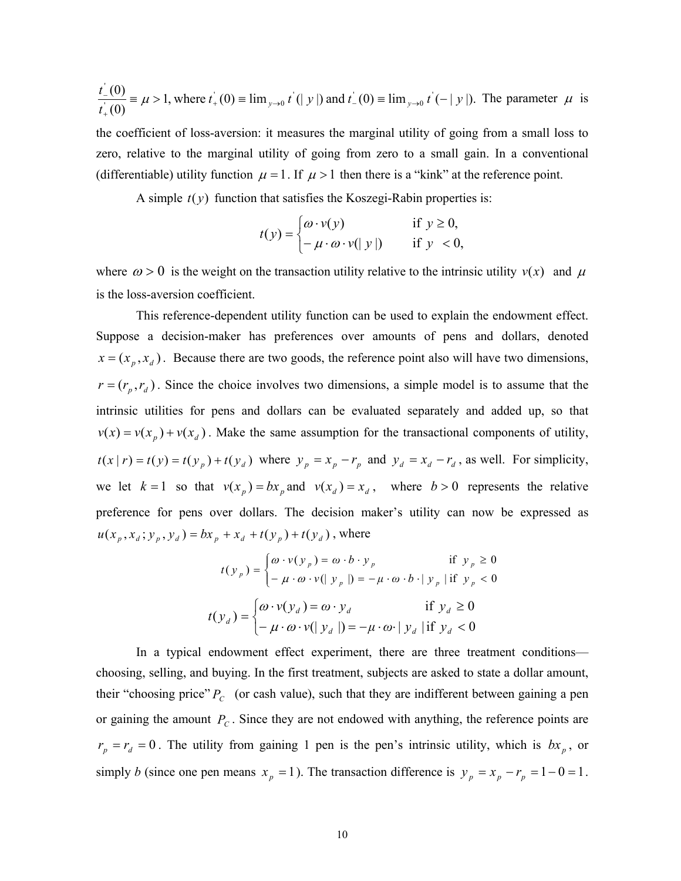$\frac{t_-^{'}(0)}{t_+^{'}(0)} \equiv \mu > 1$, where $t_+^{'}(0) \equiv \lim_{y \to 0} t^{'}(|\, y\,|)$ and $t_-^{'}(0) \equiv \lim_{y \to 0} t^{'}(-|\, y\,|)$. The parameter $\mu$ is the coefficient of loss-aversion: it measures the marginal utility of going from a small loss to zero, relative to the marginal utility of going from zero to a small gain. In a conventional (differentiable) utility function $\mu = 1$. If $\mu > 1$ then there is a "kink" at the reference point.

A simple $t(y)$ function that satisfies the Koszegi-Rabin properties is:

$$t(y) = \begin{cases} \omega \cdot v(y) & \text{if } y \geq 0, \\ -\mu \cdot \omega \cdot v(|\, y\,|) & \text{if } y < 0, \end{cases}$$

where $\omega > 0$ is the weight on the transaction utility relative to the intrinsic utility $v(x)$ and $\mu$ is the loss-aversion coefficient.

This reference-dependent utility function can be used to explain the endowment effect. Suppose a decision-maker has preferences over amounts of pens and dollars, denoted $x = (x_p, x_d)$. Because there are two goods, the reference point also will have two dimensions, $r = (r_p, r_d)$. Since the choice involves two dimensions, a simple model is to assume that the intrinsic utilities for pens and dollars can be evaluated separately and added up, so that $v(x) = v(x_p) + v(x_d)$. Make the same assumption for the transactional components of utility, $t(x \,|\, r) = t(y) = t(y_p) + t(y_d)$ where $y_p = x_p - r_p$ and $y_d = x_d - r_d$, as well. For simplicity, we let $k = 1$ so that $v(x_p) = bx_p$ and $v(x_d) = x_d$, where $b > 0$ represents the relative preference for pens over dollars. The decision maker's utility can now be expressed as $u(x_p, x_d; y_p, y_d) = bx_p + x_d + t(y_p) + t(y_d)$, where

$$t(y_p) = \begin{cases} \omega \cdot v(y_p) = \omega \cdot b \cdot y_p & \text{if } y_p \geq 0 \\ -\mu \cdot \omega \cdot v(|\, y_p\,|) = -\mu \cdot \omega \cdot b \cdot |\, y_p\,| & \text{if } y_p < 0 \end{cases}$$

$$t(y_d) = \begin{cases} \omega \cdot v(y_d) = \omega \cdot y_d & \text{if } y_d \geq 0 \\ -\mu \cdot \omega \cdot v(|\, y_d\,|) = -\mu \cdot \omega \cdot |\, y_d\,| & \text{if } y_d < 0 \end{cases}$$

In a typical endowment effect experiment, there are three treatment conditions—choosing, selling, and buying. In the first treatment, subjects are asked to state a dollar amount, their "choosing price" $P_C$ (or cash value), such that they are indifferent between gaining a pen or gaining the amount $P_C$. Since they are not endowed with anything, the reference points are $r_p = r_d = 0$. The utility from gaining 1 pen is the pen's intrinsic utility, which is $bx_p$, or simply $b$ (since one pen means $x_p = 1$). The transaction difference is $y_p = x_p - r_p = 1 - 0 = 1$.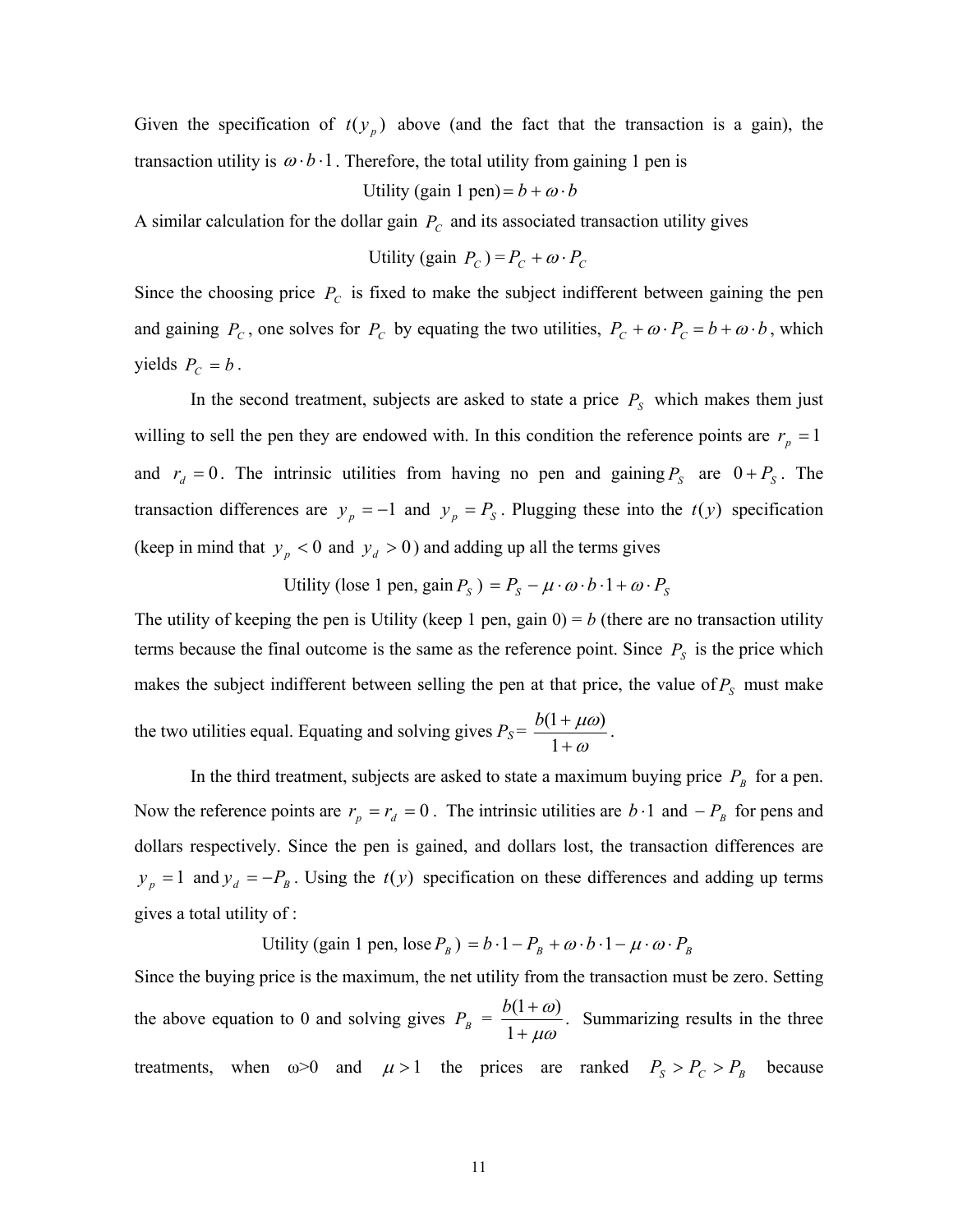Given the specification of $t(y_p)$ above (and the fact that the transaction is a gain), the transaction utility is $\omega \cdot b \cdot 1$. Therefore, the total utility from gaining 1 pen is

$$\text{Utility (gain 1 pen)} = b + \omega \cdot b$$

A similar calculation for the dollar gain $P_C$ and its associated transaction utility gives

$$\text{Utility (gain } P_C\text{)} = P_C + \omega \cdot P_C$$

Since the choosing price $P_C$ is fixed to make the subject indifferent between gaining the pen and gaining $P_C$, one solves for $P_C$ by equating the two utilities, $P_C + \omega \cdot P_C = b + \omega \cdot b$, which yields $P_C = b$.

In the second treatment, subjects are asked to state a price $P_S$ which makes them just willing to sell the pen they are endowed with. In this condition the reference points are $r_p = 1$ and $r_d = 0$. The intrinsic utilities from having no pen and gaining $P_S$ are $0 + P_S$. The transaction differences are $y_p = -1$ and $y_p = P_S$. Plugging these into the $t(y)$ specification (keep in mind that $y_p < 0$ and $y_d > 0$) and adding up all the terms gives

$$\text{Utility (lose 1 pen, gain } P_S\text{)} = P_S - \mu \cdot \omega \cdot b \cdot 1 + \omega \cdot P_S$$

The utility of keeping the pen is Utility (keep 1 pen, gain 0) = *b* (there are no transaction utility terms because the final outcome is the same as the reference point. Since $P_S$ is the price which makes the subject indifferent between selling the pen at that price, the value of $P_S$ must make the two utilities equal. Equating and solving gives $P_S = \dfrac{b(1+\mu\omega)}{1+\omega}$.

In the third treatment, subjects are asked to state a maximum buying price $P_B$ for a pen. Now the reference points are $r_p = r_d = 0$. The intrinsic utilities are $b \cdot 1$ and $-P_B$ for pens and dollars respectively. Since the pen is gained, and dollars lost, the transaction differences are $y_p = 1$ and $y_d = -P_B$. Using the $t(y)$ specification on these differences and adding up terms gives a total utility of :

$$\text{Utility (gain 1 pen, lose } P_B\text{)} = b \cdot 1 - P_B + \omega \cdot b \cdot 1 - \mu \cdot \omega \cdot P_B$$

Since the buying price is the maximum, the net utility from the transaction must be zero. Setting the above equation to 0 and solving gives $P_B = \dfrac{b(1+\omega)}{1+\mu\omega}$. Summarizing results in the three treatments, when $\omega > 0$ and $\mu > 1$ the prices are ranked $P_S > P_C > P_B$ because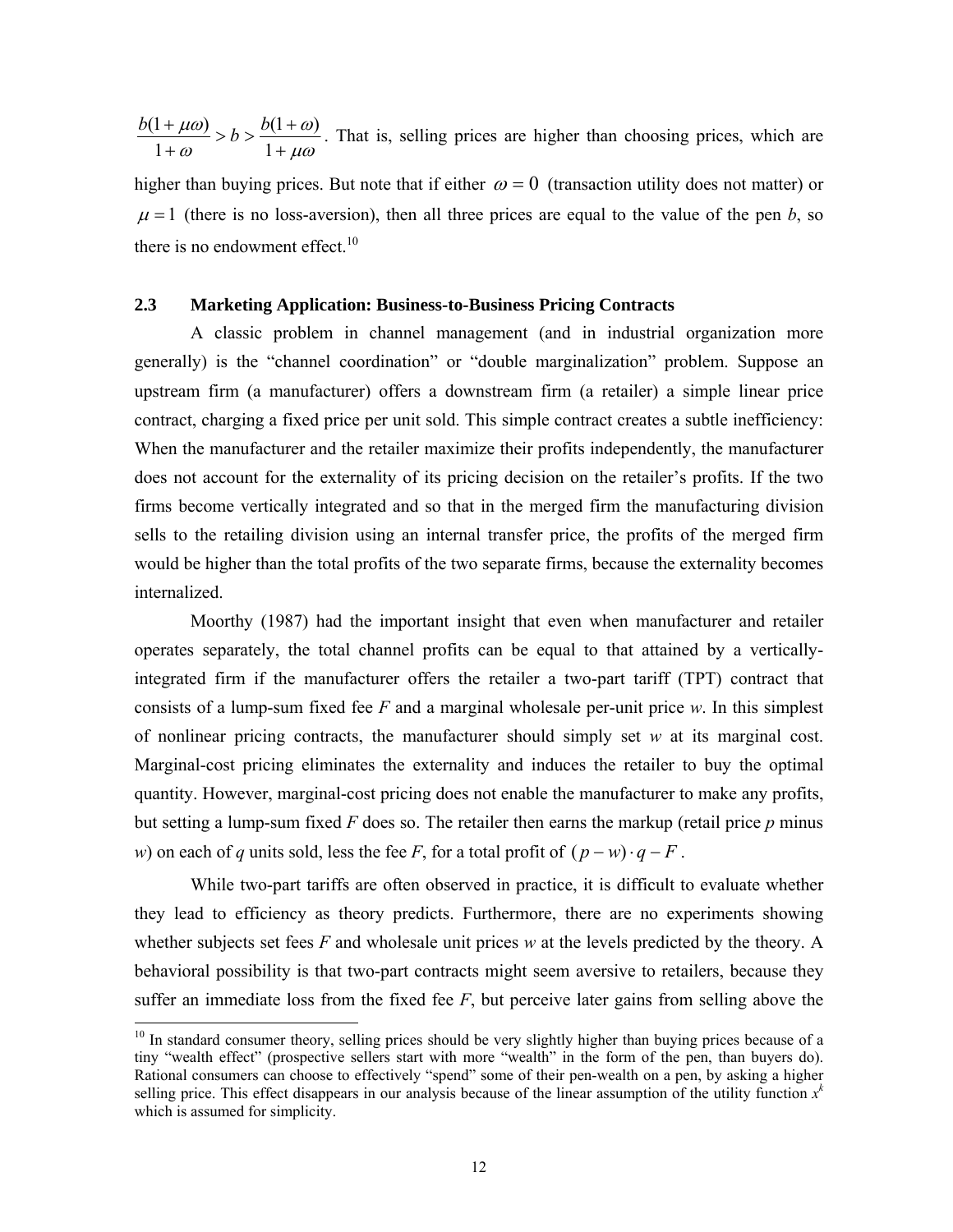$\frac{b(1+\mu\omega)}{1+\omega} > b > \frac{b(1+\omega)}{1+\mu\omega}$. That is, selling prices are higher than choosing prices, which are higher than buying prices. But note that if either $\omega = 0$ (transaction utility does not matter) or $\mu = 1$ (there is no loss-aversion), then all three prices are equal to the value of the pen *b*, so there is no endowment effect.[10]

### 2.3 Marketing Application: Business-to-Business Pricing Contracts

A classic problem in channel management (and in industrial organization more generally) is the "channel coordination" or "double marginalization" problem. Suppose an upstream firm (a manufacturer) offers a downstream firm (a retailer) a simple linear price contract, charging a fixed price per unit sold. This simple contract creates a subtle inefficiency: When the manufacturer and the retailer maximize their profits independently, the manufacturer does not account for the externality of its pricing decision on the retailer's profits. If the two firms become vertically integrated and so that in the merged firm the manufacturing division sells to the retailing division using an internal transfer price, the profits of the merged firm would be higher than the total profits of the two separate firms, because the externality becomes internalized.

Moorthy (1987) had the important insight that even when manufacturer and retailer operates separately, the total channel profits can be equal to that attained by a vertically-integrated firm if the manufacturer offers the retailer a two-part tariff (TPT) contract that consists of a lump-sum fixed fee *F* and a marginal wholesale per-unit price *w*. In this simplest of nonlinear pricing contracts, the manufacturer should simply set *w* at its marginal cost. Marginal-cost pricing eliminates the externality and induces the retailer to buy the optimal quantity. However, marginal-cost pricing does not enable the manufacturer to make any profits, but setting a lump-sum fixed *F* does so. The retailer then earns the markup (retail price *p* minus *w*) on each of *q* units sold, less the fee *F*, for a total profit of $(p-w)\cdot q - F$.

While two-part tariffs are often observed in practice, it is difficult to evaluate whether they lead to efficiency as theory predicts. Furthermore, there are no experiments showing whether subjects set fees *F* and wholesale unit prices *w* at the levels predicted by the theory. A behavioral possibility is that two-part contracts might seem aversive to retailers, because they suffer an immediate loss from the fixed fee *F*, but perceive later gains from selling above the

---

[10] In standard consumer theory, selling prices should be very slightly higher than buying prices because of a tiny "wealth effect" (prospective sellers start with more "wealth" in the form of the pen, than buyers do). Rational consumers can choose to effectively "spend" some of their pen-wealth on a pen, by asking a higher selling price. This effect disappears in our analysis because of the linear assumption of the utility function $x^k$ which is assumed for simplicity.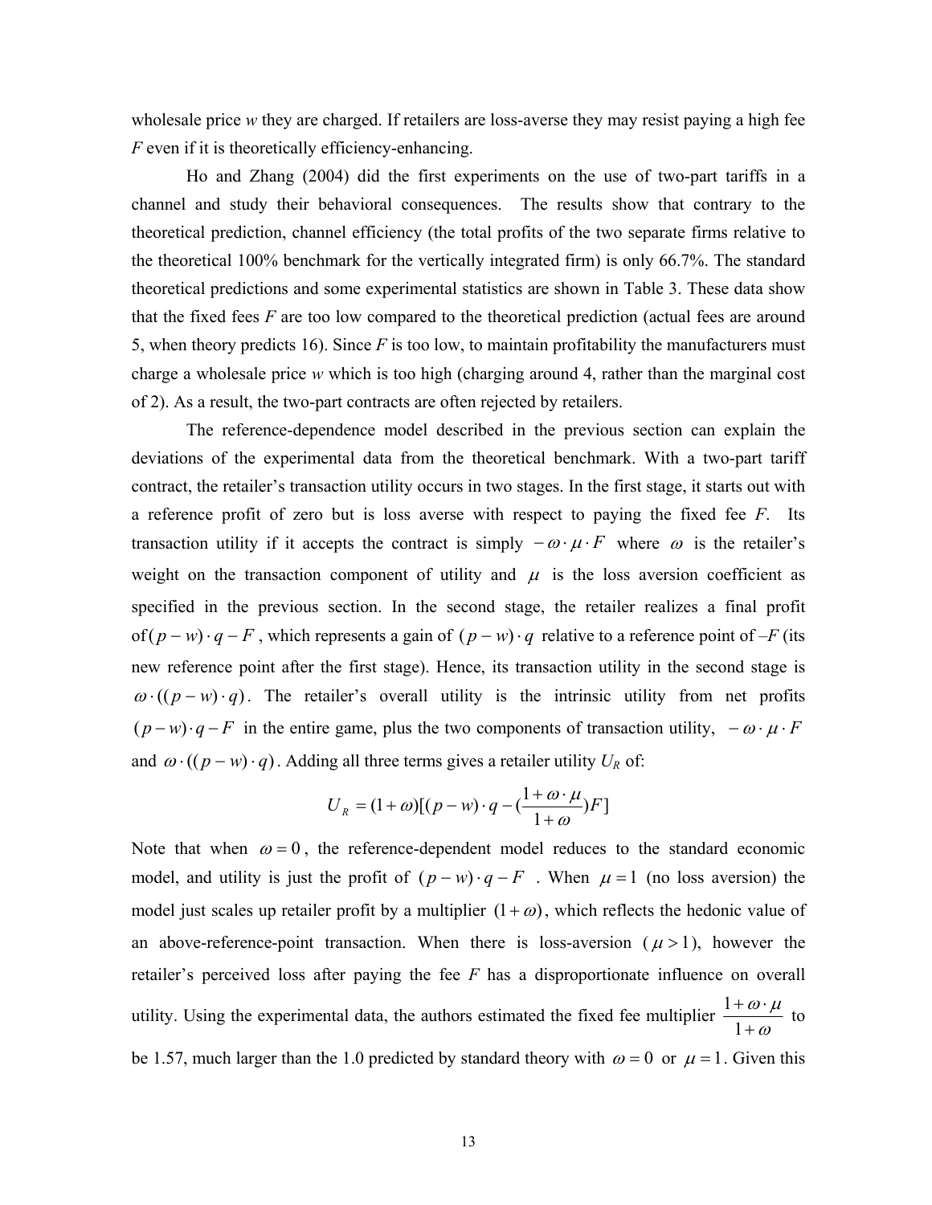wholesale price $w$ they are charged. If retailers are loss-averse they may resist paying a high fee $F$ even if it is theoretically efficiency-enhancing.

Ho and Zhang (2004) did the first experiments on the use of two-part tariffs in a channel and study their behavioral consequences. The results show that contrary to the theoretical prediction, channel efficiency (the total profits of the two separate firms relative to the theoretical 100% benchmark for the vertically integrated firm) is only 66.7%. The standard theoretical predictions and some experimental statistics are shown in Table 3. These data show that the fixed fees $F$ are too low compared to the theoretical prediction (actual fees are around 5, when theory predicts 16). Since $F$ is too low, to maintain profitability the manufacturers must charge a wholesale price $w$ which is too high (charging around 4, rather than the marginal cost of 2). As a result, the two-part contracts are often rejected by retailers.

The reference-dependence model described in the previous section can explain the deviations of the experimental data from the theoretical benchmark. With a two-part tariff contract, the retailer's transaction utility occurs in two stages. In the first stage, it starts out with a reference profit of zero but is loss averse with respect to paying the fixed fee $F$. Its transaction utility if it accepts the contract is simply $-\omega \cdot \mu \cdot F$ where $\omega$ is the retailer's weight on the transaction component of utility and $\mu$ is the loss aversion coefficient as specified in the previous section. In the second stage, the retailer realizes a final profit of $(p-w)\cdot q - F$, which represents a gain of $(p-w)\cdot q$ relative to a reference point of $-F$ (its new reference point after the first stage). Hence, its transaction utility in the second stage is $\omega \cdot ((p-w)\cdot q)$. The retailer's overall utility is the intrinsic utility from net profits $(p-w)\cdot q - F$ in the entire game, plus the two components of transaction utility, $-\omega \cdot \mu \cdot F$ and $\omega \cdot ((p-w)\cdot q)$. Adding all three terms gives a retailer utility $U_R$ of:

$$U_R = (1+\omega)[(p-w)\cdot q - (\frac{1+\omega \cdot \mu}{1+\omega})F]$$

Note that when $\omega = 0$, the reference-dependent model reduces to the standard economic model, and utility is just the profit of $(p-w)\cdot q - F$. When $\mu = 1$ (no loss aversion) the model just scales up retailer profit by a multiplier $(1+\omega)$, which reflects the hedonic value of an above-reference-point transaction. When there is loss-aversion ($\mu > 1$), however the retailer's perceived loss after paying the fee $F$ has a disproportionate influence on overall utility. Using the experimental data, the authors estimated the fixed fee multiplier $\frac{1+\omega \cdot \mu}{1+\omega}$ to be 1.57, much larger than the 1.0 predicted by standard theory with $\omega = 0$ or $\mu = 1$. Given this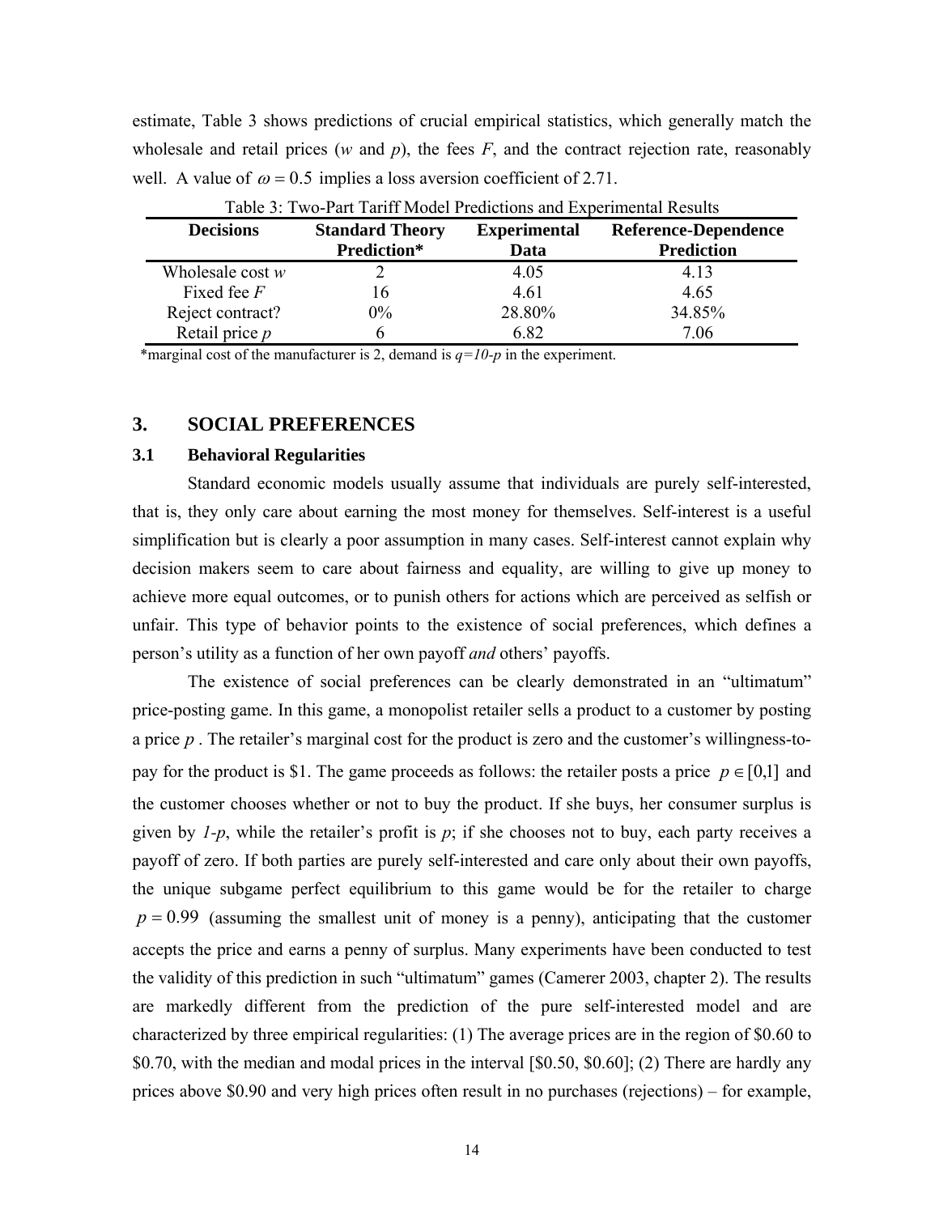estimate, Table 3 shows predictions of crucial empirical statistics, which generally match the wholesale and retail prices ($w$ and $p$), the fees $F$, and the contract rejection rate, reasonably well. A value of $\omega = 0.5$ implies a loss aversion coefficient of 2.71.

Table 3: Two-Part Tariff Model Predictions and Experimental Results

| Decisions | Standard Theory Prediction* | Experimental Data | Reference-Dependence Prediction |
|---|---|---|---|
| Wholesale cost $w$ | 2 | 4.05 | 4.13 |
| Fixed fee $F$ | 16 | 4.61 | 4.65 |
| Reject contract? | 0% | 28.80% | 34.85% |
| Retail price $p$ | 6 | 6.82 | 7.06 |

*marginal cost of the manufacturer is 2, demand is $q=10-p$ in the experiment.

## 3. SOCIAL PREFERENCES

### 3.1 Behavioral Regularities

Standard economic models usually assume that individuals are purely self-interested, that is, they only care about earning the most money for themselves. Self-interest is a useful simplification but is clearly a poor assumption in many cases. Self-interest cannot explain why decision makers seem to care about fairness and equality, are willing to give up money to achieve more equal outcomes, or to punish others for actions which are perceived as selfish or unfair. This type of behavior points to the existence of social preferences, which defines a person's utility as a function of her own payoff *and* others' payoffs.

The existence of social preferences can be clearly demonstrated in an "ultimatum" price-posting game. In this game, a monopolist retailer sells a product to a customer by posting a price $p$ . The retailer's marginal cost for the product is zero and the customer's willingness-to-pay for the product is \$1. The game proceeds as follows: the retailer posts a price $p \in [0,1]$ and the customer chooses whether or not to buy the product. If she buys, her consumer surplus is given by $1-p$, while the retailer's profit is $p$; if she chooses not to buy, each party receives a payoff of zero. If both parties are purely self-interested and care only about their own payoffs, the unique subgame perfect equilibrium to this game would be for the retailer to charge $p = 0.99$ (assuming the smallest unit of money is a penny), anticipating that the customer accepts the price and earns a penny of surplus. Many experiments have been conducted to test the validity of this prediction in such "ultimatum" games (Camerer 2003, chapter 2). The results are markedly different from the prediction of the pure self-interested model and are characterized by three empirical regularities: (1) The average prices are in the region of \$0.60 to \$0.70, with the median and modal prices in the interval [\$0.50, \$0.60]; (2) There are hardly any prices above \$0.90 and very high prices often result in no purchases (rejections) – for example,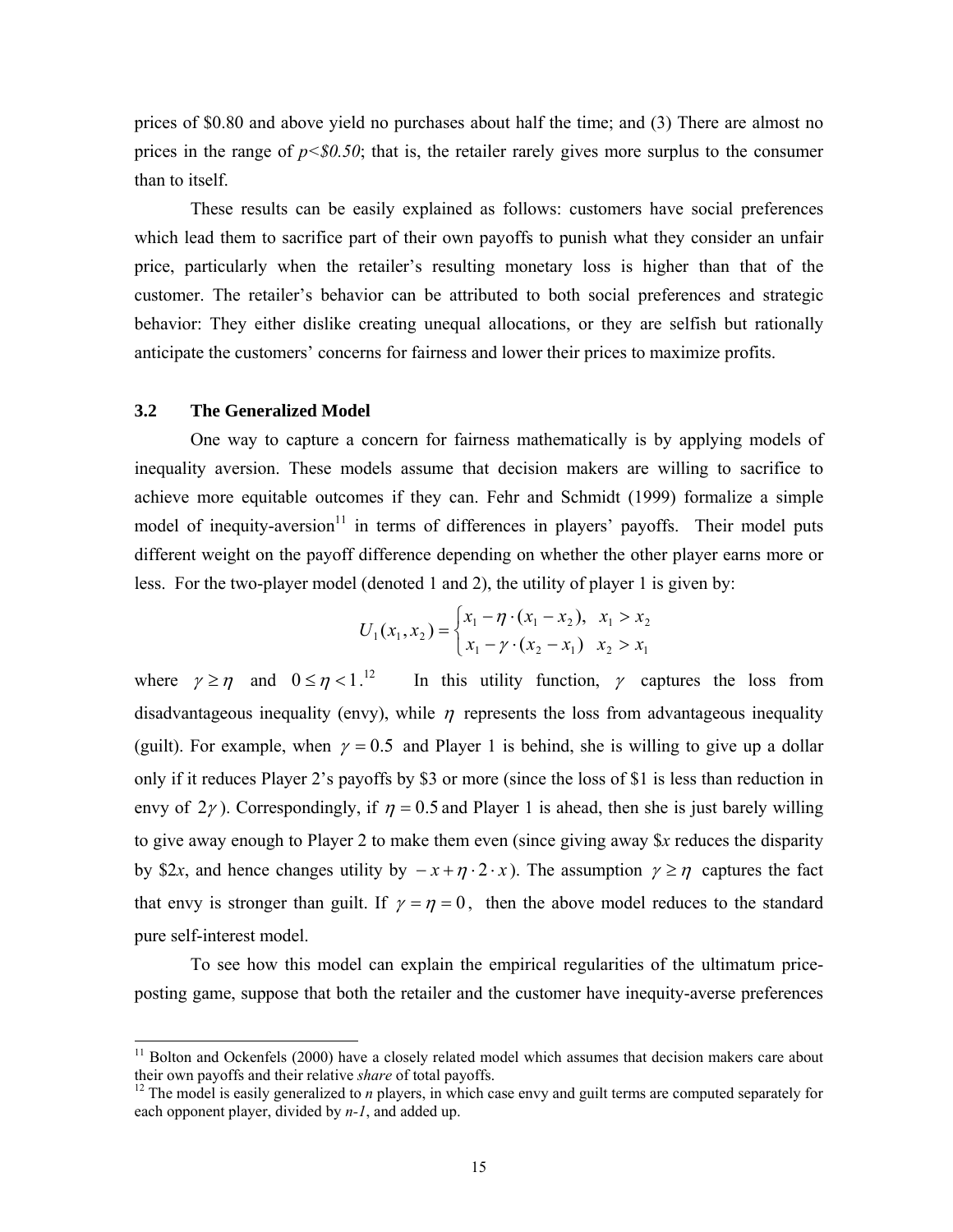prices of \$0.80 and above yield no purchases about half the time; and (3) There are almost no prices in the range of *p<\$0.50*; that is, the retailer rarely gives more surplus to the consumer than to itself.

These results can be easily explained as follows: customers have social preferences which lead them to sacrifice part of their own payoffs to punish what they consider an unfair price, particularly when the retailer's resulting monetary loss is higher than that of the customer. The retailer's behavior can be attributed to both social preferences and strategic behavior: They either dislike creating unequal allocations, or they are selfish but rationally anticipate the customers' concerns for fairness and lower their prices to maximize profits.

### 3.2 The Generalized Model

One way to capture a concern for fairness mathematically is by applying models of inequality aversion. These models assume that decision makers are willing to sacrifice to achieve more equitable outcomes if they can. Fehr and Schmidt (1999) formalize a simple model of inequity-aversion[11] in terms of differences in players' payoffs. Their model puts different weight on the payoff difference depending on whether the other player earns more or less. For the two-player model (denoted 1 and 2), the utility of player 1 is given by:

$$U_1(x_1, x_2) = \begin{cases} x_1 - \eta \cdot (x_1 - x_2), & x_1 > x_2 \\ x_1 - \gamma \cdot (x_2 - x_1) & x_2 > x_1 \end{cases}$$

where $\gamma \geq \eta$ and $0 \leq \eta < 1$.[12] In this utility function, $\gamma$ captures the loss from disadvantageous inequality (envy), while $\eta$ represents the loss from advantageous inequality (guilt). For example, when $\gamma = 0.5$ and Player 1 is behind, she is willing to give up a dollar only if it reduces Player 2's payoffs by \$3 or more (since the loss of \$1 is less than reduction in envy of $2\gamma$). Correspondingly, if $\eta = 0.5$ and Player 1 is ahead, then she is just barely willing to give away enough to Player 2 to make them even (since giving away \$*x* reduces the disparity by \$2*x*, and hence changes utility by $-x + \eta \cdot 2 \cdot x$). The assumption $\gamma \geq \eta$ captures the fact that envy is stronger than guilt. If $\gamma = \eta = 0$, then the above model reduces to the standard pure self-interest model.

To see how this model can explain the empirical regularities of the ultimatum price-posting game, suppose that both the retailer and the customer have inequity-averse preferences

---

[11] Bolton and Ockenfels (2000) have a closely related model which assumes that decision makers care about their own payoffs and their relative *share* of total payoffs.

[12] The model is easily generalized to *n* players, in which case envy and guilt terms are computed separately for each opponent player, divided by *n-1*, and added up.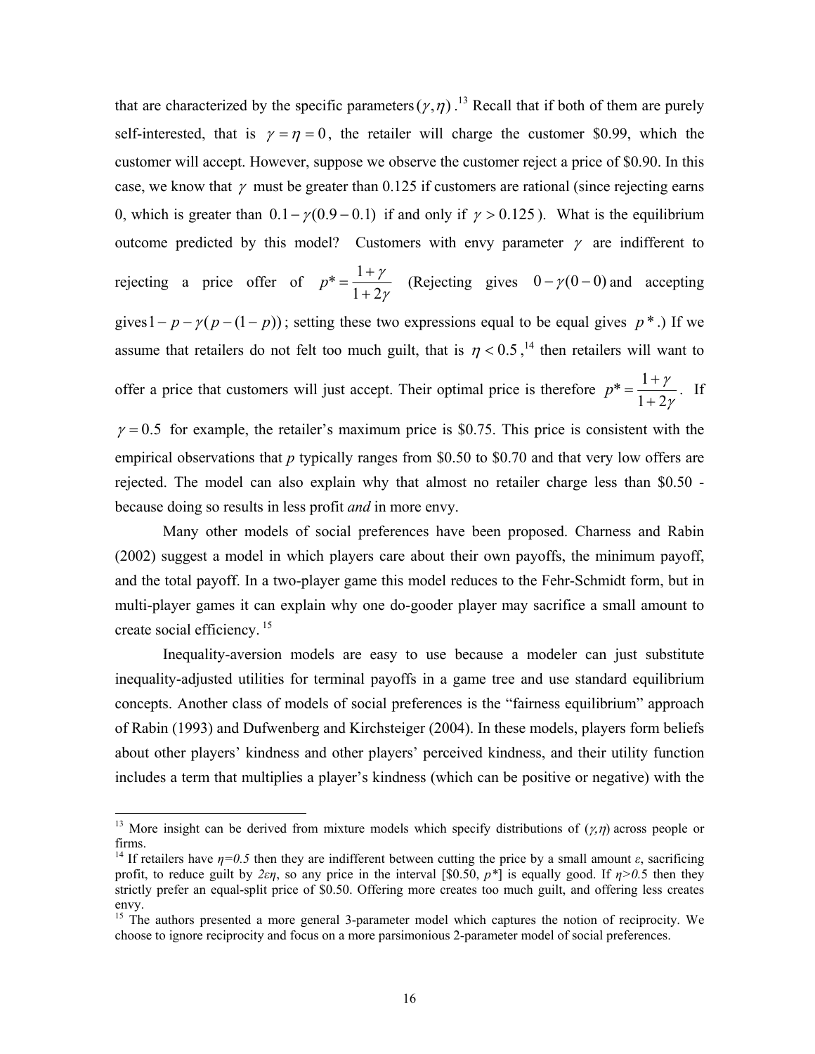that are characterized by the specific parameters $(\gamma, \eta)$.[13] Recall that if both of them are purely self-interested, that is $\gamma = \eta = 0$, the retailer will charge the customer \$0.99, which the customer will accept. However, suppose we observe the customer reject a price of \$0.90. In this case, we know that $\gamma$ must be greater than 0.125 if customers are rational (since rejecting earns 0, which is greater than $0.1 - \gamma(0.9 - 0.1)$ if and only if $\gamma > 0.125$). What is the equilibrium outcome predicted by this model? Customers with envy parameter $\gamma$ are indifferent to rejecting a price offer of $p^* = \dfrac{1+\gamma}{1+2\gamma}$ (Rejecting gives $0 - \gamma(0-0)$ and accepting gives $1 - p - \gamma(p - (1-p))$; setting these two expressions equal to be equal gives $p^*$.) If we assume that retailers do not felt too much guilt, that is $\eta < 0.5$,[14] then retailers will want to offer a price that customers will just accept. Their optimal price is therefore $p^* = \dfrac{1+\gamma}{1+2\gamma}$. If $\gamma = 0.5$ for example, the retailer's maximum price is \$0.75. This price is consistent with the empirical observations that *p* typically ranges from \$0.50 to \$0.70 and that very low offers are rejected. The model can also explain why that almost no retailer charge less than \$0.50 - because doing so results in less profit *and* in more envy.

Many other models of social preferences have been proposed. Charness and Rabin (2002) suggest a model in which players care about their own payoffs, the minimum payoff, and the total payoff. In a two-player game this model reduces to the Fehr-Schmidt form, but in multi-player games it can explain why one do-gooder player may sacrifice a small amount to create social efficiency.[15]

Inequality-aversion models are easy to use because a modeler can just substitute inequality-adjusted utilities for terminal payoffs in a game tree and use standard equilibrium concepts. Another class of models of social preferences is the "fairness equilibrium" approach of Rabin (1993) and Dufwenberg and Kirchsteiger (2004). In these models, players form beliefs about other players' kindness and other players' perceived kindness, and their utility function includes a term that multiplies a player's kindness (which can be positive or negative) with the

---

[13] More insight can be derived from mixture models which specify distributions of $(\gamma, \eta)$ across people or firms.

[14] If retailers have $\eta = 0.5$ then they are indifferent between cutting the price by a small amount $\varepsilon$, sacrificing profit, to reduce guilt by $2\varepsilon\eta$, so any price in the interval [\$0.50, $p^*$] is equally good. If $\eta > 0.5$ then they strictly prefer an equal-split price of \$0.50. Offering more creates too much guilt, and offering less creates envy.

[15] The authors presented a more general 3-parameter model which captures the notion of reciprocity. We choose to ignore reciprocity and focus on a more parsimonious 2-parameter model of social preferences.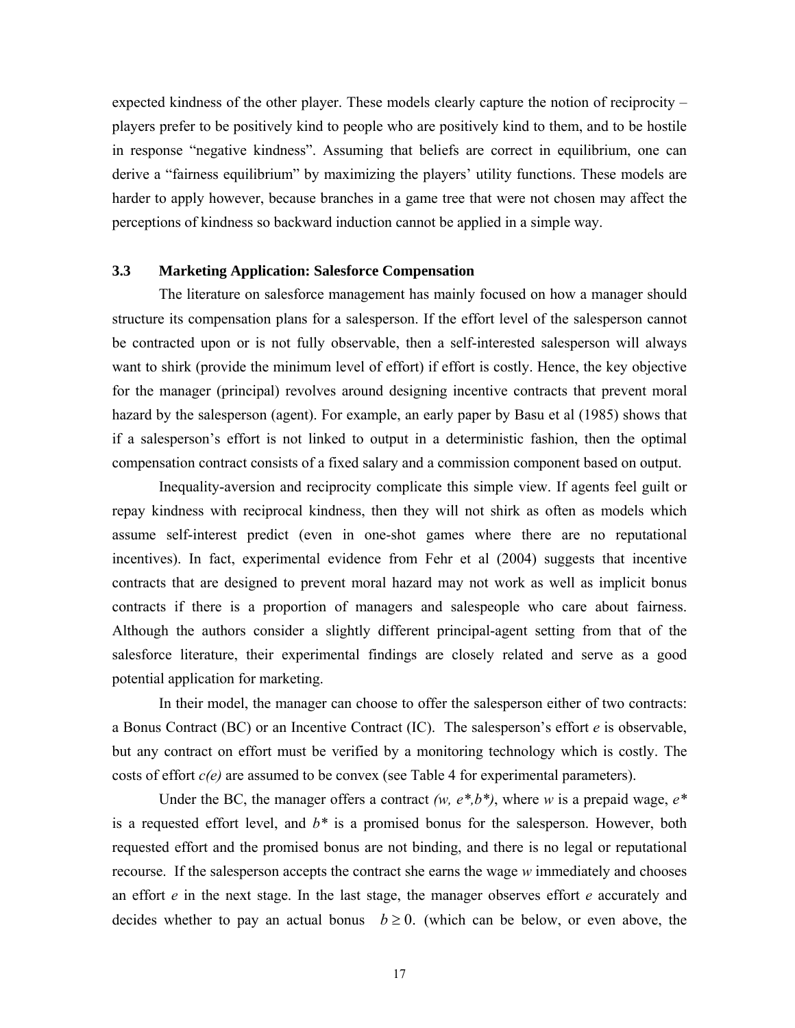expected kindness of the other player. These models clearly capture the notion of reciprocity – players prefer to be positively kind to people who are positively kind to them, and to be hostile in response "negative kindness". Assuming that beliefs are correct in equilibrium, one can derive a "fairness equilibrium" by maximizing the players' utility functions. These models are harder to apply however, because branches in a game tree that were not chosen may affect the perceptions of kindness so backward induction cannot be applied in a simple way.

### 3.3 Marketing Application: Salesforce Compensation

The literature on salesforce management has mainly focused on how a manager should structure its compensation plans for a salesperson. If the effort level of the salesperson cannot be contracted upon or is not fully observable, then a self-interested salesperson will always want to shirk (provide the minimum level of effort) if effort is costly. Hence, the key objective for the manager (principal) revolves around designing incentive contracts that prevent moral hazard by the salesperson (agent). For example, an early paper by Basu et al (1985) shows that if a salesperson's effort is not linked to output in a deterministic fashion, then the optimal compensation contract consists of a fixed salary and a commission component based on output.

Inequality-aversion and reciprocity complicate this simple view. If agents feel guilt or repay kindness with reciprocal kindness, then they will not shirk as often as models which assume self-interest predict (even in one-shot games where there are no reputational incentives). In fact, experimental evidence from Fehr et al (2004) suggests that incentive contracts that are designed to prevent moral hazard may not work as well as implicit bonus contracts if there is a proportion of managers and salespeople who care about fairness. Although the authors consider a slightly different principal-agent setting from that of the salesforce literature, their experimental findings are closely related and serve as a good potential application for marketing.

In their model, the manager can choose to offer the salesperson either of two contracts: a Bonus Contract (BC) or an Incentive Contract (IC). The salesperson's effort $e$ is observable, but any contract on effort must be verified by a monitoring technology which is costly. The costs of effort $c(e)$ are assumed to be convex (see Table 4 for experimental parameters).

Under the BC, the manager offers a contract $(w, e^*, b^*)$, where $w$ is a prepaid wage, $e^*$ is a requested effort level, and $b^*$ is a promised bonus for the salesperson. However, both requested effort and the promised bonus are not binding, and there is no legal or reputational recourse. If the salesperson accepts the contract she earns the wage $w$ immediately and chooses an effort $e$ in the next stage. In the last stage, the manager observes effort $e$ accurately and decides whether to pay an actual bonus $b \geq 0$. (which can be below, or even above, the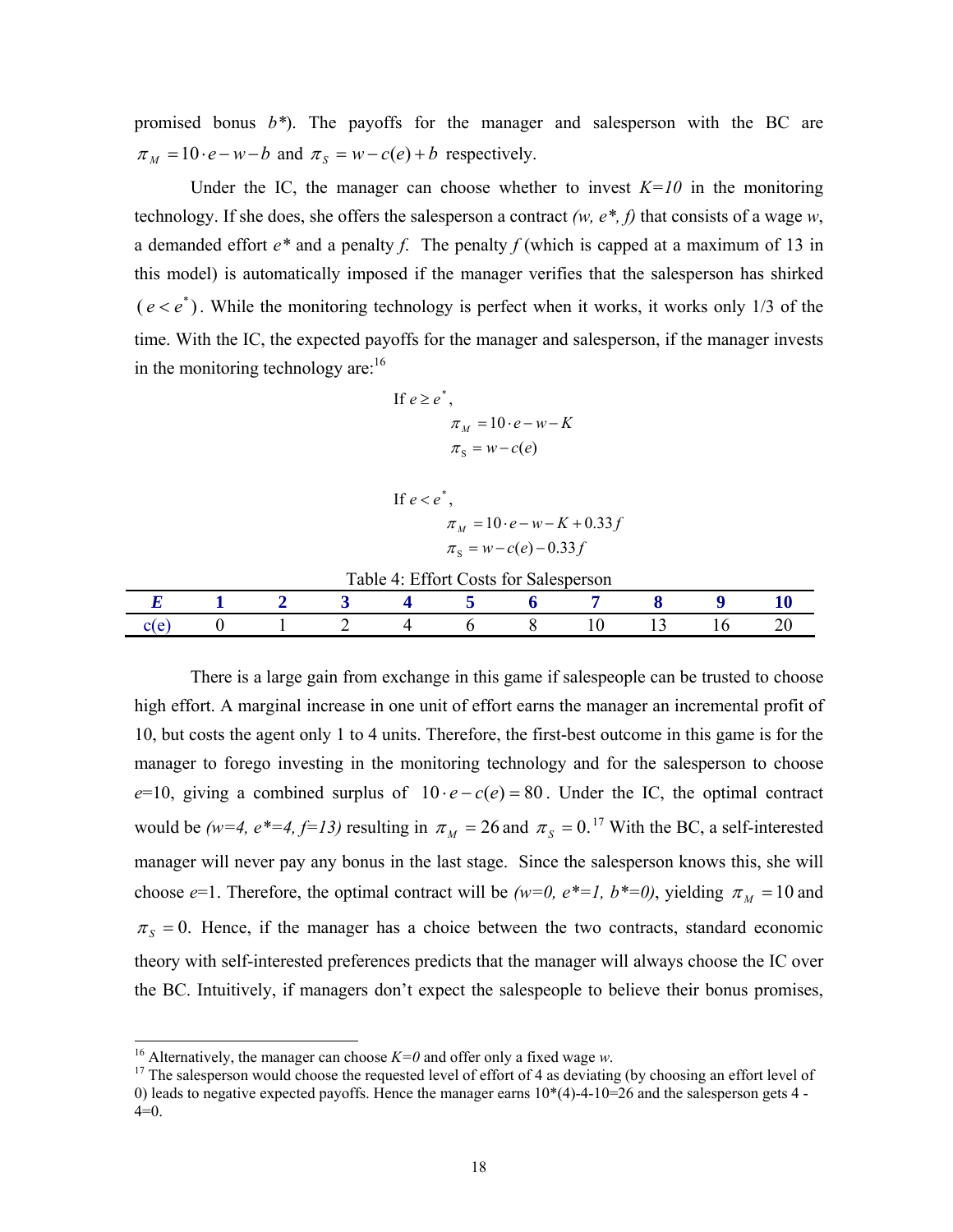promised bonus $b^*$). The payoffs for the manager and salesperson with the BC are $\pi_M = 10 \cdot e - w - b$ and $\pi_S = w - c(e) + b$ respectively.

Under the IC, the manager can choose whether to invest *K=10* in the monitoring technology. If she does, she offers the salesperson a contract *(w, e\*, f)* that consists of a wage *w*, a demanded effort *e\** and a penalty *f*. The penalty *f* (which is capped at a maximum of 13 in this model) is automatically imposed if the manager verifies that the salesperson has shirked ($e < e^*$). While the monitoring technology is perfect when it works, it works only 1/3 of the time. With the IC, the expected payoffs for the manager and salesperson, if the manager invests in the monitoring technology are:[16]

If $e \geq e^*$,

$$\pi_M = 10 \cdot e - w - K$$
$$\pi_S = w - c(e)$$

If $e < e^*$,

$$\pi_M = 10 \cdot e - w - K + 0.33 f$$
$$\pi_S = w - c(e) - 0.33 f$$

Table 4: Effort Costs for Salesperson

| *E* | 1 | 2 | 3 | 4 | 5 | 6 | 7 | 8 | 9 | 10 |
|---|---|---|---|---|---|---|---|---|---|---|
| c(e) | 0 | 1 | 2 | 4 | 6 | 8 | 10 | 13 | 16 | 20 |

There is a large gain from exchange in this game if salespeople can be trusted to choose high effort. A marginal increase in one unit of effort earns the manager an incremental profit of 10, but costs the agent only 1 to 4 units. Therefore, the first-best outcome in this game is for the manager to forego investing in the monitoring technology and for the salesperson to choose *e*=10, giving a combined surplus of $10 \cdot e - c(e) = 80$. Under the IC, the optimal contract would be *(w=4, e\*=4, f=13)* resulting in $\pi_M = 26$ and $\pi_S = 0$.[17] With the BC, a self-interested manager will never pay any bonus in the last stage. Since the salesperson knows this, she will choose *e*=1. Therefore, the optimal contract will be *(w=0, e\*=1, b\*=0)*, yielding $\pi_M = 10$ and $\pi_S = 0$. Hence, if the manager has a choice between the two contracts, standard economic theory with self-interested preferences predicts that the manager will always choose the IC over the BC. Intuitively, if managers don't expect the salespeople to believe their bonus promises,

---

[16] Alternatively, the manager can choose *K=0* and offer only a fixed wage *w*.

[17] The salesperson would choose the requested level of effort of 4 as deviating (by choosing an effort level of 0) leads to negative expected payoffs. Hence the manager earns 10\*(4)-4-10=26 and the salesperson gets 4 - 4=0.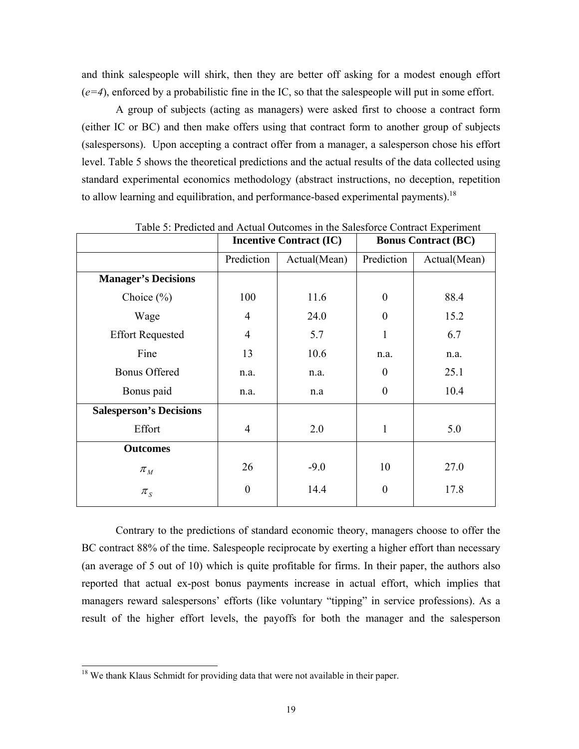and think salespeople will shirk, then they are better off asking for a modest enough effort (*e=4*), enforced by a probabilistic fine in the IC, so that the salespeople will put in some effort.

A group of subjects (acting as managers) were asked first to choose a contract form (either IC or BC) and then make offers using that contract form to another group of subjects (salespersons). Upon accepting a contract offer from a manager, a salesperson chose his effort level. Table 5 shows the theoretical predictions and the actual results of the data collected using standard experimental economics methodology (abstract instructions, no deception, repetition to allow learning and equilibration, and performance-based experimental payments).[18]

Table 5: Predicted and Actual Outcomes in the Salesforce Contract Experiment

| | **Incentive Contract (IC)** | | **Bonus Contract (BC)** | |
|---|---|---|---|---|
| | Prediction | Actual(Mean) | Prediction | Actual(Mean) |
| **Manager's Decisions** | | | | |
| Choice (%) | 100 | 11.6 | 0 | 88.4 |
| Wage | 4 | 24.0 | 0 | 15.2 |
| Effort Requested | 4 | 5.7 | 1 | 6.7 |
| Fine | 13 | 10.6 | n.a. | n.a. |
| Bonus Offered | n.a. | n.a. | 0 | 25.1 |
| Bonus paid | n.a. | n.a | 0 | 10.4 |
| **Salesperson's Decisions** | | | | |
| Effort | 4 | 2.0 | 1 | 5.0 |
| **Outcomes** | | | | |
| $\pi_M$ | 26 | -9.0 | 10 | 27.0 |
| $\pi_S$ | 0 | 14.4 | 0 | 17.8 |

Contrary to the predictions of standard economic theory, managers choose to offer the BC contract 88% of the time. Salespeople reciprocate by exerting a higher effort than necessary (an average of 5 out of 10) which is quite profitable for firms. In their paper, the authors also reported that actual ex-post bonus payments increase in actual effort, which implies that managers reward salespersons' efforts (like voluntary "tipping" in service professions). As a result of the higher effort levels, the payoffs for both the manager and the salesperson

[18] We thank Klaus Schmidt for providing data that were not available in their paper.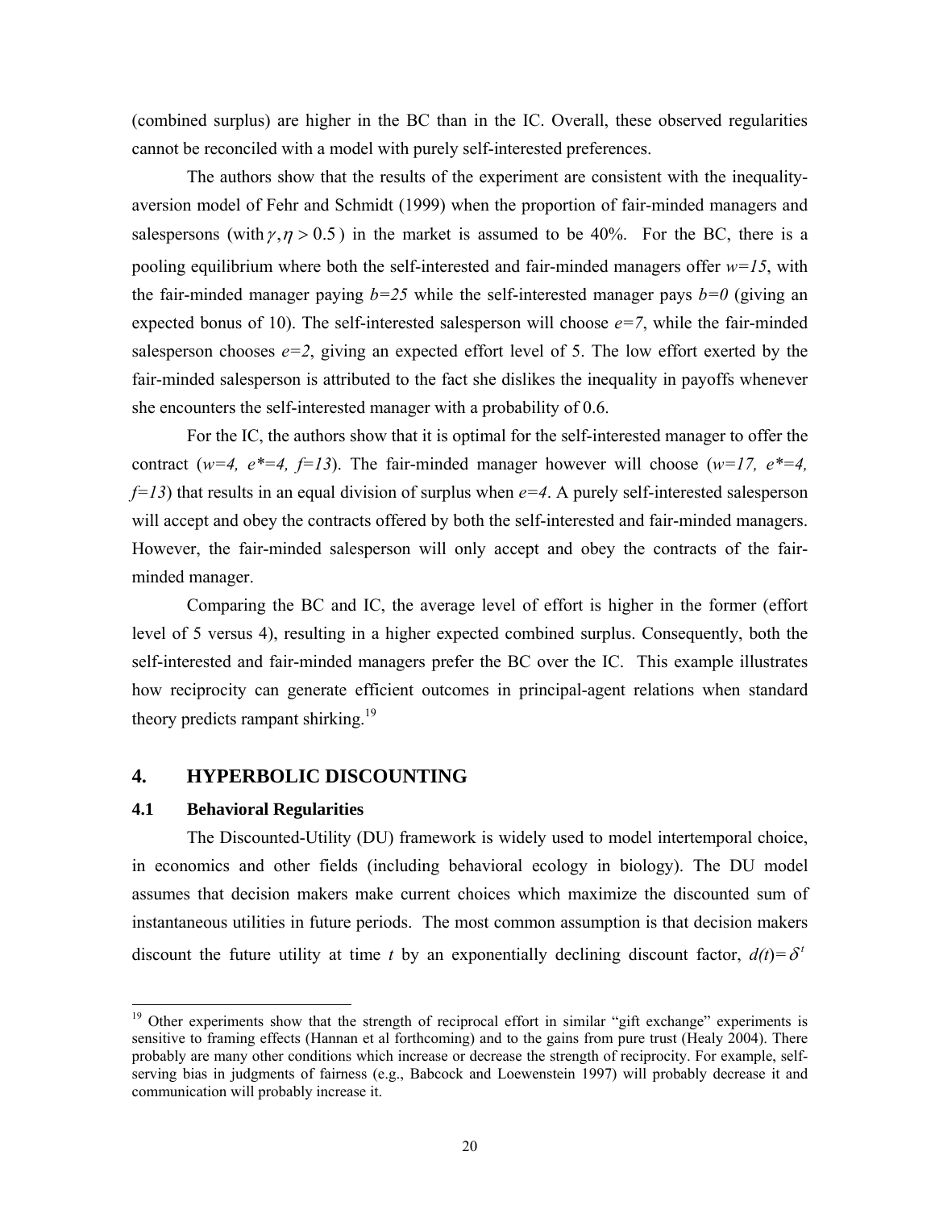(combined surplus) are higher in the BC than in the IC. Overall, these observed regularities cannot be reconciled with a model with purely self-interested preferences.

The authors show that the results of the experiment are consistent with the inequality-aversion model of Fehr and Schmidt (1999) when the proportion of fair-minded managers and salespersons (with $\gamma, \eta > 0.5$) in the market is assumed to be 40%. For the BC, there is a pooling equilibrium where both the self-interested and fair-minded managers offer *w=15*, with the fair-minded manager paying *b=25* while the self-interested manager pays *b=0* (giving an expected bonus of 10). The self-interested salesperson will choose *e=7*, while the fair-minded salesperson chooses *e=2*, giving an expected effort level of 5. The low effort exerted by the fair-minded salesperson is attributed to the fact she dislikes the inequality in payoffs whenever she encounters the self-interested manager with a probability of 0.6.

For the IC, the authors show that it is optimal for the self-interested manager to offer the contract (*w=4, e\*=4, f=13*). The fair-minded manager however will choose (*w=17, e\*=4, f=13*) that results in an equal division of surplus when *e=4*. A purely self-interested salesperson will accept and obey the contracts offered by both the self-interested and fair-minded managers. However, the fair-minded salesperson will only accept and obey the contracts of the fair-minded manager.

Comparing the BC and IC, the average level of effort is higher in the former (effort level of 5 versus 4), resulting in a higher expected combined surplus. Consequently, both the self-interested and fair-minded managers prefer the BC over the IC. This example illustrates how reciprocity can generate efficient outcomes in principal-agent relations when standard theory predicts rampant shirking.[19]

## 4. HYPERBOLIC DISCOUNTING

### 4.1 Behavioral Regularities

The Discounted-Utility (DU) framework is widely used to model intertemporal choice, in economics and other fields (including behavioral ecology in biology). The DU model assumes that decision makers make current choices which maximize the discounted sum of instantaneous utilities in future periods. The most common assumption is that decision makers discount the future utility at time *t* by an exponentially declining discount factor, $d(t)=\delta^t$

---

[19] Other experiments show that the strength of reciprocal effort in similar "gift exchange" experiments is sensitive to framing effects (Hannan et al forthcoming) and to the gains from pure trust (Healy 2004). There probably are many other conditions which increase or decrease the strength of reciprocity. For example, self-serving bias in judgments of fairness (e.g., Babcock and Loewenstein 1997) will probably decrease it and communication will probably increase it.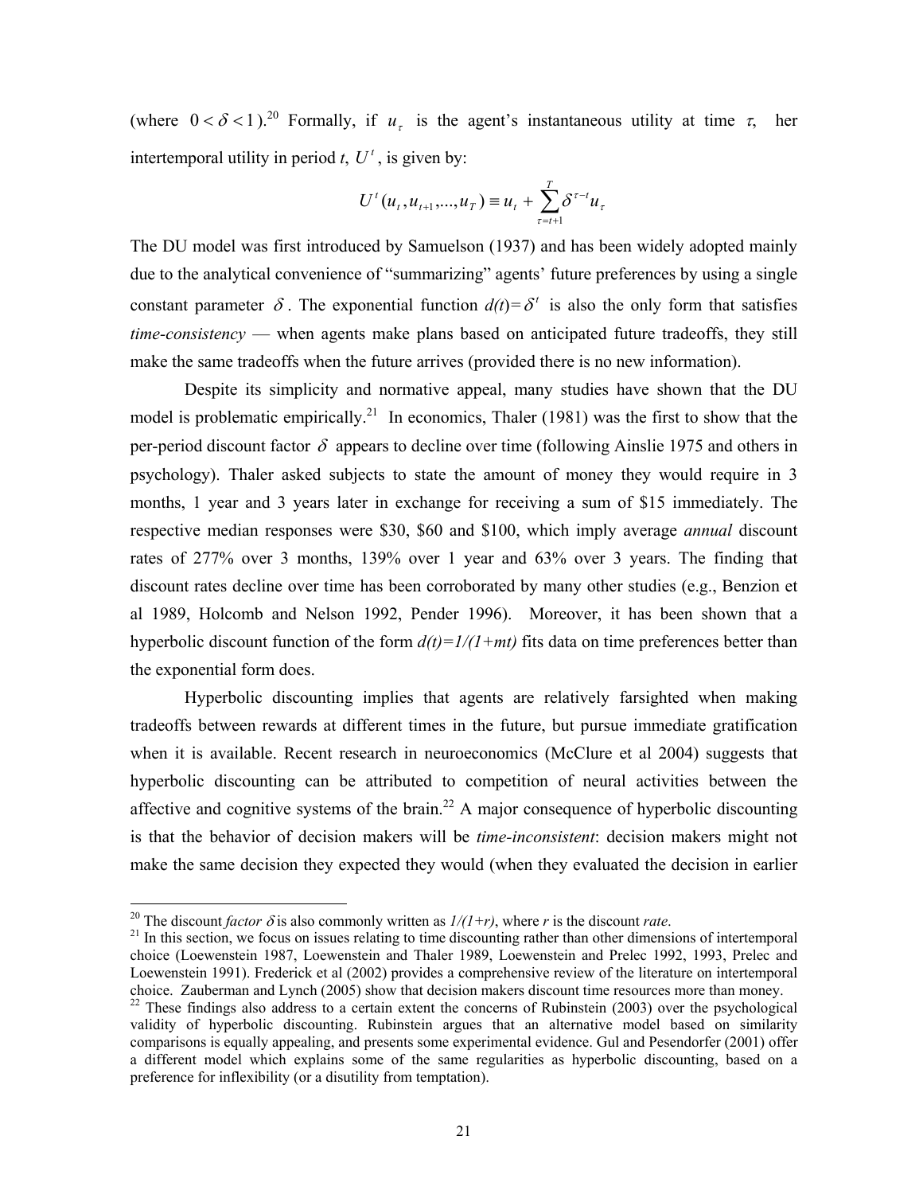(where $0 < \delta < 1$).[20] Formally, if $u_\tau$ is the agent's instantaneous utility at time $\tau$, her intertemporal utility in period $t$, $U^t$, is given by:

$$U^t(u_t, u_{t+1}, ..., u_T) \equiv u_t + \sum_{\tau=t+1}^{T} \delta^{\tau-t} u_\tau$$

The DU model was first introduced by Samuelson (1937) and has been widely adopted mainly due to the analytical convenience of "summarizing" agents' future preferences by using a single constant parameter $\delta$. The exponential function $d(t) = \delta^t$ is also the only form that satisfies *time-consistency* — when agents make plans based on anticipated future tradeoffs, they still make the same tradeoffs when the future arrives (provided there is no new information).

Despite its simplicity and normative appeal, many studies have shown that the DU model is problematic empirically.[21] In economics, Thaler (1981) was the first to show that the per-period discount factor $\delta$ appears to decline over time (following Ainslie 1975 and others in psychology). Thaler asked subjects to state the amount of money they would require in 3 months, 1 year and 3 years later in exchange for receiving a sum of \$15 immediately. The respective median responses were \$30, \$60 and \$100, which imply average *annual* discount rates of 277% over 3 months, 139% over 1 year and 63% over 3 years. The finding that discount rates decline over time has been corroborated by many other studies (e.g., Benzion et al 1989, Holcomb and Nelson 1992, Pender 1996). Moreover, it has been shown that a hyperbolic discount function of the form *$d(t)=1/(1+mt)$* fits data on time preferences better than the exponential form does.

Hyperbolic discounting implies that agents are relatively farsighted when making tradeoffs between rewards at different times in the future, but pursue immediate gratification when it is available. Recent research in neuroeconomics (McClure et al 2004) suggests that hyperbolic discounting can be attributed to competition of neural activities between the affective and cognitive systems of the brain.[22] A major consequence of hyperbolic discounting is that the behavior of decision makers will be *time-inconsistent*: decision makers might not make the same decision they expected they would (when they evaluated the decision in earlier

---

[20] The discount *factor* $\delta$ is also commonly written as *$1/(1+r)$*, where *r* is the discount *rate*.

[21] In this section, we focus on issues relating to time discounting rather than other dimensions of intertemporal choice (Loewenstein 1987, Loewenstein and Thaler 1989, Loewenstein and Prelec 1992, 1993, Prelec and Loewenstein 1991). Frederick et al (2002) provides a comprehensive review of the literature on intertemporal choice. Zauberman and Lynch (2005) show that decision makers discount time resources more than money.

[22] These findings also address to a certain extent the concerns of Rubinstein (2003) over the psychological validity of hyperbolic discounting. Rubinstein argues that an alternative model based on similarity comparisons is equally appealing, and presents some experimental evidence. Gul and Pesendorfer (2001) offer a different model which explains some of the same regularities as hyperbolic discounting, based on a preference for inflexibility (or a disutility from temptation).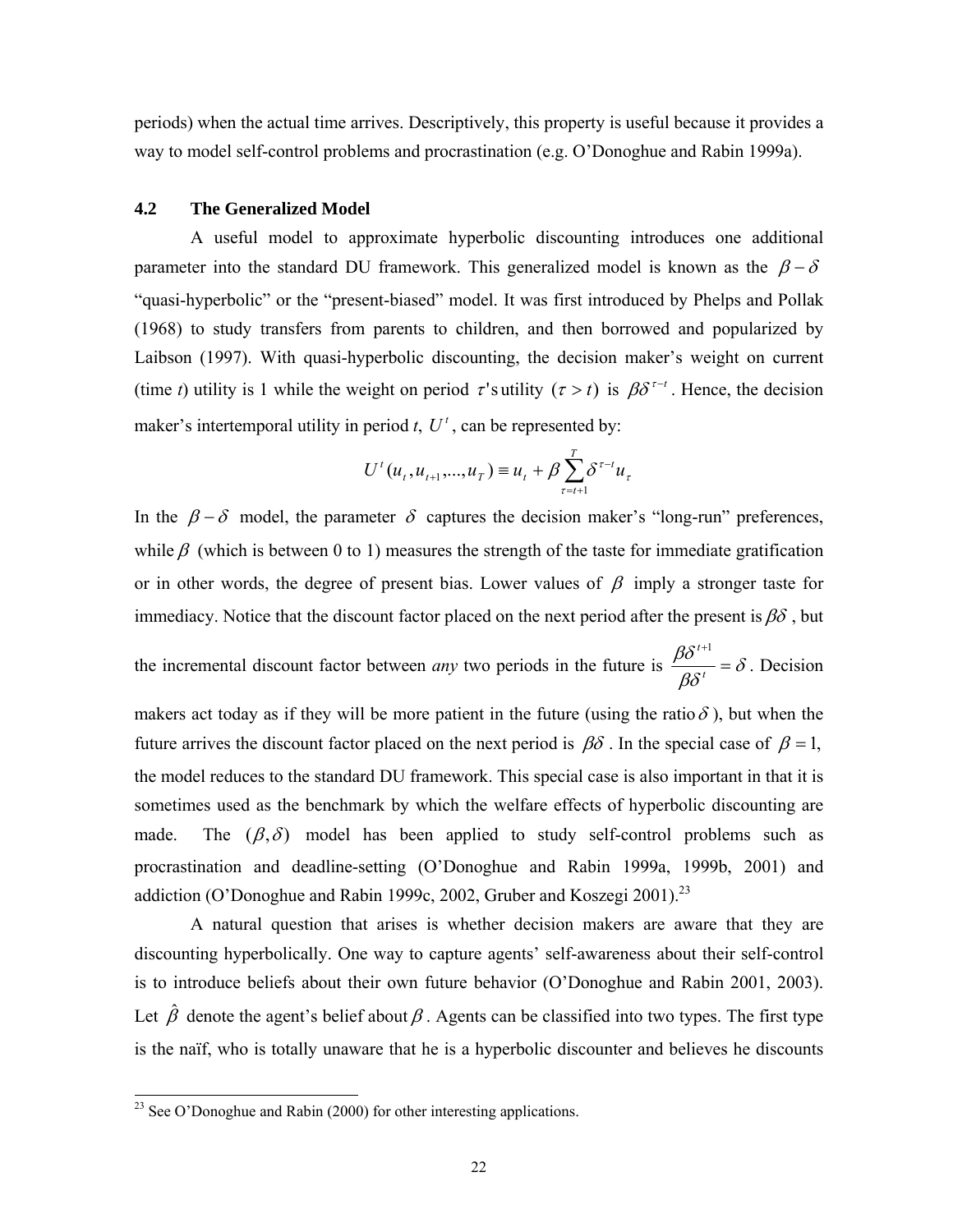periods) when the actual time arrives. Descriptively, this property is useful because it provides a way to model self-control problems and procrastination (e.g. O'Donoghue and Rabin 1999a).

### 4.2 The Generalized Model

A useful model to approximate hyperbolic discounting introduces one additional parameter into the standard DU framework. This generalized model is known as the $\beta - \delta$ "quasi-hyperbolic" or the "present-biased" model. It was first introduced by Phelps and Pollak (1968) to study transfers from parents to children, and then borrowed and popularized by Laibson (1997). With quasi-hyperbolic discounting, the decision maker's weight on current (time *t*) utility is 1 while the weight on period $\tau$'s utility $(\tau > t)$ is $\beta\delta^{\tau - t}$. Hence, the decision maker's intertemporal utility in period *t*, $U^t$, can be represented by:

$$U^t(u_t, u_{t+1}, ..., u_T) \equiv u_t + \beta \sum_{\tau = t+1}^{T} \delta^{\tau - t} u_\tau$$

In the $\beta - \delta$ model, the parameter $\delta$ captures the decision maker's "long-run" preferences, while $\beta$ (which is between 0 to 1) measures the strength of the taste for immediate gratification or in other words, the degree of present bias. Lower values of $\beta$ imply a stronger taste for immediacy. Notice that the discount factor placed on the next period after the present is $\beta\delta$, but the incremental discount factor between *any* two periods in the future is $\frac{\beta\delta^{t+1}}{\beta\delta^t} = \delta$. Decision makers act today as if they will be more patient in the future (using the ratio $\delta$), but when the future arrives the discount factor placed on the next period is $\beta\delta$. In the special case of $\beta = 1$, the model reduces to the standard DU framework. This special case is also important in that it is sometimes used as the benchmark by which the welfare effects of hyperbolic discounting are made. The $(\beta, \delta)$ model has been applied to study self-control problems such as procrastination and deadline-setting (O'Donoghue and Rabin 1999a, 1999b, 2001) and addiction (O'Donoghue and Rabin 1999c, 2002, Gruber and Koszegi 2001).[23]

A natural question that arises is whether decision makers are aware that they are discounting hyperbolically. One way to capture agents' self-awareness about their self-control is to introduce beliefs about their own future behavior (O'Donoghue and Rabin 2001, 2003). Let $\hat{\beta}$ denote the agent's belief about $\beta$. Agents can be classified into two types. The first type is the naïf, who is totally unaware that he is a hyperbolic discounter and believes he discounts

---

[23] See O'Donoghue and Rabin (2000) for other interesting applications.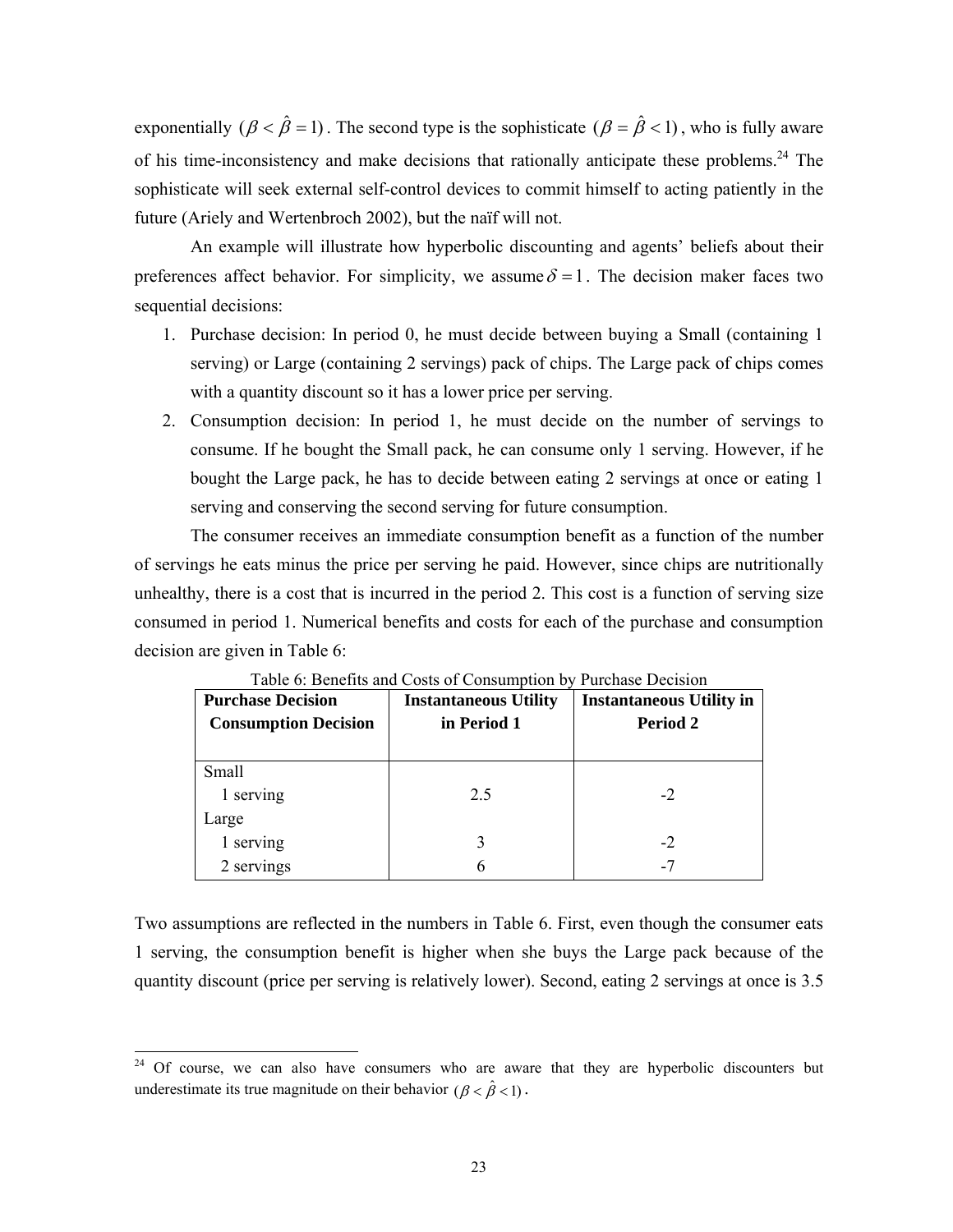exponentially $(\beta < \hat{\beta} = 1)$. The second type is the sophisticate $(\beta = \hat{\beta} < 1)$, who is fully aware of his time-inconsistency and make decisions that rationally anticipate these problems.[24] The sophisticate will seek external self-control devices to commit himself to acting patiently in the future (Ariely and Wertenbroch 2002), but the naïf will not.

An example will illustrate how hyperbolic discounting and agents' beliefs about their preferences affect behavior. For simplicity, we assume $\delta = 1$. The decision maker faces two sequential decisions:

1. Purchase decision: In period 0, he must decide between buying a Small (containing 1 serving) or Large (containing 2 servings) pack of chips. The Large pack of chips comes with a quantity discount so it has a lower price per serving.
2. Consumption decision: In period 1, he must decide on the number of servings to consume. If he bought the Small pack, he can consume only 1 serving. However, if he bought the Large pack, he has to decide between eating 2 servings at once or eating 1 serving and conserving the second serving for future consumption.

The consumer receives an immediate consumption benefit as a function of the number of servings he eats minus the price per serving he paid. However, since chips are nutritionally unhealthy, there is a cost that is incurred in the period 2. This cost is a function of serving size consumed in period 1. Numerical benefits and costs for each of the purchase and consumption decision are given in Table 6:

Table 6: Benefits and Costs of Consumption by Purchase Decision

| **Purchase Decision**<br>**Consumption Decision** | **Instantaneous Utility in Period 1** | **Instantaneous Utility in Period 2** |
|---|---|---|
| Small | | |
| 1 serving | 2.5 | -2 |
| Large | | |
| 1 serving | 3 | -2 |
| 2 servings | 6 | -7 |

Two assumptions are reflected in the numbers in Table 6. First, even though the consumer eats 1 serving, the consumption benefit is higher when she buys the Large pack because of the quantity discount (price per serving is relatively lower). Second, eating 2 servings at once is 3.5

[24] Of course, we can also have consumers who are aware that they are hyperbolic discounters but underestimate its true magnitude on their behavior $(\beta < \hat{\beta} < 1)$.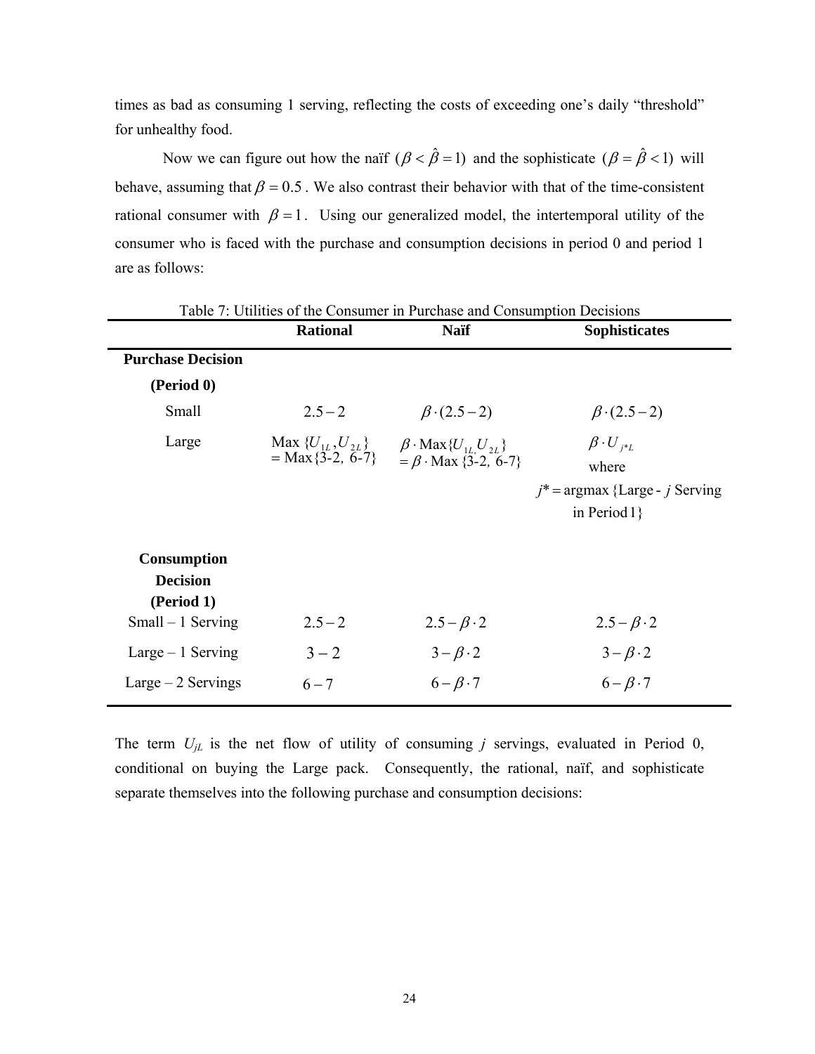times as bad as consuming 1 serving, reflecting the costs of exceeding one's daily "threshold" for unhealthy food.

Now we can figure out how the naïf $(\beta < \hat{\beta} = 1)$ and the sophisticate $(\beta = \hat{\beta} < 1)$ will behave, assuming that $\beta = 0.5$. We also contrast their behavior with that of the time-consistent rational consumer with $\beta = 1$. Using our generalized model, the intertemporal utility of the consumer who is faced with the purchase and consumption decisions in period 0 and period 1 are as follows:

Table 7: Utilities of the Consumer in Purchase and Consumption Decisions

| | **Rational** | **Naïf** | **Sophisticates** |
|---|---|---|---|
| **Purchase Decision (Period 0)** | | | |
| Small | $2.5-2$ | $\beta \cdot (2.5-2)$ | $\beta \cdot (2.5-2)$ |
| Large | Max $\{U_{1L}, U_{2L}\}$ = Max{3-2, 6-7} | $\beta \cdot$ Max$\{U_{1L,} U_{2L}\}$ $= \beta \cdot$ Max {3-2, 6-7} | $\beta \cdot U_{j^*L}$ where $j^* =$ argmax {Large - $j$ Serving in Period 1} |
| **Consumption Decision (Period 1)** | | | |
| Small – 1 Serving | $2.5-2$ | $2.5-\beta \cdot 2$ | $2.5-\beta \cdot 2$ |
| Large – 1 Serving | $3-2$ | $3-\beta \cdot 2$ | $3-\beta \cdot 2$ |
| Large – 2 Servings | $6-7$ | $6-\beta \cdot 7$ | $6-\beta \cdot 7$ |

The term $U_{jL}$ is the net flow of utility of consuming $j$ servings, evaluated in Period 0, conditional on buying the Large pack. Consequently, the rational, naïf, and sophisticate separate themselves into the following purchase and consumption decisions: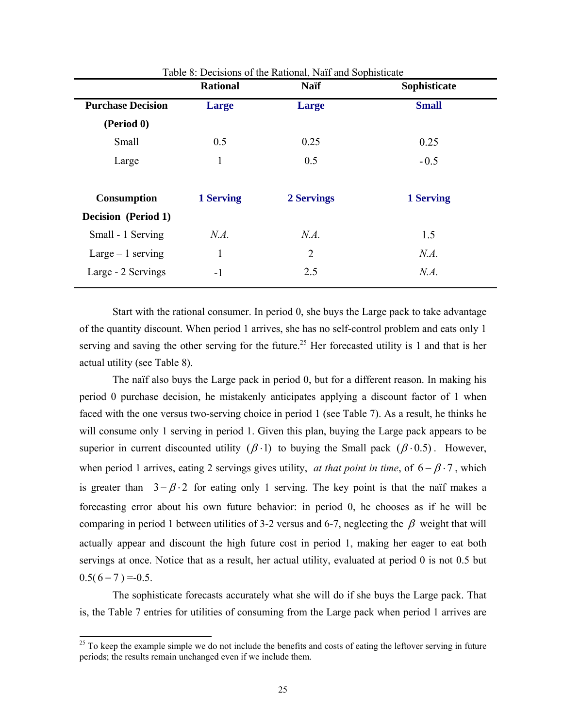Table 8: Decisions of the Rational, Naïf and Sophisticate

| | **Rational** | **Naïf** | **Sophisticate** |
|---|---|---|---|
| **Purchase Decision (Period 0)** | **Large** | **Large** | **Small** |
| Small | 0.5 | 0.25 | 0.25 |
| Large | 1 | 0.5 | - 0.5 |
| **Consumption Decision (Period 1)** | **1 Serving** | **2 Servings** | **1 Serving** |
| Small - 1 Serving | *N.A.* | *N.A.* | 1.5 |
| Large – 1 serving | 1 | 2 | *N.A.* |
| Large - 2 Servings | -1 | 2.5 | *N.A.* |

Start with the rational consumer. In period 0, she buys the Large pack to take advantage of the quantity discount. When period 1 arrives, she has no self-control problem and eats only 1 serving and saving the other serving for the future.[25] Her forecasted utility is 1 and that is her actual utility (see Table 8).

The naïf also buys the Large pack in period 0, but for a different reason. In making his period 0 purchase decision, he mistakenly anticipates applying a discount factor of 1 when faced with the one versus two-serving choice in period 1 (see Table 7). As a result, he thinks he will consume only 1 serving in period 1. Given this plan, buying the Large pack appears to be superior in current discounted utility $(\beta \cdot 1)$ to buying the Small pack $(\beta \cdot 0.5)$. However, when period 1 arrives, eating 2 servings gives utility, *at that point in time*, of $6 - \beta \cdot 7$, which is greater than $3 - \beta \cdot 2$ for eating only 1 serving. The key point is that the naïf makes a forecasting error about his own future behavior: in period 0, he chooses as if he will be comparing in period 1 between utilities of 3-2 versus and 6-7, neglecting the $\beta$ weight that will actually appear and discount the high future cost in period 1, making her eager to eat both servings at once. Notice that as a result, her actual utility, evaluated at period 0 is not 0.5 but $0.5(6-7)$ =-0.5.

The sophisticate forecasts accurately what she will do if she buys the Large pack. That is, the Table 7 entries for utilities of consuming from the Large pack when period 1 arrives are

[25] To keep the example simple we do not include the benefits and costs of eating the leftover serving in future periods; the results remain unchanged even if we include them.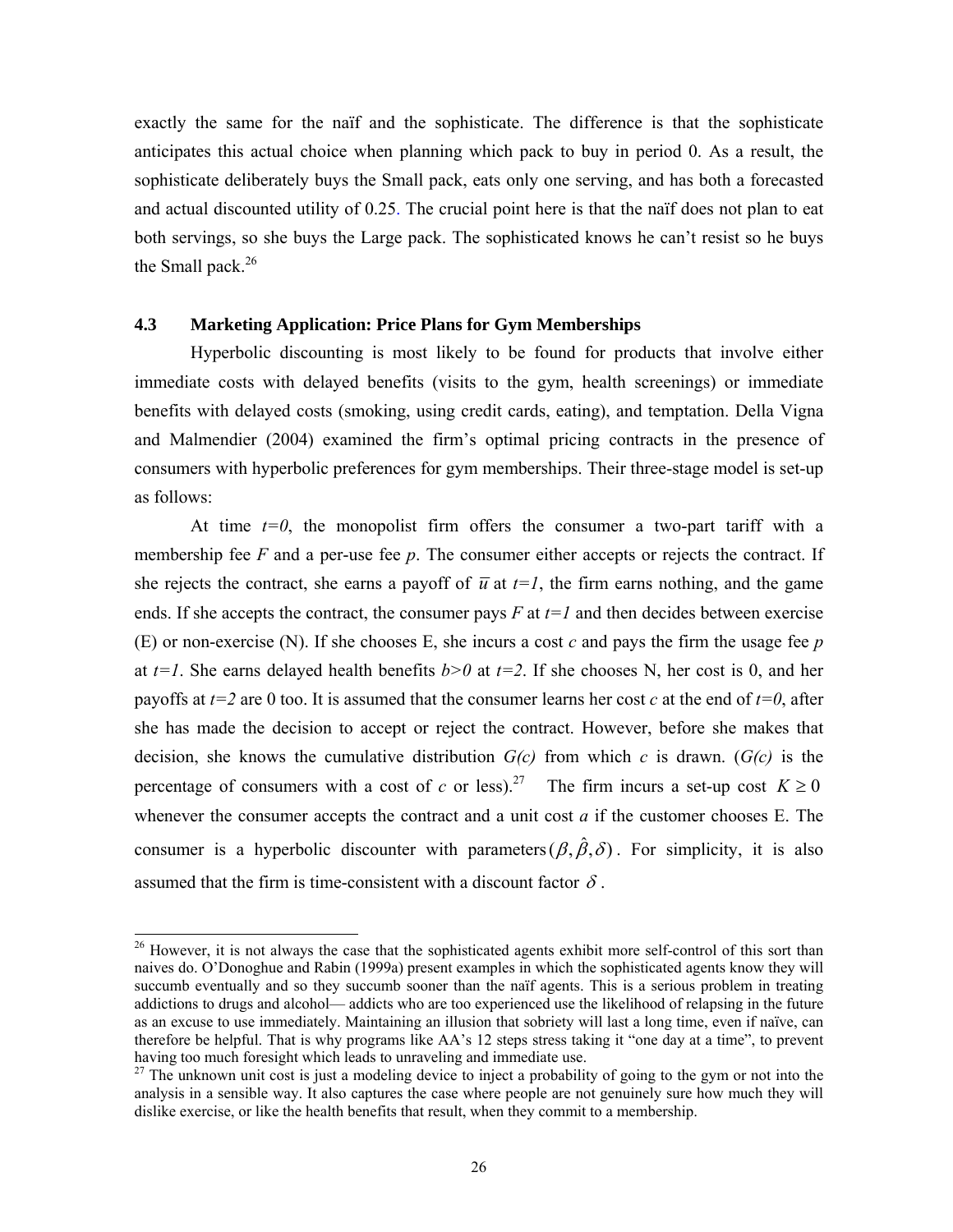exactly the same for the naïf and the sophisticate. The difference is that the sophisticate anticipates this actual choice when planning which pack to buy in period 0. As a result, the sophisticate deliberately buys the Small pack, eats only one serving, and has both a forecasted and actual discounted utility of 0.25. The crucial point here is that the naïf does not plan to eat both servings, so she buys the Large pack. The sophisticated knows he can't resist so he buys the Small pack.[26]

### 4.3 Marketing Application: Price Plans for Gym Memberships

Hyperbolic discounting is most likely to be found for products that involve either immediate costs with delayed benefits (visits to the gym, health screenings) or immediate benefits with delayed costs (smoking, using credit cards, eating), and temptation. Della Vigna and Malmendier (2004) examined the firm's optimal pricing contracts in the presence of consumers with hyperbolic preferences for gym memberships. Their three-stage model is set-up as follows:

At time $t=0$, the monopolist firm offers the consumer a two-part tariff with a membership fee $F$ and a per-use fee $p$. The consumer either accepts or rejects the contract. If she rejects the contract, she earns a payoff of $\overline{u}$ at $t=1$, the firm earns nothing, and the game ends. If she accepts the contract, the consumer pays $F$ at $t=1$ and then decides between exercise (E) or non-exercise (N). If she chooses E, she incurs a cost $c$ and pays the firm the usage fee $p$ at $t=1$. She earns delayed health benefits $b>0$ at $t=2$. If she chooses N, her cost is 0, and her payoffs at $t=2$ are 0 too. It is assumed that the consumer learns her cost $c$ at the end of $t=0$, after she has made the decision to accept or reject the contract. However, before she makes that decision, she knows the cumulative distribution $G(c)$ from which $c$ is drawn. ($G(c)$ is the percentage of consumers with a cost of $c$ or less).[27] The firm incurs a set-up cost $K \geq 0$ whenever the consumer accepts the contract and a unit cost $a$ if the customer chooses E. The consumer is a hyperbolic discounter with parameters $(\beta, \hat{\beta}, \delta)$. For simplicity, it is also assumed that the firm is time-consistent with a discount factor $\delta$.

---

[26] However, it is not always the case that the sophisticated agents exhibit more self-control of this sort than naives do. O'Donoghue and Rabin (1999a) present examples in which the sophisticated agents know they will succumb eventually and so they succumb sooner than the naïf agents. This is a serious problem in treating addictions to drugs and alcohol— addicts who are too experienced use the likelihood of relapsing in the future as an excuse to use immediately. Maintaining an illusion that sobriety will last a long time, even if naïve, can therefore be helpful. That is why programs like AA's 12 steps stress taking it "one day at a time", to prevent having too much foresight which leads to unraveling and immediate use.

[27] The unknown unit cost is just a modeling device to inject a probability of going to the gym or not into the analysis in a sensible way. It also captures the case where people are not genuinely sure how much they will dislike exercise, or like the health benefits that result, when they commit to a membership.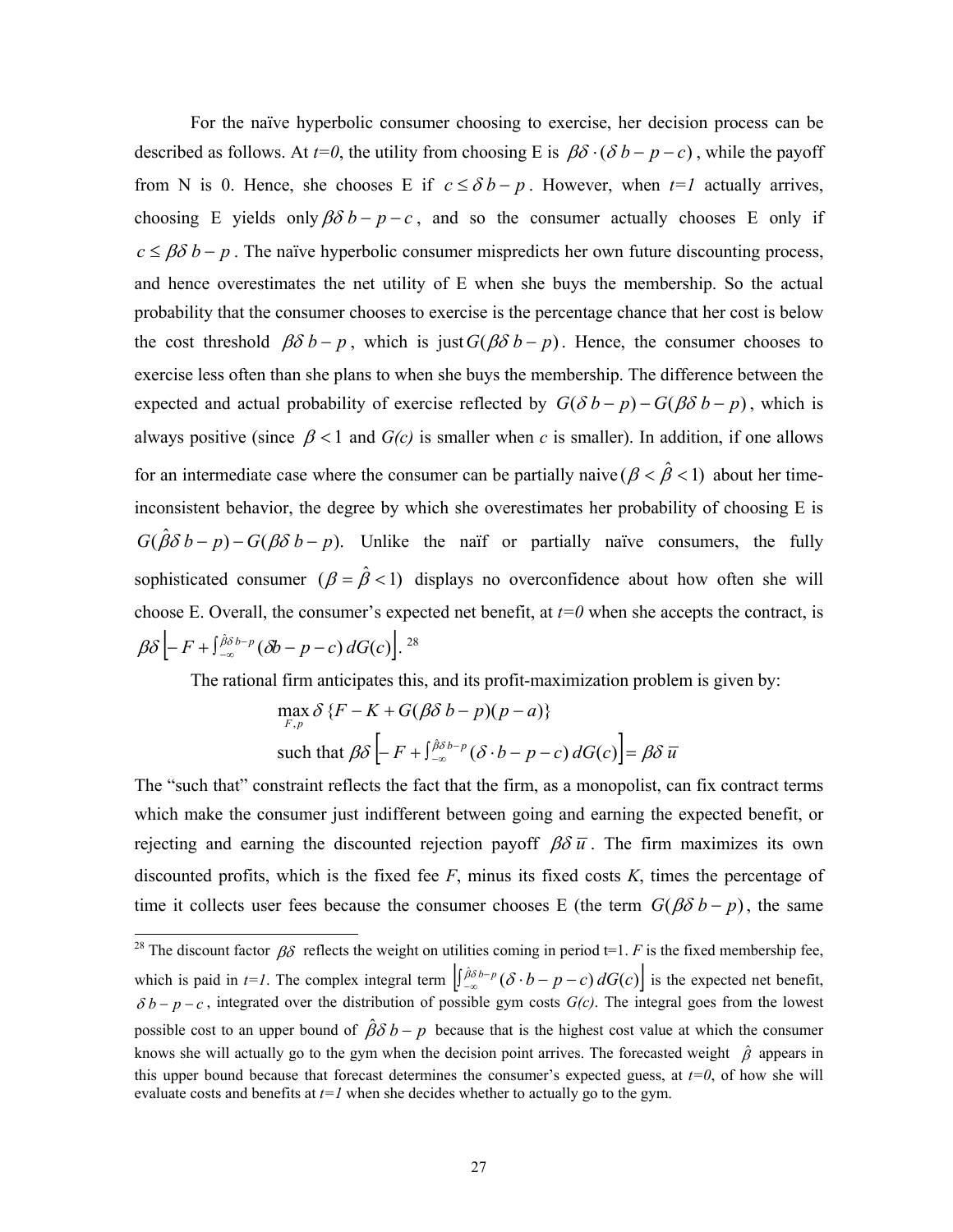For the naïve hyperbolic consumer choosing to exercise, her decision process can be described as follows. At *t=0*, the utility from choosing E is $\beta\delta \cdot (\delta\, b - p - c)$, while the payoff from N is 0. Hence, she chooses E if $c \leq \delta\, b - p$. However, when *t=1* actually arrives, choosing E yields only $\beta\delta\, b - p - c$, and so the consumer actually chooses E only if $c \leq \beta\delta\, b - p$. The naïve hyperbolic consumer mispredicts her own future discounting process, and hence overestimates the net utility of E when she buys the membership. So the actual probability that the consumer chooses to exercise is the percentage chance that her cost is below the cost threshold $\beta\delta\, b - p$, which is just $G(\beta\delta\, b - p)$. Hence, the consumer chooses to exercise less often than she plans to when she buys the membership. The difference between the expected and actual probability of exercise reflected by $G(\delta\, b - p) - G(\beta\delta\, b - p)$, which is always positive (since $\beta < 1$ and *G(c)* is smaller when *c* is smaller). In addition, if one allows for an intermediate case where the consumer can be partially naive $(\beta < \hat{\beta} < 1)$ about her time-inconsistent behavior, the degree by which she overestimates her probability of choosing E is $G(\hat{\beta}\delta\, b - p) - G(\beta\delta\, b - p)$. Unlike the naïf or partially naïve consumers, the fully sophisticated consumer $(\beta = \hat{\beta} < 1)$ displays no overconfidence about how often she will choose E. Overall, the consumer's expected net benefit, at *t=0* when she accepts the contract, is $\beta\delta\left[-F + \int_{-\infty}^{\hat{\beta}\delta b - p} (\delta b - p - c)\, dG(c)\right]$. [28]

The rational firm anticipates this, and its profit-maximization problem is given by:

$$\max_{F,p} \delta\, \{F - K + G(\beta\delta\, b - p)(p - a)\}$$

$$\text{such that } \beta\delta\left[-F + \int_{-\infty}^{\hat{\beta}\delta b - p} (\delta \cdot b - p - c)\, dG(c)\right] = \beta\delta\, \overline{u}$$

The "such that" constraint reflects the fact that the firm, as a monopolist, can fix contract terms which make the consumer just indifferent between going and earning the expected benefit, or rejecting and earning the discounted rejection payoff $\beta\delta\, \overline{u}$. The firm maximizes its own discounted profits, which is the fixed fee *F*, minus its fixed costs *K*, times the percentage of time it collects user fees because the consumer chooses E (the term $G(\beta\delta\, b - p)$, the same

---

[28] The discount factor $\beta\delta$ reflects the weight on utilities coming in period t=1. *F* is the fixed membership fee, which is paid in *t=1*. The complex integral term $\left[\int_{-\infty}^{\hat{\beta}\delta b - p} (\delta \cdot b - p - c)\, dG(c)\right]$ is the expected net benefit, $\delta\, b - p - c$, integrated over the distribution of possible gym costs *G(c)*. The integral goes from the lowest possible cost to an upper bound of $\hat{\beta}\delta\, b - p$ because that is the highest cost value at which the consumer knows she will actually go to the gym when the decision point arrives. The forecasted weight $\hat{\beta}$ appears in this upper bound because that forecast determines the consumer's expected guess, at *t=0*, of how she will evaluate costs and benefits at *t=1* when she decides whether to actually go to the gym.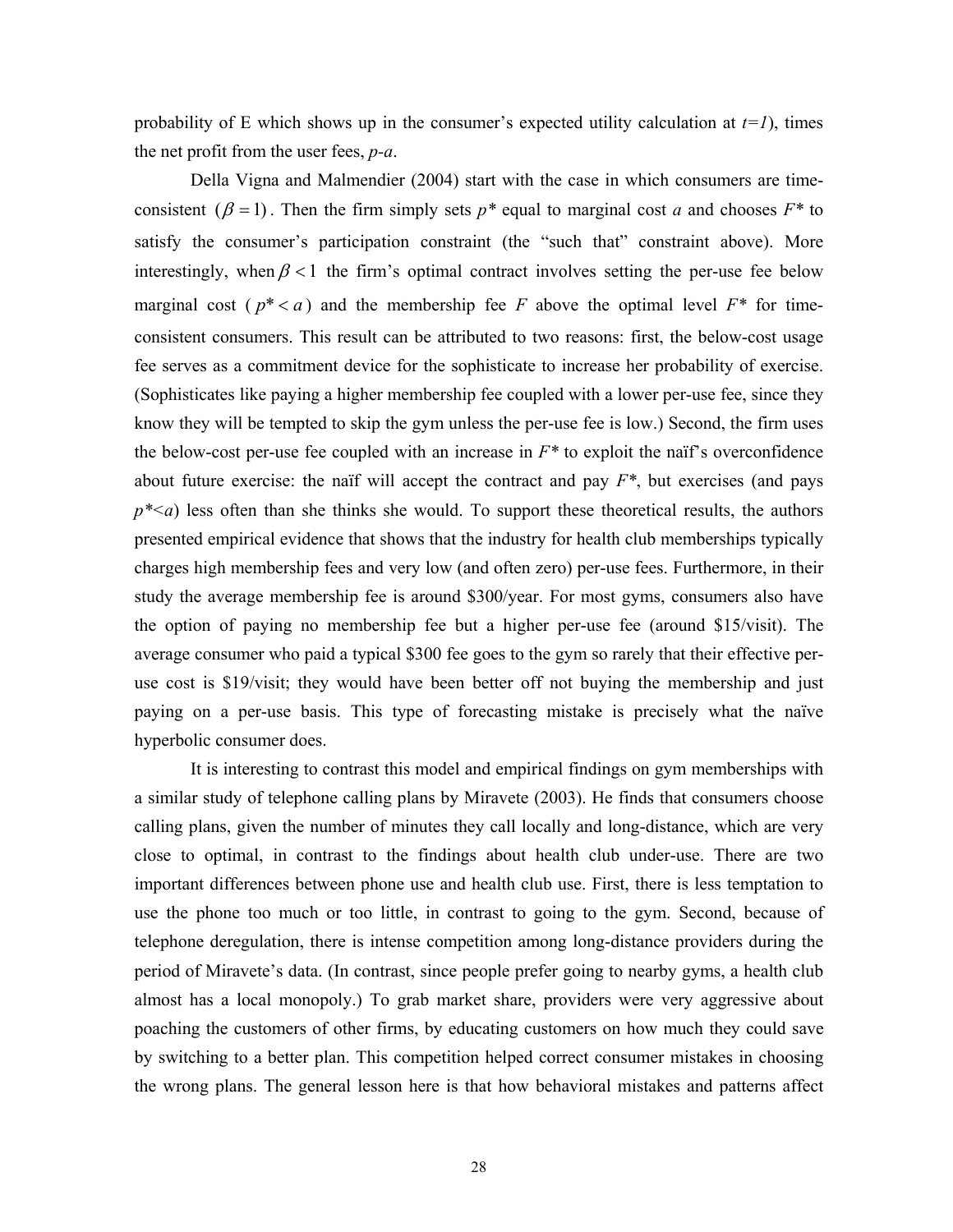probability of E which shows up in the consumer's expected utility calculation at $t=1$), times the net profit from the user fees, $p$-$a$.

Della Vigna and Malmendier (2004) start with the case in which consumers are time-consistent $(\beta = 1)$. Then the firm simply sets $p^*$ equal to marginal cost $a$ and chooses $F^*$ to satisfy the consumer's participation constraint (the "such that" constraint above). More interestingly, when $\beta < 1$ the firm's optimal contract involves setting the per-use fee below marginal cost ($p^* < a$) and the membership fee $F$ above the optimal level $F^*$ for time-consistent consumers. This result can be attributed to two reasons: first, the below-cost usage fee serves as a commitment device for the sophisticate to increase her probability of exercise. (Sophisticates like paying a higher membership fee coupled with a lower per-use fee, since they know they will be tempted to skip the gym unless the per-use fee is low.) Second, the firm uses the below-cost per-use fee coupled with an increase in $F^*$ to exploit the naïf's overconfidence about future exercise: the naïf will accept the contract and pay $F^*$, but exercises (and pays $p^*<a$) less often than she thinks she would. To support these theoretical results, the authors presented empirical evidence that shows that the industry for health club memberships typically charges high membership fees and very low (and often zero) per-use fees. Furthermore, in their study the average membership fee is around \$300/year. For most gyms, consumers also have the option of paying no membership fee but a higher per-use fee (around \$15/visit). The average consumer who paid a typical \$300 fee goes to the gym so rarely that their effective per-use cost is \$19/visit; they would have been better off not buying the membership and just paying on a per-use basis. This type of forecasting mistake is precisely what the naïve hyperbolic consumer does.

It is interesting to contrast this model and empirical findings on gym memberships with a similar study of telephone calling plans by Miravete (2003). He finds that consumers choose calling plans, given the number of minutes they call locally and long-distance, which are very close to optimal, in contrast to the findings about health club under-use. There are two important differences between phone use and health club use. First, there is less temptation to use the phone too much or too little, in contrast to going to the gym. Second, because of telephone deregulation, there is intense competition among long-distance providers during the period of Miravete's data. (In contrast, since people prefer going to nearby gyms, a health club almost has a local monopoly.) To grab market share, providers were very aggressive about poaching the customers of other firms, by educating customers on how much they could save by switching to a better plan. This competition helped correct consumer mistakes in choosing the wrong plans. The general lesson here is that how behavioral mistakes and patterns affect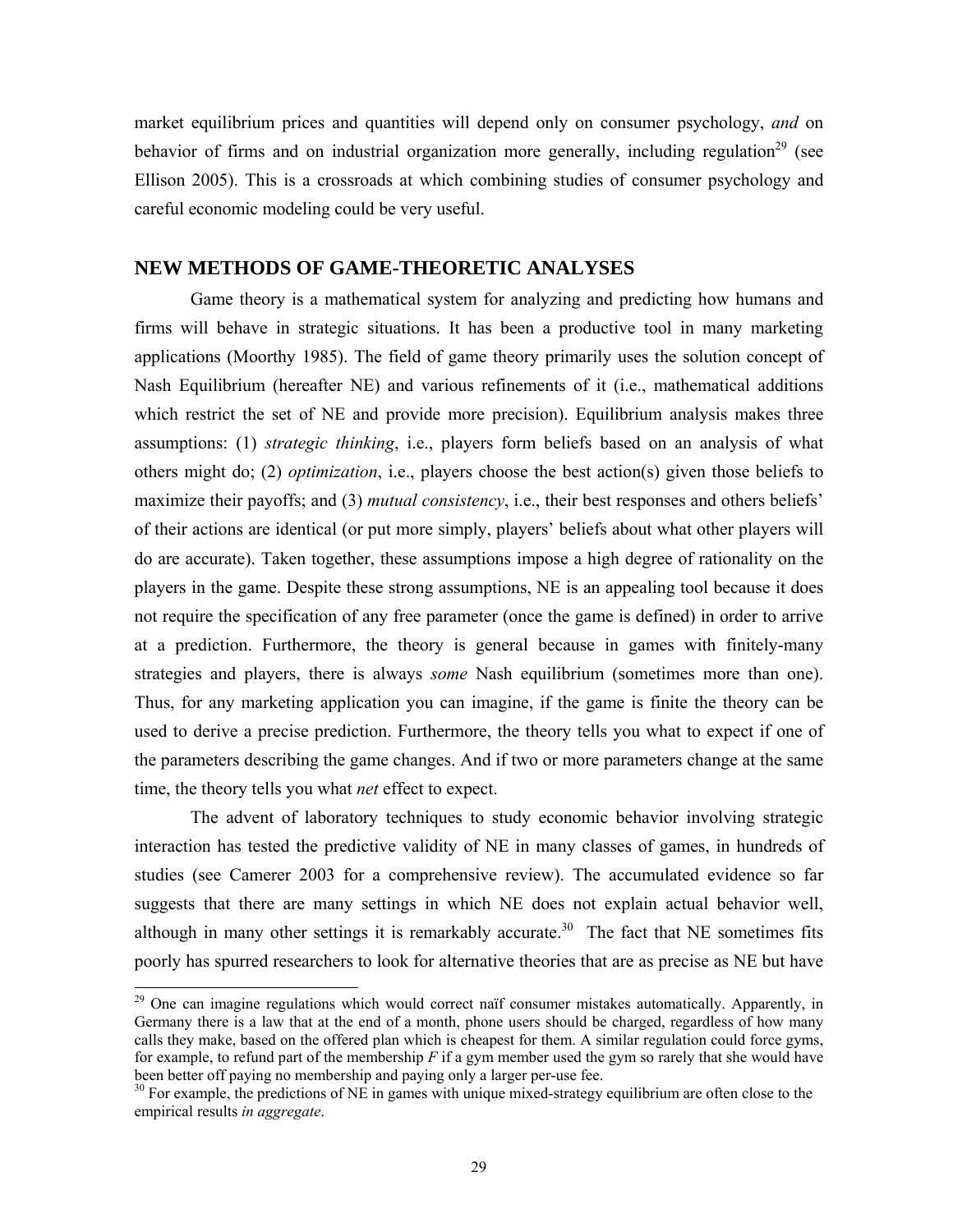market equilibrium prices and quantities will depend only on consumer psychology, *and* on behavior of firms and on industrial organization more generally, including regulation[29] (see Ellison 2005). This is a crossroads at which combining studies of consumer psychology and careful economic modeling could be very useful.

## NEW METHODS OF GAME-THEORETIC ANALYSES

Game theory is a mathematical system for analyzing and predicting how humans and firms will behave in strategic situations. It has been a productive tool in many marketing applications (Moorthy 1985). The field of game theory primarily uses the solution concept of Nash Equilibrium (hereafter NE) and various refinements of it (i.e., mathematical additions which restrict the set of NE and provide more precision). Equilibrium analysis makes three assumptions: (1) *strategic thinking*, i.e., players form beliefs based on an analysis of what others might do; (2) *optimization*, i.e., players choose the best action(s) given those beliefs to maximize their payoffs; and (3) *mutual consistency*, i.e., their best responses and others beliefs' of their actions are identical (or put more simply, players' beliefs about what other players will do are accurate). Taken together, these assumptions impose a high degree of rationality on the players in the game. Despite these strong assumptions, NE is an appealing tool because it does not require the specification of any free parameter (once the game is defined) in order to arrive at a prediction. Furthermore, the theory is general because in games with finitely-many strategies and players, there is always *some* Nash equilibrium (sometimes more than one). Thus, for any marketing application you can imagine, if the game is finite the theory can be used to derive a precise prediction. Furthermore, the theory tells you what to expect if one of the parameters describing the game changes. And if two or more parameters change at the same time, the theory tells you what *net* effect to expect.

The advent of laboratory techniques to study economic behavior involving strategic interaction has tested the predictive validity of NE in many classes of games, in hundreds of studies (see Camerer 2003 for a comprehensive review). The accumulated evidence so far suggests that there are many settings in which NE does not explain actual behavior well, although in many other settings it is remarkably accurate.[30] The fact that NE sometimes fits poorly has spurred researchers to look for alternative theories that are as precise as NE but have

---

[29] One can imagine regulations which would correct naïf consumer mistakes automatically. Apparently, in Germany there is a law that at the end of a month, phone users should be charged, regardless of how many calls they make, based on the offered plan which is cheapest for them. A similar regulation could force gyms, for example, to refund part of the membership $F$ if a gym member used the gym so rarely that she would have been better off paying no membership and paying only a larger per-use fee.

[30] For example, the predictions of NE in games with unique mixed-strategy equilibrium are often close to the empirical results *in aggregate*.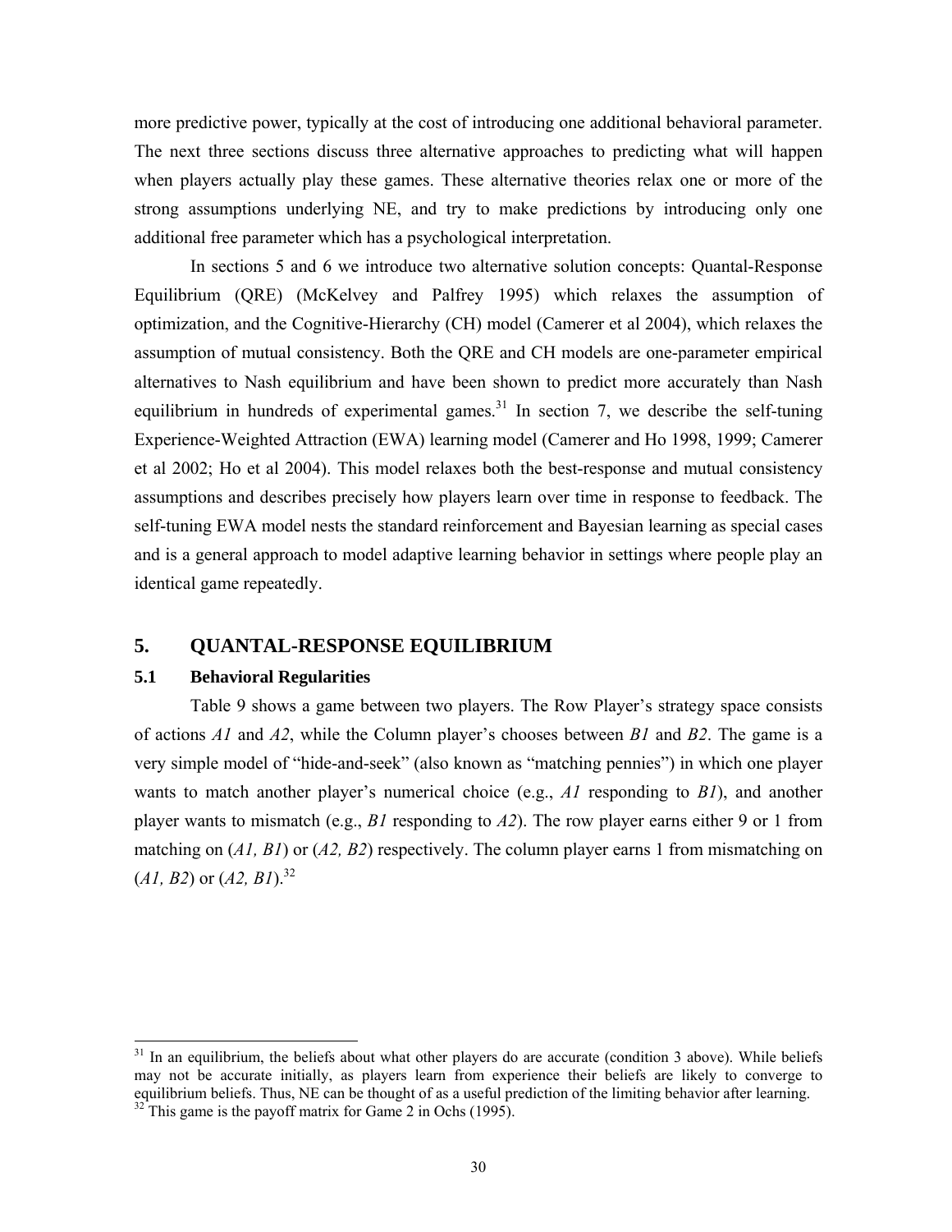more predictive power, typically at the cost of introducing one additional behavioral parameter. The next three sections discuss three alternative approaches to predicting what will happen when players actually play these games. These alternative theories relax one or more of the strong assumptions underlying NE, and try to make predictions by introducing only one additional free parameter which has a psychological interpretation.

In sections 5 and 6 we introduce two alternative solution concepts: Quantal-Response Equilibrium (QRE) (McKelvey and Palfrey 1995) which relaxes the assumption of optimization, and the Cognitive-Hierarchy (CH) model (Camerer et al 2004), which relaxes the assumption of mutual consistency. Both the QRE and CH models are one-parameter empirical alternatives to Nash equilibrium and have been shown to predict more accurately than Nash equilibrium in hundreds of experimental games.[31] In section 7, we describe the self-tuning Experience-Weighted Attraction (EWA) learning model (Camerer and Ho 1998, 1999; Camerer et al 2002; Ho et al 2004). This model relaxes both the best-response and mutual consistency assumptions and describes precisely how players learn over time in response to feedback. The self-tuning EWA model nests the standard reinforcement and Bayesian learning as special cases and is a general approach to model adaptive learning behavior in settings where people play an identical game repeatedly.

## 5. QUANTAL-RESPONSE EQUILIBRIUM

### 5.1 Behavioral Regularities

Table 9 shows a game between two players. The Row Player's strategy space consists of actions *A1* and *A2*, while the Column player's chooses between *B1* and *B2*. The game is a very simple model of "hide-and-seek" (also known as "matching pennies") in which one player wants to match another player's numerical choice (e.g., *A1* responding to *B1*), and another player wants to mismatch (e.g., *B1* responding to *A2*). The row player earns either 9 or 1 from matching on (*A1, B1*) or (*A2, B2*) respectively. The column player earns 1 from mismatching on (*A1, B2*) or (*A2, B1*).[32]

---

[31] In an equilibrium, the beliefs about what other players do are accurate (condition 3 above). While beliefs may not be accurate initially, as players learn from experience their beliefs are likely to converge to equilibrium beliefs. Thus, NE can be thought of as a useful prediction of the limiting behavior after learning.

[32] This game is the payoff matrix for Game 2 in Ochs (1995).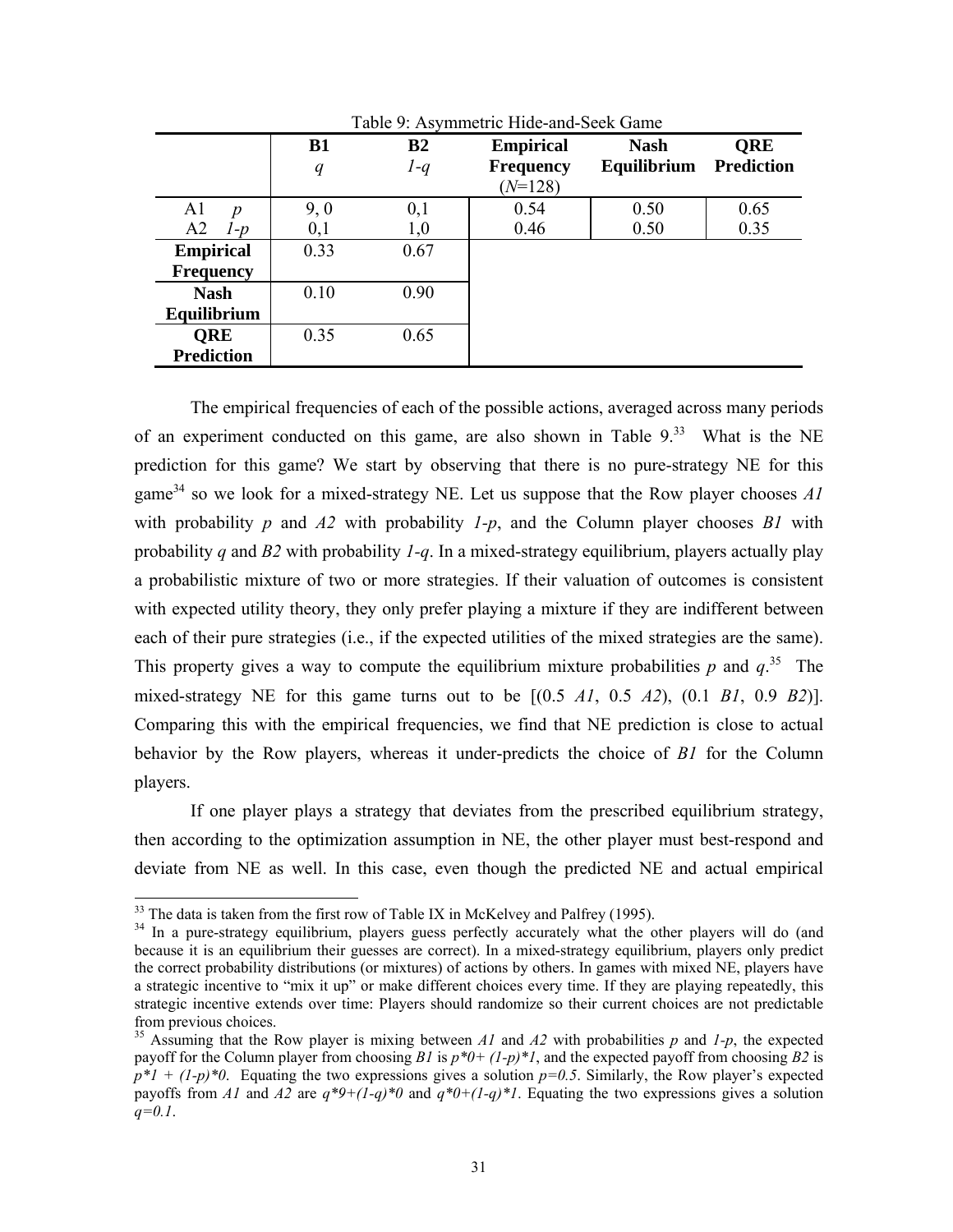Table 9: Asymmetric Hide-and-Seek Game

| | B1 *q* | B2 *1-q* | Empirical Frequency (*N*=128) | Nash Equilibrium | QRE Prediction |
|---|---|---|---|---|---|
| A1 *p* | 9, 0 | 0,1 | 0.54 | 0.50 | 0.65 |
| A2 *1-p* | 0,1 | 1,0 | 0.46 | 0.50 | 0.35 |
| **Empirical Frequency** | 0.33 | 0.67 | | | |
| **Nash Equilibrium** | 0.10 | 0.90 | | | |
| **QRE Prediction** | 0.35 | 0.65 | | | |

The empirical frequencies of each of the possible actions, averaged across many periods of an experiment conducted on this game, are also shown in Table 9.[33] What is the NE prediction for this game? We start by observing that there is no pure-strategy NE for this game[34] so we look for a mixed-strategy NE. Let us suppose that the Row player chooses *A1* with probability *p* and *A2* with probability *1-p*, and the Column player chooses *B1* with probability *q* and *B2* with probability *1-q*. In a mixed-strategy equilibrium, players actually play a probabilistic mixture of two or more strategies. If their valuation of outcomes is consistent with expected utility theory, they only prefer playing a mixture if they are indifferent between each of their pure strategies (i.e., if the expected utilities of the mixed strategies are the same). This property gives a way to compute the equilibrium mixture probabilities *p* and *q*.[35] The mixed-strategy NE for this game turns out to be [(0.5 *A1*, 0.5 *A2*), (0.1 *B1*, 0.9 *B2*)]. Comparing this with the empirical frequencies, we find that NE prediction is close to actual behavior by the Row players, whereas it under-predicts the choice of *B1* for the Column players.

If one player plays a strategy that deviates from the prescribed equilibrium strategy, then according to the optimization assumption in NE, the other player must best-respond and deviate from NE as well. In this case, even though the predicted NE and actual empirical

[33] The data is taken from the first row of Table IX in McKelvey and Palfrey (1995).

[34] In a pure-strategy equilibrium, players guess perfectly accurately what the other players will do (and because it is an equilibrium their guesses are correct). In a mixed-strategy equilibrium, players only predict the correct probability distributions (or mixtures) of actions by others. In games with mixed NE, players have a strategic incentive to "mix it up" or make different choices every time. If they are playing repeatedly, this strategic incentive extends over time: Players should randomize so their current choices are not predictable from previous choices.

[35] Assuming that the Row player is mixing between *A1* and *A2* with probabilities *p* and *1-p*, the expected payoff for the Column player from choosing *B1* is $p*0+ (1-p)*1$, and the expected payoff from choosing *B2* is $p*1 + (1-p)*0$. Equating the two expressions gives a solution $p=0.5$. Similarly, the Row player's expected payoffs from *A1* and *A2* are $q*9+(1-q)*0$ and $q*0+(1-q)*1$. Equating the two expressions gives a solution $q=0.1$.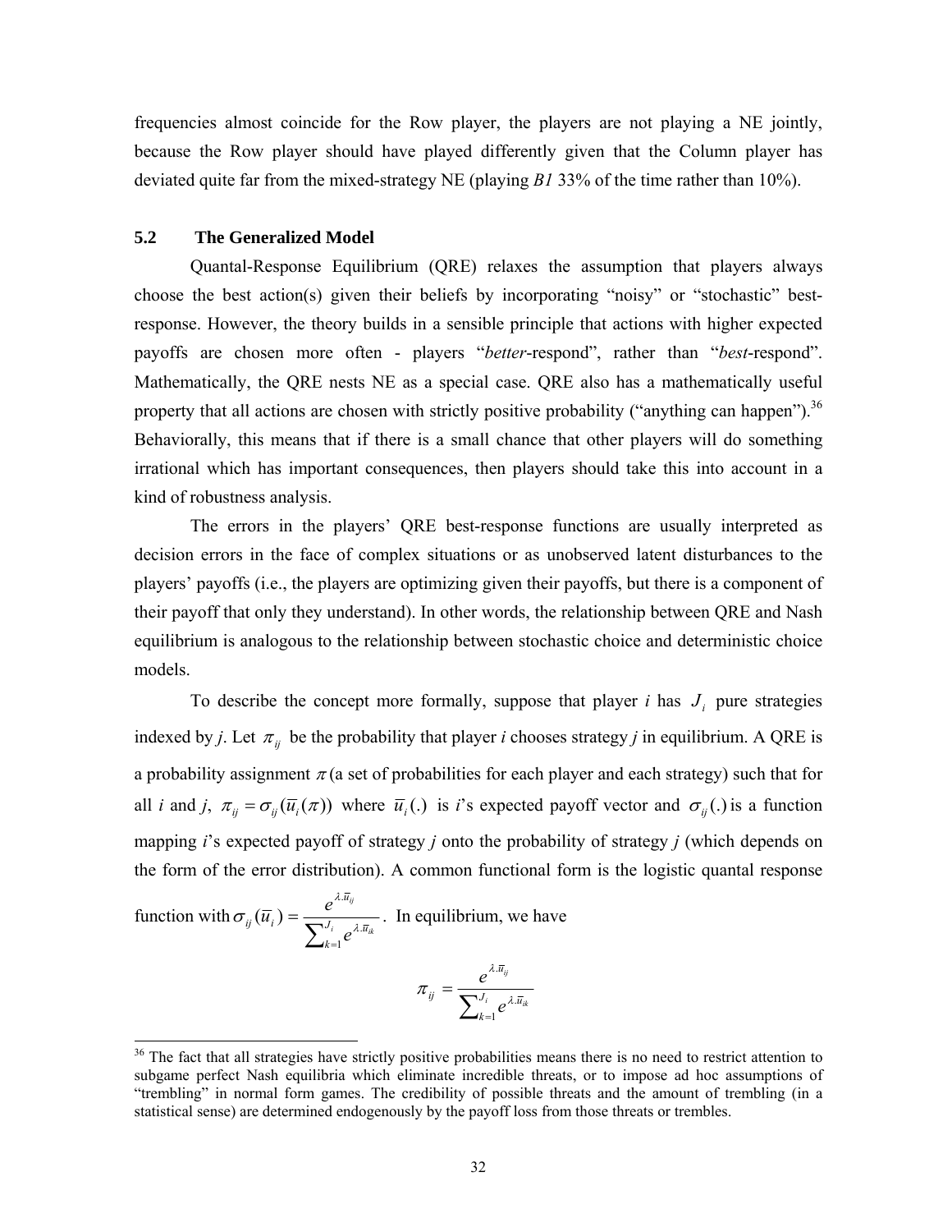frequencies almost coincide for the Row player, the players are not playing a NE jointly, because the Row player should have played differently given that the Column player has deviated quite far from the mixed-strategy NE (playing *B1* 33% of the time rather than 10%).

### 5.2 The Generalized Model

Quantal-Response Equilibrium (QRE) relaxes the assumption that players always choose the best action(s) given their beliefs by incorporating "noisy" or "stochastic" best-response. However, the theory builds in a sensible principle that actions with higher expected payoffs are chosen more often - players "*better*-respond", rather than "*best*-respond". Mathematically, the QRE nests NE as a special case. QRE also has a mathematically useful property that all actions are chosen with strictly positive probability ("anything can happen").[36] Behaviorally, this means that if there is a small chance that other players will do something irrational which has important consequences, then players should take this into account in a kind of robustness analysis.

The errors in the players' QRE best-response functions are usually interpreted as decision errors in the face of complex situations or as unobserved latent disturbances to the players' payoffs (i.e., the players are optimizing given their payoffs, but there is a component of their payoff that only they understand). In other words, the relationship between QRE and Nash equilibrium is analogous to the relationship between stochastic choice and deterministic choice models.

To describe the concept more formally, suppose that player *i* has $J_i$ pure strategies indexed by *j*. Let $\pi_{ij}$ be the probability that player *i* chooses strategy *j* in equilibrium. A QRE is a probability assignment $\pi$ (a set of probabilities for each player and each strategy) such that for all *i* and *j*, $\pi_{ij} = \sigma_{ij}(\overline{u}_i(\pi))$ where $\overline{u}_i(.)$ is *i*'s expected payoff vector and $\sigma_{ij}(.)$ is a function mapping *i*'s expected payoff of strategy *j* onto the probability of strategy *j* (which depends on the form of the error distribution). A common functional form is the logistic quantal response function with $\sigma_{ij}(\overline{u}_i) = \frac{e^{\lambda.\overline{u}_{ij}}}{\sum_{k=1}^{J_i} e^{\lambda.\overline{u}_{ik}}}$. In equilibrium, we have

$$\pi_{ij} = \frac{e^{\lambda.\overline{u}_{ij}}}{\sum_{k=1}^{J_i} e^{\lambda.\overline{u}_{ik}}}$$

[36] The fact that all strategies have strictly positive probabilities means there is no need to restrict attention to subgame perfect Nash equilibria which eliminate incredible threats, or to impose ad hoc assumptions of "trembling" in normal form games. The credibility of possible threats and the amount of trembling (in a statistical sense) are determined endogenously by the payoff loss from those threats or trembles.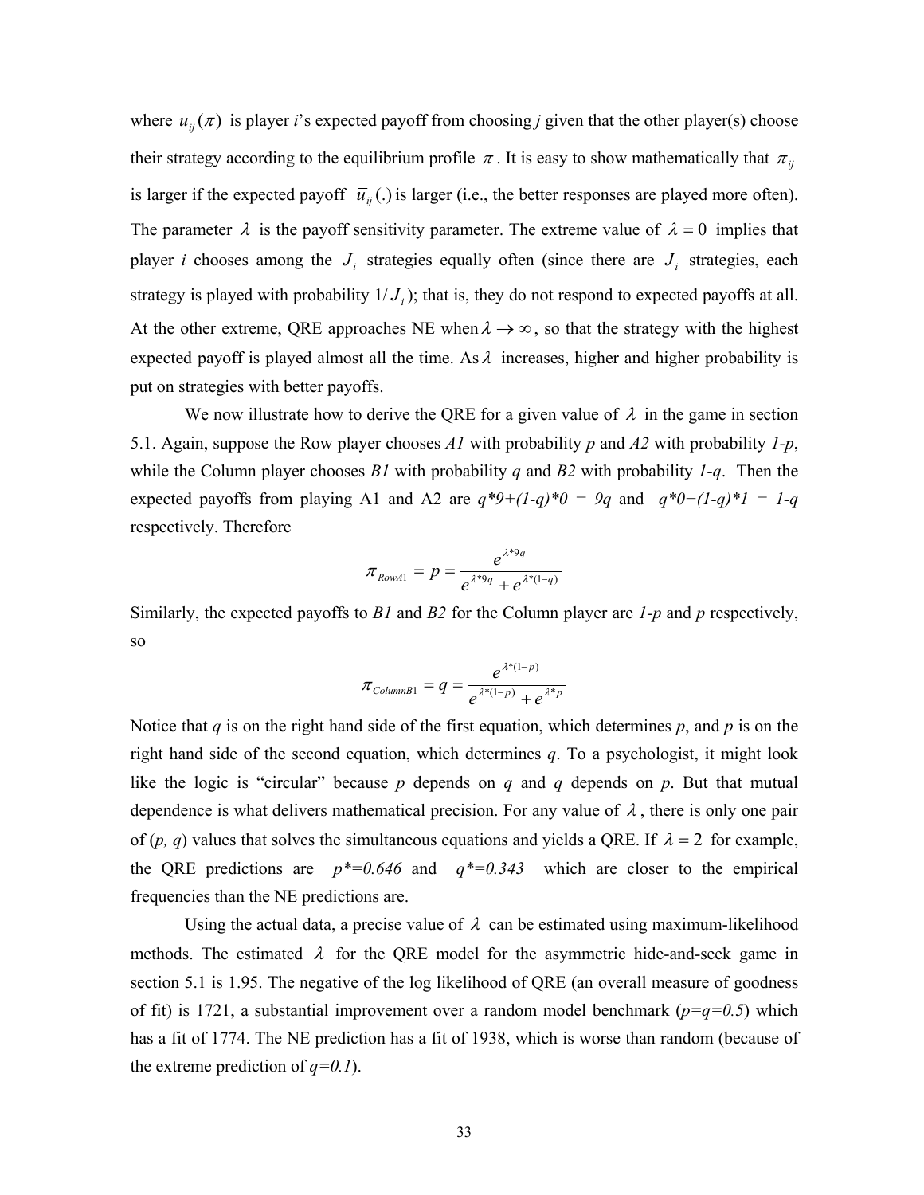where $\bar{u}_{ij}(\pi)$ is player *i*'s expected payoff from choosing *j* given that the other player(s) choose their strategy according to the equilibrium profile $\pi$. It is easy to show mathematically that $\pi_{ij}$ is larger if the expected payoff $\bar{u}_{ij}(.)$ is larger (i.e., the better responses are played more often). The parameter $\lambda$ is the payoff sensitivity parameter. The extreme value of $\lambda = 0$ implies that player *i* chooses among the $J_i$ strategies equally often (since there are $J_i$ strategies, each strategy is played with probability $1/J_i$); that is, they do not respond to expected payoffs at all. At the other extreme, QRE approaches NE when $\lambda \to \infty$, so that the strategy with the highest expected payoff is played almost all the time. As $\lambda$ increases, higher and higher probability is put on strategies with better payoffs.

We now illustrate how to derive the QRE for a given value of $\lambda$ in the game in section 5.1. Again, suppose the Row player chooses *A1* with probability *p* and *A2* with probability *1-p*, while the Column player chooses *B1* with probability *q* and *B2* with probability *1-q*. Then the expected payoffs from playing A1 and A2 are *q\*9+(1-q)\*0 = 9q* and *q\*0+(1-q)\*1 = 1-q* respectively. Therefore

$$\pi_{RowA1} = p = \frac{e^{\lambda * 9q}}{e^{\lambda * 9q} + e^{\lambda * (1-q)}}$$

Similarly, the expected payoffs to *B1* and *B2* for the Column player are *1-p* and *p* respectively, so

$$\pi_{ColumnB1} = q = \frac{e^{\lambda * (1-p)}}{e^{\lambda * (1-p)} + e^{\lambda * p}}$$

Notice that *q* is on the right hand side of the first equation, which determines *p*, and *p* is on the right hand side of the second equation, which determines *q*. To a psychologist, it might look like the logic is "circular" because *p* depends on *q* and *q* depends on *p*. But that mutual dependence is what delivers mathematical precision. For any value of $\lambda$, there is only one pair of (*p, q*) values that solves the simultaneous equations and yields a QRE. If $\lambda = 2$ for example, the QRE predictions are *p\*=0.646* and *q\*=0.343* which are closer to the empirical frequencies than the NE predictions are.

Using the actual data, a precise value of $\lambda$ can be estimated using maximum-likelihood methods. The estimated $\lambda$ for the QRE model for the asymmetric hide-and-seek game in section 5.1 is 1.95. The negative of the log likelihood of QRE (an overall measure of goodness of fit) is 1721, a substantial improvement over a random model benchmark (*p=q=0.5*) which has a fit of 1774. The NE prediction has a fit of 1938, which is worse than random (because of the extreme prediction of *q=0.1*).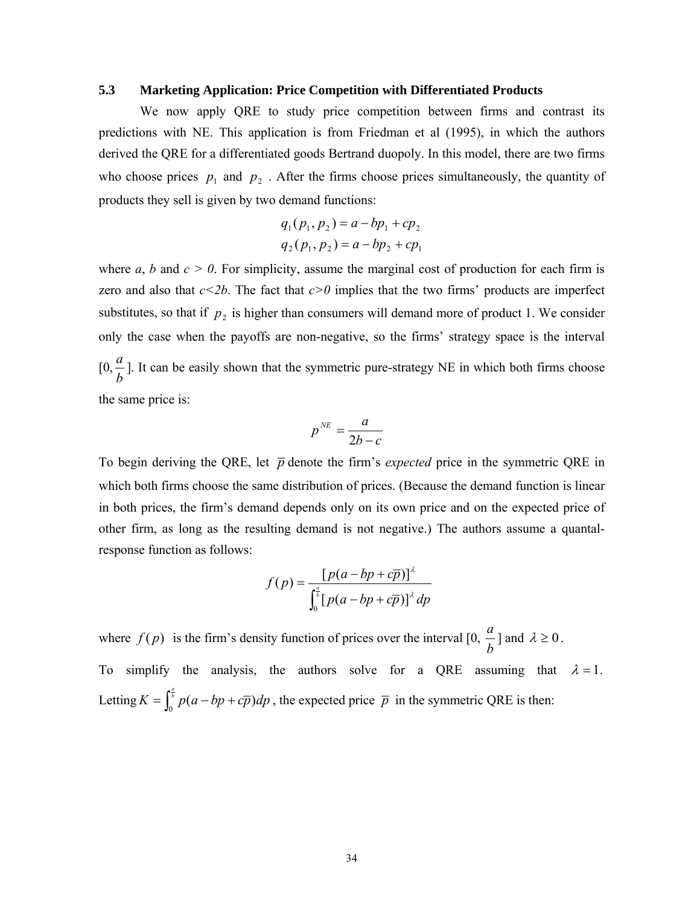### 5.3 Marketing Application: Price Competition with Differentiated Products

We now apply QRE to study price competition between firms and contrast its predictions with NE. This application is from Friedman et al (1995), in which the authors derived the QRE for a differentiated goods Bertrand duopoly. In this model, there are two firms who choose prices $p_1$ and $p_2$ . After the firms choose prices simultaneously, the quantity of products they sell is given by two demand functions:

$$q_1(p_1, p_2) = a - bp_1 + cp_2$$
$$q_2(p_1, p_2) = a - bp_2 + cp_1$$

where *a*, *b* and *c* > *0*. For simplicity, assume the marginal cost of production for each firm is zero and also that *c<2b*. The fact that *c>0* implies that the two firms' products are imperfect substitutes, so that if $p_2$ is higher than consumers will demand more of product 1. We consider only the case when the payoffs are non-negative, so the firms' strategy space is the interval $[0, \frac{a}{b}]$. It can be easily shown that the symmetric pure-strategy NE in which both firms choose the same price is:

$$p^{NE} = \frac{a}{2b - c}$$

To begin deriving the QRE, let $\overline{p}$ denote the firm's *expected* price in the symmetric QRE in which both firms choose the same distribution of prices. (Because the demand function is linear in both prices, the firm's demand depends only on its own price and on the expected price of other firm, as long as the resulting demand is not negative.) The authors assume a quantal-response function as follows:

$$f(p) = \frac{[p(a - bp + c\overline{p})]^{\lambda}}{\int_0^{\frac{a}{b}} [p(a - bp + c\overline{p})]^{\lambda} \, dp}$$

where $f(p)$ is the firm's density function of prices over the interval $[0, \frac{a}{b}]$ and $\lambda \geq 0$.

To simplify the analysis, the authors solve for a QRE assuming that $\lambda = 1$. Letting $K = \int_0^{\frac{a}{b}} p(a - bp + c\overline{p}) dp$ , the expected price $\overline{p}$ in the symmetric QRE is then: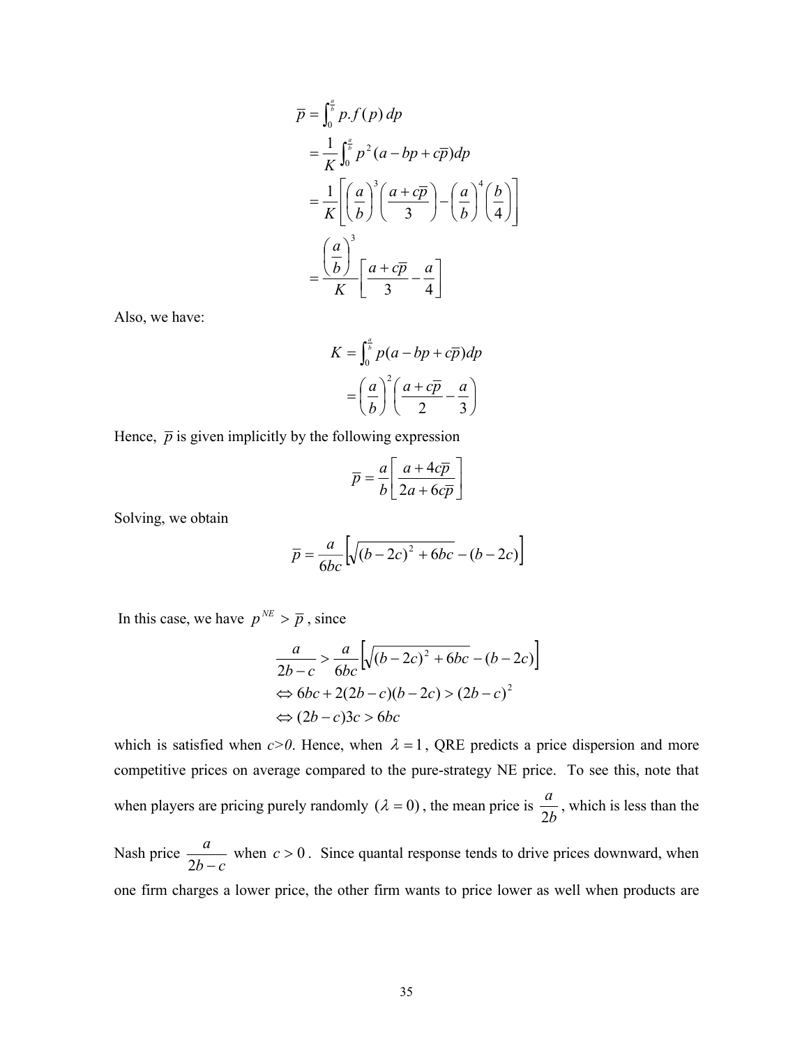$$
\begin{aligned}
\overline{p} &= \int_0^{\frac{a}{b}} p.f(p)\,dp \\
&= \frac{1}{K}\int_0^{\frac{a}{b}} p^2(a - bp + c\overline{p})dp \\
&= \frac{1}{K}\left[\left(\frac{a}{b}\right)^3\left(\frac{a + c\overline{p}}{3}\right) - \left(\frac{a}{b}\right)^4\left(\frac{b}{4}\right)\right] \\
&= \frac{\left(\frac{a}{b}\right)^3}{K}\left[\frac{a + c\overline{p}}{3} - \frac{a}{4}\right]
\end{aligned}
$$

Also, we have:

$$
\begin{aligned}
K &= \int_0^{\frac{a}{b}} p(a - bp + c\overline{p})dp \\
&= \left(\frac{a}{b}\right)^2\left(\frac{a + c\overline{p}}{2} - \frac{a}{3}\right)
\end{aligned}
$$

Hence, $\overline{p}$ is given implicitly by the following expression

$$
\overline{p} = \frac{a}{b}\left[\frac{a + 4c\overline{p}}{2a + 6c\overline{p}}\right]
$$

Solving, we obtain

$$
\overline{p} = \frac{a}{6bc}\left[\sqrt{(b - 2c)^2 + 6bc} - (b - 2c)\right]
$$

In this case, we have $p^{NE} > \overline{p}$, since

$$
\begin{aligned}
&\frac{a}{2b - c} > \frac{a}{6bc}\left[\sqrt{(b - 2c)^2 + 6bc} - (b - 2c)\right] \\
&\Leftrightarrow 6bc + 2(2b - c)(b - 2c) > (2b - c)^2 \\
&\Leftrightarrow (2b - c)3c > 6bc
\end{aligned}
$$

which is satisfied when $c>0$. Hence, when $\lambda = 1$, QRE predicts a price dispersion and more competitive prices on average compared to the pure-strategy NE price. To see this, note that when players are pricing purely randomly $(\lambda = 0)$, the mean price is $\frac{a}{2b}$, which is less than the Nash price $\frac{a}{2b - c}$ when $c > 0$. Since quantal response tends to drive prices downward, when one firm charges a lower price, the other firm wants to price lower as well when products are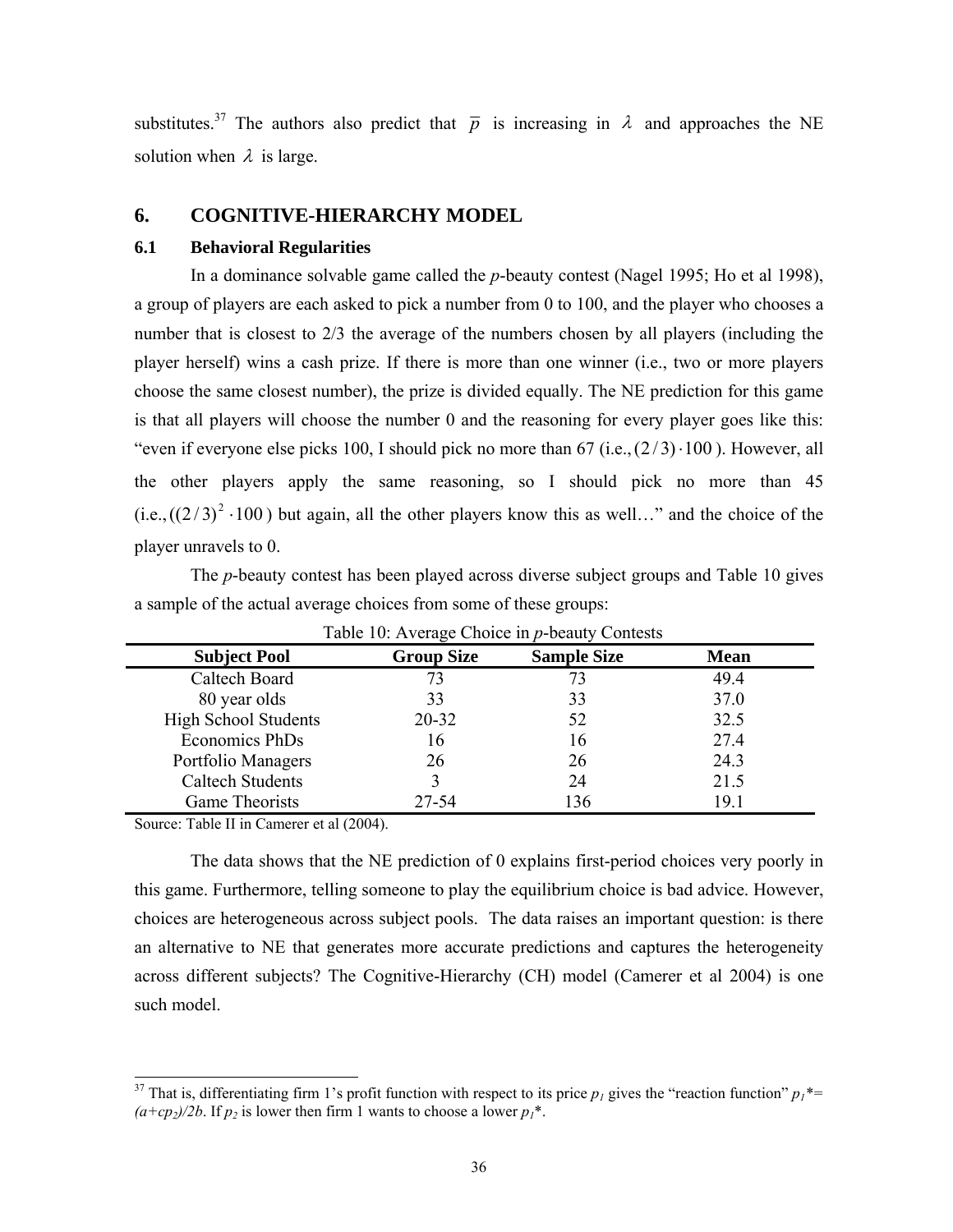substitutes.[37] The authors also predict that $\overline{p}$ is increasing in $\lambda$ and approaches the NE solution when $\lambda$ is large.

## 6. COGNITIVE-HIERARCHY MODEL

### 6.1 Behavioral Regularities

In a dominance solvable game called the *p*-beauty contest (Nagel 1995; Ho et al 1998), a group of players are each asked to pick a number from 0 to 100, and the player who chooses a number that is closest to 2/3 the average of the numbers chosen by all players (including the player herself) wins a cash prize. If there is more than one winner (i.e., two or more players choose the same closest number), the prize is divided equally. The NE prediction for this game is that all players will choose the number 0 and the reasoning for every player goes like this: "even if everyone else picks 100, I should pick no more than 67 (i.e., $(2/3)\cdot 100$ ). However, all the other players apply the same reasoning, so I should pick no more than 45 (i.e., $((2/3)^2\cdot 100$ ) but again, all the other players know this as well…" and the choice of the player unravels to 0.

The *p*-beauty contest has been played across diverse subject groups and Table 10 gives a sample of the actual average choices from some of these groups:

Table 10: Average Choice in *p*-beauty Contests

| Subject Pool | Group Size | Sample Size | Mean |
|---|---|---|---|
| Caltech Board | 73 | 73 | 49.4 |
| 80 year olds | 33 | 33 | 37.0 |
| High School Students | 20-32 | 52 | 32.5 |
| Economics PhDs | 16 | 16 | 27.4 |
| Portfolio Managers | 26 | 26 | 24.3 |
| Caltech Students | 3 | 24 | 21.5 |
| Game Theorists | 27-54 | 136 | 19.1 |

Source: Table II in Camerer et al (2004).

The data shows that the NE prediction of 0 explains first-period choices very poorly in this game. Furthermore, telling someone to play the equilibrium choice is bad advice. However, choices are heterogeneous across subject pools. The data raises an important question: is there an alternative to NE that generates more accurate predictions and captures the heterogeneity across different subjects? The Cognitive-Hierarchy (CH) model (Camerer et al 2004) is one such model.

---

[37] That is, differentiating firm 1's profit function with respect to its price $p_1$ gives the "reaction function" $p_1^* = (a+cp_2)/2b$. If $p_2$ is lower then firm 1 wants to choose a lower $p_1^*$.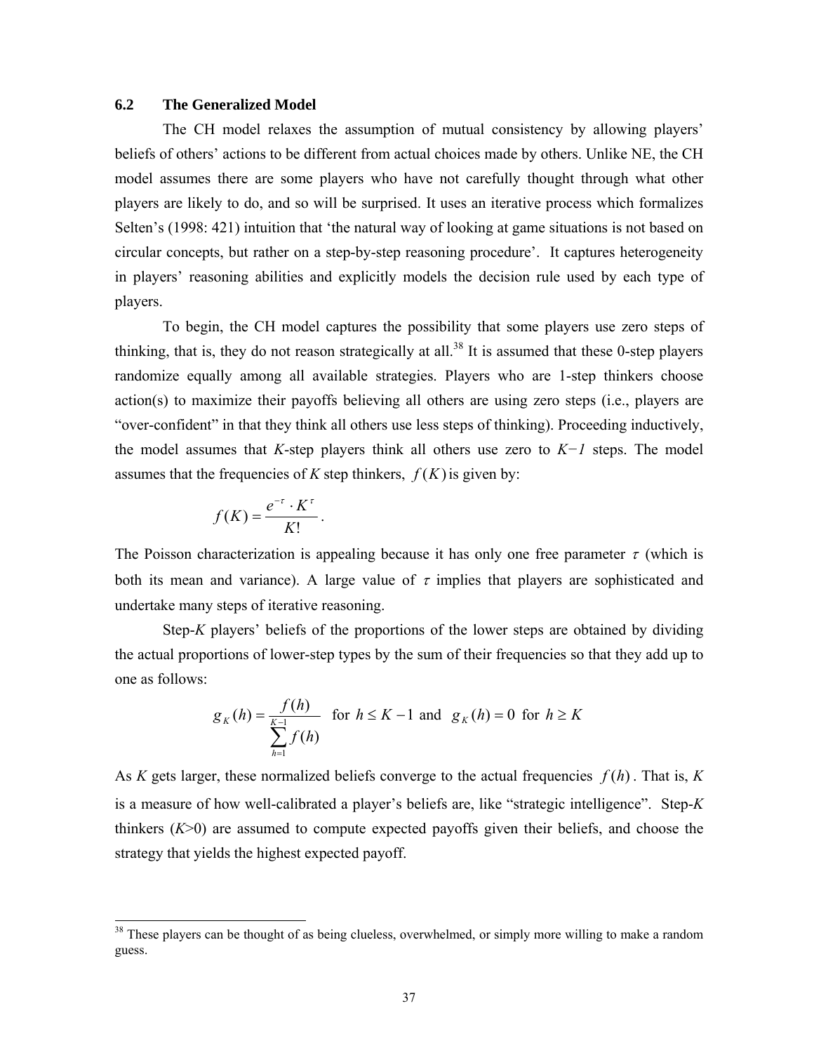### 6.2 The Generalized Model

The CH model relaxes the assumption of mutual consistency by allowing players' beliefs of others' actions to be different from actual choices made by others. Unlike NE, the CH model assumes there are some players who have not carefully thought through what other players are likely to do, and so will be surprised. It uses an iterative process which formalizes Selten's (1998: 421) intuition that 'the natural way of looking at game situations is not based on circular concepts, but rather on a step-by-step reasoning procedure'. It captures heterogeneity in players' reasoning abilities and explicitly models the decision rule used by each type of players.

To begin, the CH model captures the possibility that some players use zero steps of thinking, that is, they do not reason strategically at all.[38] It is assumed that these 0-step players randomize equally among all available strategies. Players who are 1-step thinkers choose action(s) to maximize their payoffs believing all others are using zero steps (i.e., players are "over-confident" in that they think all others use less steps of thinking). Proceeding inductively, the model assumes that *K*-step players think all others use zero to *K−1* steps. The model assumes that the frequencies of *K* step thinkers, $f(K)$ is given by:

$$f(K) = \frac{e^{-\tau} \cdot K^{\tau}}{K!}.$$

The Poisson characterization is appealing because it has only one free parameter $\tau$ (which is both its mean and variance). A large value of $\tau$ implies that players are sophisticated and undertake many steps of iterative reasoning.

Step-*K* players' beliefs of the proportions of the lower steps are obtained by dividing the actual proportions of lower-step types by the sum of their frequencies so that they add up to one as follows:

$$g_K(h) = \frac{f(h)}{\sum_{h=1}^{K-1} f(h)} \quad \text{for } h \le K-1 \text{ and } \quad g_K(h) = 0 \text{ for } h \ge K$$

As *K* gets larger, these normalized beliefs converge to the actual frequencies $f(h)$. That is, *K* is a measure of how well-calibrated a player's beliefs are, like "strategic intelligence". Step-*K* thinkers (*K*>0) are assumed to compute expected payoffs given their beliefs, and choose the strategy that yields the highest expected payoff.

[38] These players can be thought of as being clueless, overwhelmed, or simply more willing to make a random guess.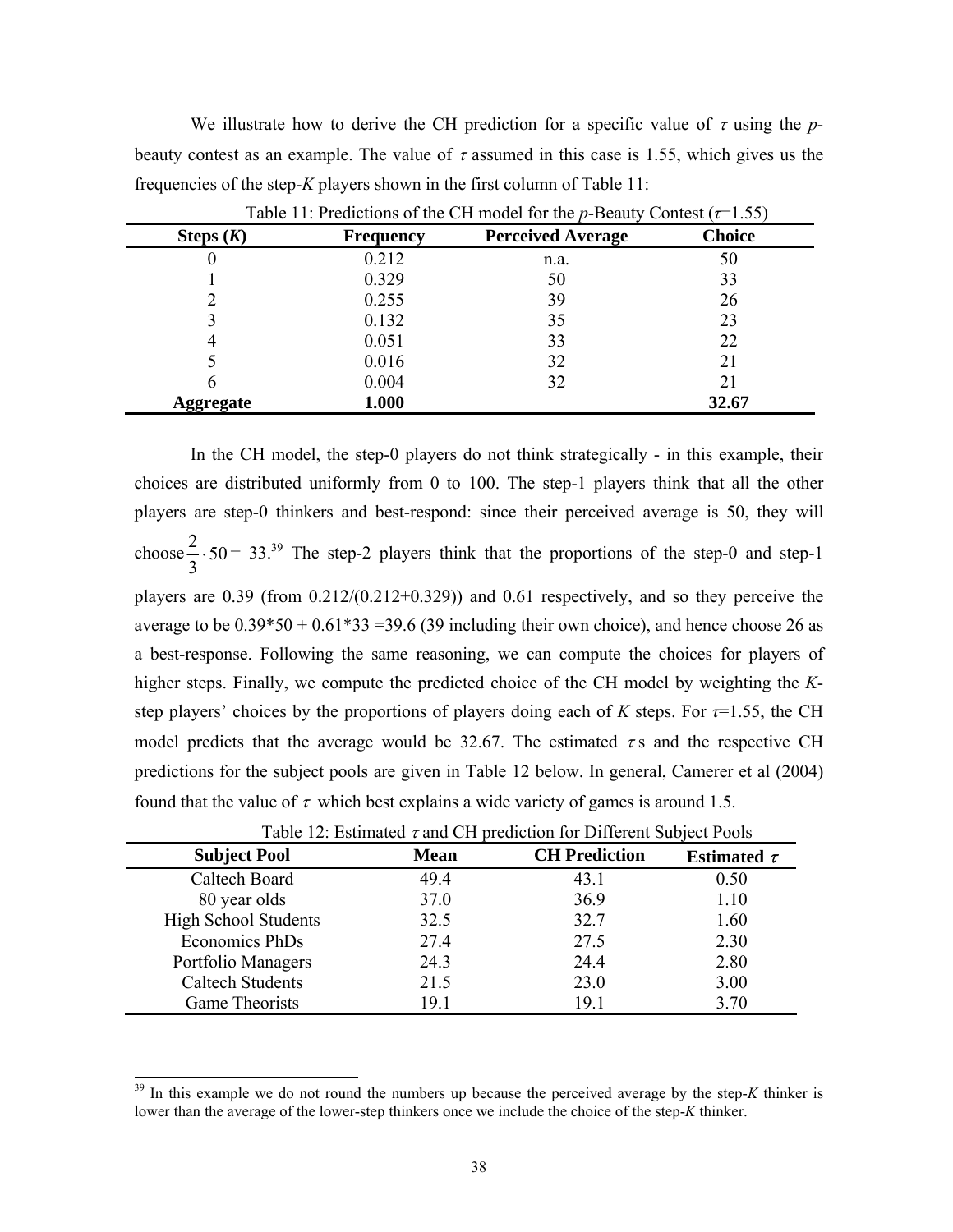We illustrate how to derive the CH prediction for a specific value of $\tau$ using the *p*-beauty contest as an example. The value of $\tau$ assumed in this case is 1.55, which gives us the frequencies of the step-*K* players shown in the first column of Table 11:

Table 11: Predictions of the CH model for the *p*-Beauty Contest ($\tau$=1.55)

| Steps (*K*) | Frequency | Perceived Average | Choice |
|---|---|---|---|
| 0 | 0.212 | n.a. | 50 |
| 1 | 0.329 | 50 | 33 |
| 2 | 0.255 | 39 | 26 |
| 3 | 0.132 | 35 | 23 |
| 4 | 0.051 | 33 | 22 |
| 5 | 0.016 | 32 | 21 |
| 6 | 0.004 | 32 | 21 |
| **Aggregate** | **1.000** | | **32.67** |

In the CH model, the step-0 players do not think strategically - in this example, their choices are distributed uniformly from 0 to 100. The step-1 players think that all the other players are step-0 thinkers and best-respond: since their perceived average is 50, they will choose $\frac{2}{3} \cdot 50 =$ 33.[39] The step-2 players think that the proportions of the step-0 and step-1 players are 0.39 (from 0.212/(0.212+0.329)) and 0.61 respectively, and so they perceive the average to be 0.39*50 + 0.61*33 =39.6 (39 including their own choice), and hence choose 26 as a best-response. Following the same reasoning, we can compute the choices for players of higher steps. Finally, we compute the predicted choice of the CH model by weighting the *K*-step players' choices by the proportions of players doing each of *K* steps. For $\tau$=1.55, the CH model predicts that the average would be 32.67. The estimated $\tau$s and the respective CH predictions for the subject pools are given in Table 12 below. In general, Camerer et al (2004) found that the value of $\tau$ which best explains a wide variety of games is around 1.5.

Table 12: Estimated $\tau$ and CH prediction for Different Subject Pools

| Subject Pool | Mean | CH Prediction | Estimated $\tau$ |
|---|---|---|---|
| Caltech Board | 49.4 | 43.1 | 0.50 |
| 80 year olds | 37.0 | 36.9 | 1.10 |
| High School Students | 32.5 | 32.7 | 1.60 |
| Economics PhDs | 27.4 | 27.5 | 2.30 |
| Portfolio Managers | 24.3 | 24.4 | 2.80 |
| Caltech Students | 21.5 | 23.0 | 3.00 |
| Game Theorists | 19.1 | 19.1 | 3.70 |

---

[39] In this example we do not round the numbers up because the perceived average by the step-*K* thinker is lower than the average of the lower-step thinkers once we include the choice of the step-*K* thinker.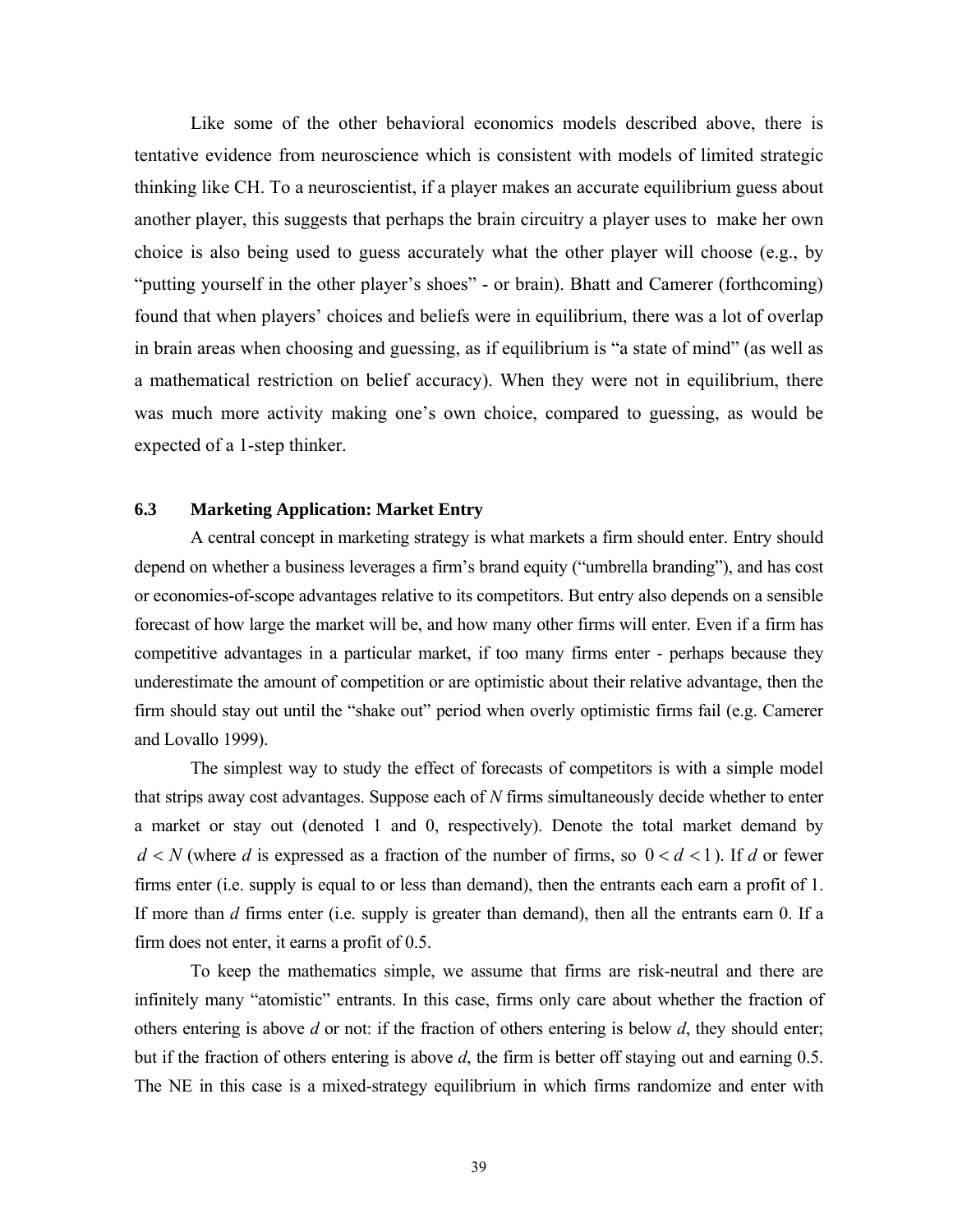Like some of the other behavioral economics models described above, there is tentative evidence from neuroscience which is consistent with models of limited strategic thinking like CH. To a neuroscientist, if a player makes an accurate equilibrium guess about another player, this suggests that perhaps the brain circuitry a player uses to make her own choice is also being used to guess accurately what the other player will choose (e.g., by "putting yourself in the other player's shoes" - or brain). Bhatt and Camerer (forthcoming) found that when players' choices and beliefs were in equilibrium, there was a lot of overlap in brain areas when choosing and guessing, as if equilibrium is "a state of mind" (as well as a mathematical restriction on belief accuracy). When they were not in equilibrium, there was much more activity making one's own choice, compared to guessing, as would be expected of a 1-step thinker.

### 6.3 Marketing Application: Market Entry

A central concept in marketing strategy is what markets a firm should enter. Entry should depend on whether a business leverages a firm's brand equity ("umbrella branding"), and has cost or economies-of-scope advantages relative to its competitors. But entry also depends on a sensible forecast of how large the market will be, and how many other firms will enter. Even if a firm has competitive advantages in a particular market, if too many firms enter - perhaps because they underestimate the amount of competition or are optimistic about their relative advantage, then the firm should stay out until the "shake out" period when overly optimistic firms fail (e.g. Camerer and Lovallo 1999).

The simplest way to study the effect of forecasts of competitors is with a simple model that strips away cost advantages. Suppose each of $N$ firms simultaneously decide whether to enter a market or stay out (denoted 1 and 0, respectively). Denote the total market demand by $d < N$ (where $d$ is expressed as a fraction of the number of firms, so $0 < d < 1$). If $d$ or fewer firms enter (i.e. supply is equal to or less than demand), then the entrants each earn a profit of 1. If more than $d$ firms enter (i.e. supply is greater than demand), then all the entrants earn 0. If a firm does not enter, it earns a profit of 0.5.

To keep the mathematics simple, we assume that firms are risk-neutral and there are infinitely many "atomistic" entrants. In this case, firms only care about whether the fraction of others entering is above $d$ or not: if the fraction of others entering is below $d$, they should enter; but if the fraction of others entering is above $d$, the firm is better off staying out and earning 0.5. The NE in this case is a mixed-strategy equilibrium in which firms randomize and enter with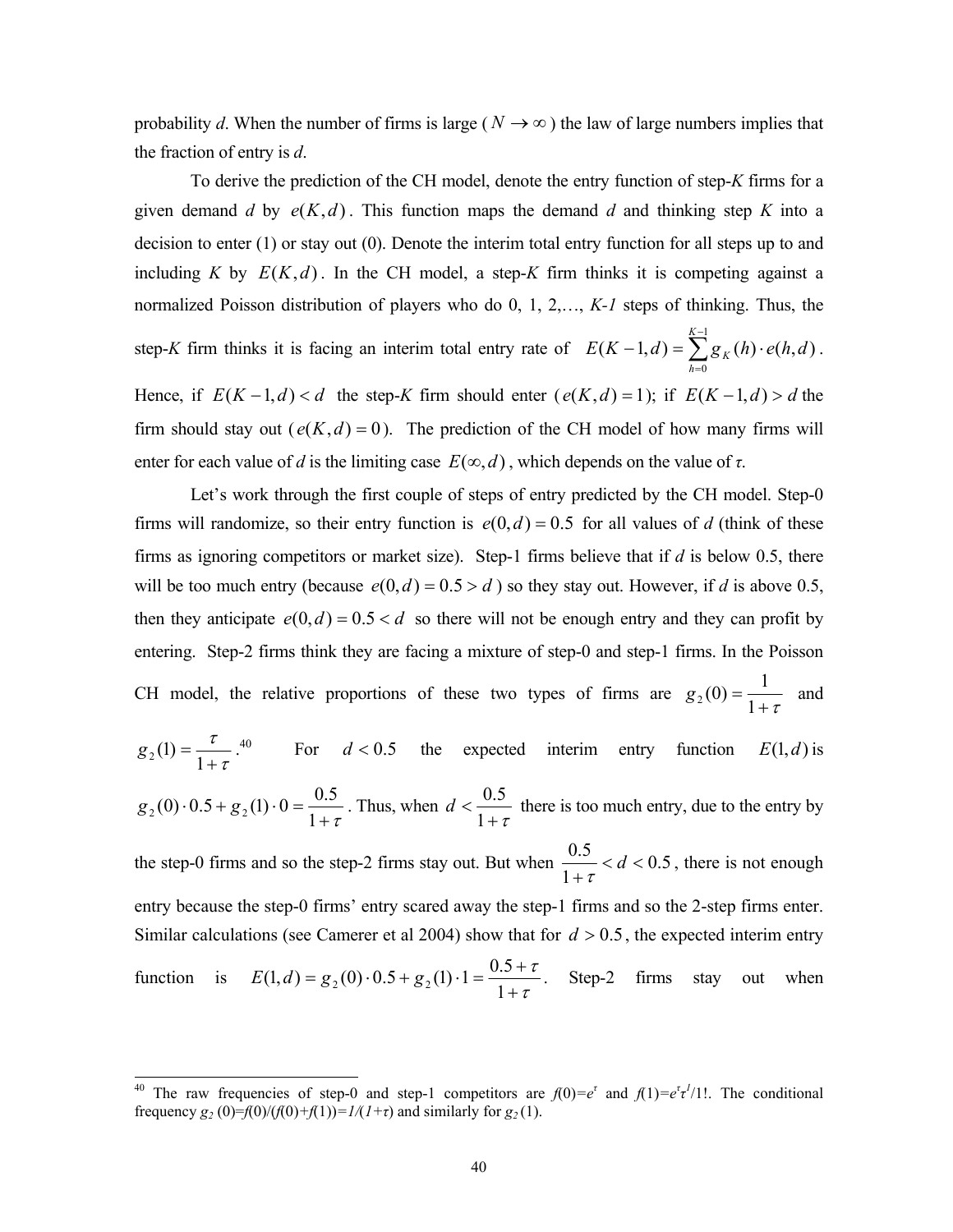probability *d*. When the number of firms is large ($N \rightarrow \infty$) the law of large numbers implies that the fraction of entry is *d*.

To derive the prediction of the CH model, denote the entry function of step-*K* firms for a given demand *d* by $e(K,d)$. This function maps the demand *d* and thinking step *K* into a decision to enter (1) or stay out (0). Denote the interim total entry function for all steps up to and including *K* by $E(K,d)$. In the CH model, a step-*K* firm thinks it is competing against a normalized Poisson distribution of players who do 0, 1, 2,…, *K-1* steps of thinking. Thus, the step-*K* firm thinks it is facing an interim total entry rate of $E(K-1,d) = \sum_{h=0}^{K-1} g_K(h) \cdot e(h,d)$. Hence, if $E(K-1,d) < d$ the step-*K* firm should enter ($e(K,d) = 1$); if $E(K-1,d) > d$ the firm should stay out ($e(K,d) = 0$). The prediction of the CH model of how many firms will enter for each value of *d* is the limiting case $E(\infty, d)$, which depends on the value of *τ*.

Let's work through the first couple of steps of entry predicted by the CH model. Step-0 firms will randomize, so their entry function is $e(0,d) = 0.5$ for all values of *d* (think of these firms as ignoring competitors or market size). Step-1 firms believe that if *d* is below 0.5, there will be too much entry (because $e(0,d) = 0.5 > d$) so they stay out. However, if *d* is above 0.5, then they anticipate $e(0,d) = 0.5 < d$ so there will not be enough entry and they can profit by entering. Step-2 firms think they are facing a mixture of step-0 and step-1 firms. In the Poisson CH model, the relative proportions of these two types of firms are $g_2(0) = \frac{1}{1+\tau}$ and $g_2(1) = \frac{\tau}{1+\tau}$.[40] For $d < 0.5$ the expected interim entry function $E(1,d)$ is $g_2(0) \cdot 0.5 + g_2(1) \cdot 0 = \frac{0.5}{1+\tau}$. Thus, when $d < \frac{0.5}{1+\tau}$ there is too much entry, due to the entry by the step-0 firms and so the step-2 firms stay out. But when $\frac{0.5}{1+\tau} < d < 0.5$, there is not enough entry because the step-0 firms' entry scared away the step-1 firms and so the 2-step firms enter. Similar calculations (see Camerer et al 2004) show that for $d > 0.5$, the expected interim entry function is $E(1,d) = g_2(0) \cdot 0.5 + g_2(1) \cdot 1 = \frac{0.5+\tau}{1+\tau}$. Step-2 firms stay out when

---

[40] The raw frequencies of step-0 and step-1 competitors are $f(0)=e^{\tau}$ and $f(1)=e^{\tau}\tau^{1}/1!$. The conditional frequency $g_2(0)=f(0)/(f(0)+f(1))=1/(1+\tau)$ and similarly for $g_2(1)$.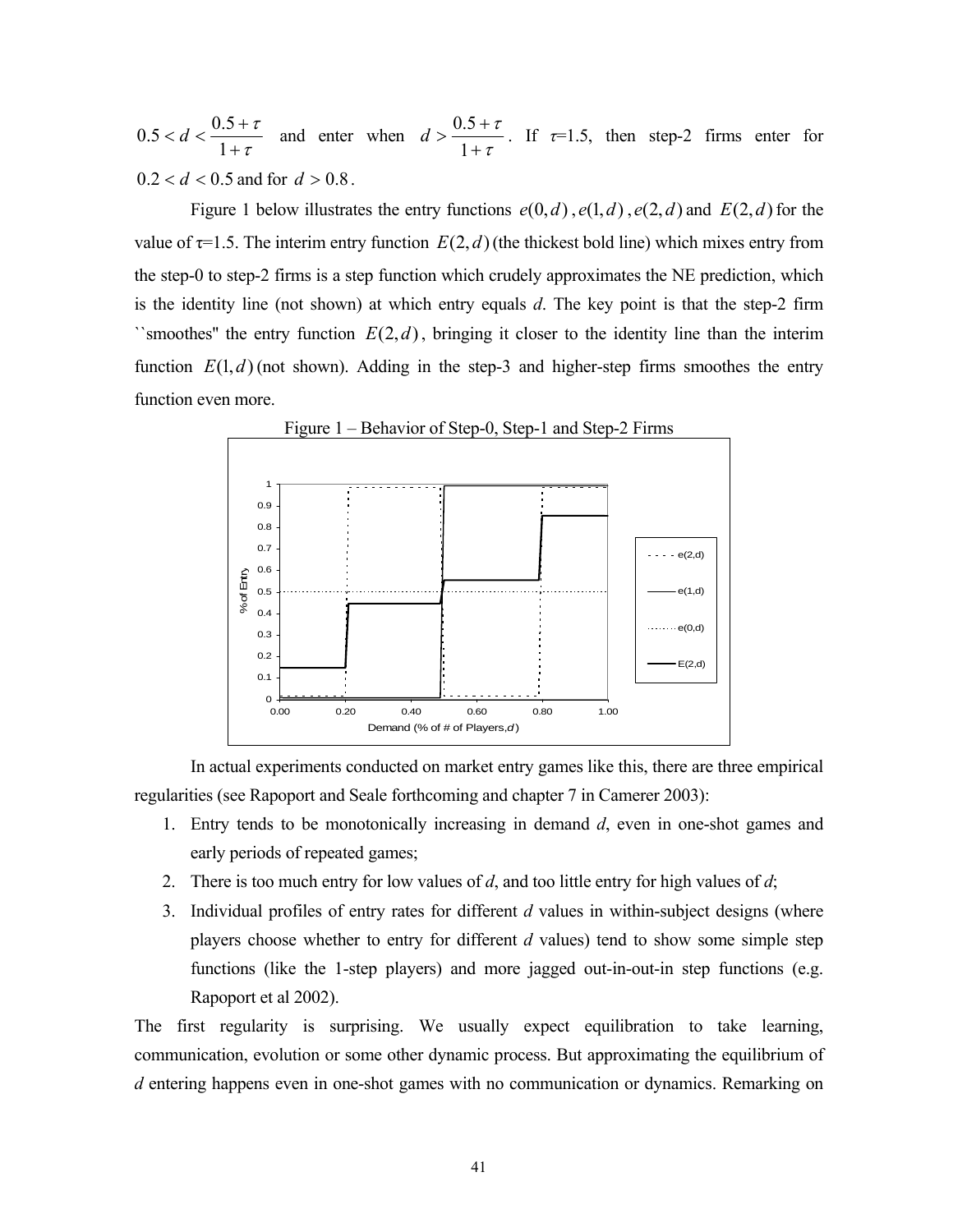$0.5 < d < \frac{0.5+\tau}{1+\tau}$ and enter when $d > \frac{0.5+\tau}{1+\tau}$. If $\tau$=1.5, then step-2 firms enter for $0.2 < d < 0.5$ and for $d > 0.8$.

Figure 1 below illustrates the entry functions $e(0,d)$, $e(1,d)$, $e(2,d)$ and $E(2,d)$ for the value of $\tau$=1.5. The interim entry function $E(2,d)$ (the thickest bold line) which mixes entry from the step-0 to step-2 firms is a step function which crudely approximates the NE prediction, which is the identity line (not shown) at which entry equals *d*. The key point is that the step-2 firm ``smoothes'' the entry function $E(2,d)$, bringing it closer to the identity line than the interim function $E(1,d)$ (not shown). Adding in the step-3 and higher-step firms smoothes the entry function even more.

Figure 1 – Behavior of Step-0, Step-1 and Step-2 Firms

In actual experiments conducted on market entry games like this, there are three empirical regularities (see Rapoport and Seale forthcoming and chapter 7 in Camerer 2003):

1. Entry tends to be monotonically increasing in demand *d*, even in one-shot games and early periods of repeated games;
2. There is too much entry for low values of *d*, and too little entry for high values of *d*;
3. Individual profiles of entry rates for different *d* values in within-subject designs (where players choose whether to entry for different *d* values) tend to show some simple step functions (like the 1-step players) and more jagged out-in-out-in step functions (e.g. Rapoport et al 2002).

The first regularity is surprising. We usually expect equilibration to take learning, communication, evolution or some other dynamic process. But approximating the equilibrium of *d* entering happens even in one-shot games with no communication or dynamics. Remarking on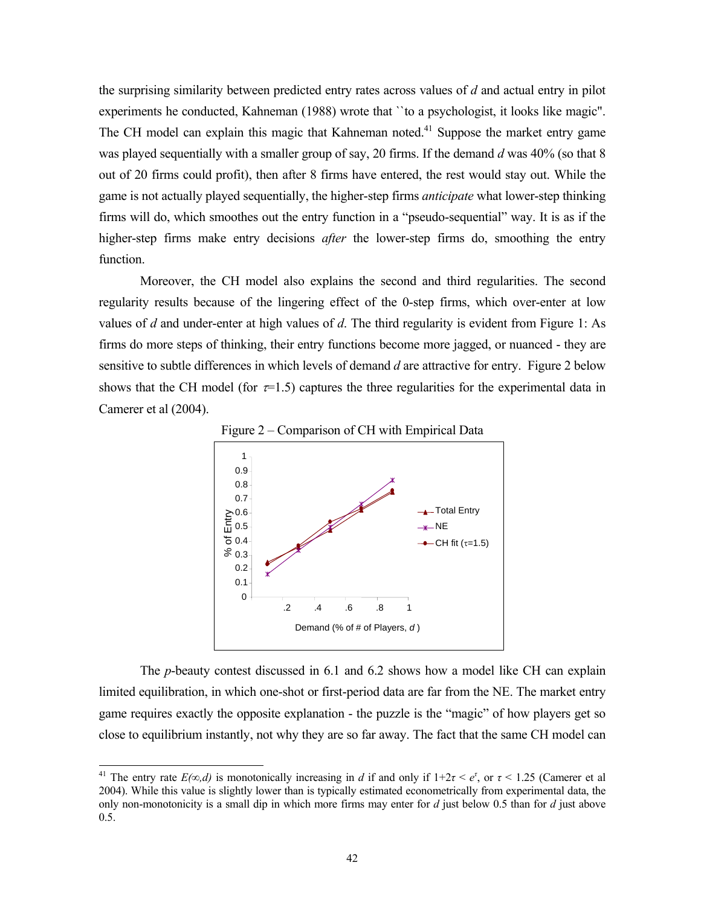the surprising similarity between predicted entry rates across values of $d$ and actual entry in pilot experiments he conducted, Kahneman (1988) wrote that ``to a psychologist, it looks like magic". The CH model can explain this magic that Kahneman noted.[41] Suppose the market entry game was played sequentially with a smaller group of say, 20 firms. If the demand $d$ was 40% (so that 8 out of 20 firms could profit), then after 8 firms have entered, the rest would stay out. While the game is not actually played sequentially, the higher-step firms *anticipate* what lower-step thinking firms will do, which smoothes out the entry function in a "pseudo-sequential" way. It is as if the higher-step firms make entry decisions *after* the lower-step firms do, smoothing the entry function.

Moreover, the CH model also explains the second and third regularities. The second regularity results because of the lingering effect of the 0-step firms, which over-enter at low values of $d$ and under-enter at high values of $d$. The third regularity is evident from Figure 1: As firms do more steps of thinking, their entry functions become more jagged, or nuanced - they are sensitive to subtle differences in which levels of demand $d$ are attractive for entry. Figure 2 below shows that the CH model (for $\tau$=1.5) captures the three regularities for the experimental data in Camerer et al (2004).

Figure 2 – Comparison of CH with Empirical Data

The $p$-beauty contest discussed in 6.1 and 6.2 shows how a model like CH can explain limited equilibration, in which one-shot or first-period data are far from the NE. The market entry game requires exactly the opposite explanation - the puzzle is the "magic" of how players get so close to equilibrium instantly, not why they are so far away. The fact that the same CH model can

[41] The entry rate $E(\infty,d)$ is monotonically increasing in $d$ if and only if $1+2\tau < e^{\tau}$, or $\tau < 1.25$ (Camerer et al 2004). While this value is slightly lower than is typically estimated econometrically from experimental data, the only non-monotonicity is a small dip in which more firms may enter for $d$ just below 0.5 than for $d$ just above 0.5.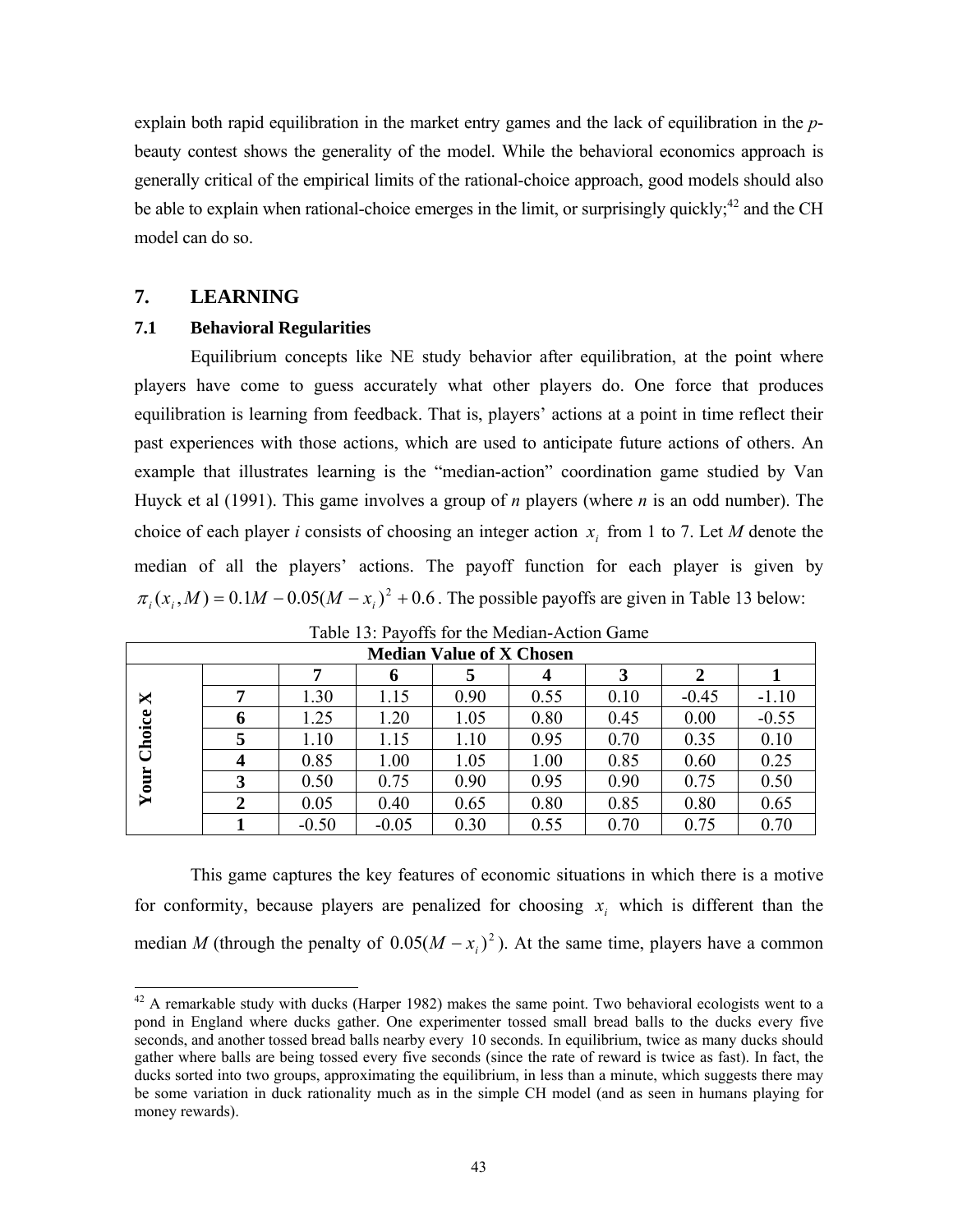explain both rapid equilibration in the market entry games and the lack of equilibration in the *p*-beauty contest shows the generality of the model. While the behavioral economics approach is generally critical of the empirical limits of the rational-choice approach, good models should also be able to explain when rational-choice emerges in the limit, or surprisingly quickly;[42] and the CH model can do so.

## 7. LEARNING

### 7.1 Behavioral Regularities

Equilibrium concepts like NE study behavior after equilibration, at the point where players have come to guess accurately what other players do. One force that produces equilibration is learning from feedback. That is, players' actions at a point in time reflect their past experiences with those actions, which are used to anticipate future actions of others. An example that illustrates learning is the "median-action" coordination game studied by Van Huyck et al (1991). This game involves a group of *n* players (where *n* is an odd number). The choice of each player *i* consists of choosing an integer action $x_i$ from 1 to 7. Let *M* denote the median of all the players' actions. The payoff function for each player is given by $\pi_i(x_i, M) = 0.1M - 0.05(M - x_i)^2 + 0.6$. The possible payoffs are given in Table 13 below:

Table 13: Payoffs for the Median-Action Game

| | | Median Value of X Chosen | | | | | | |
|---|---|---|---|---|---|---|---|---|
| | | **7** | **6** | **5** | **4** | **3** | **2** | **1** |
| **Your Choice X** | **7** | 1.30 | 1.15 | 0.90 | 0.55 | 0.10 | -0.45 | -1.10 |
| | **6** | 1.25 | 1.20 | 1.05 | 0.80 | 0.45 | 0.00 | -0.55 |
| | **5** | 1.10 | 1.15 | 1.10 | 0.95 | 0.70 | 0.35 | 0.10 |
| | **4** | 0.85 | 1.00 | 1.05 | 1.00 | 0.85 | 0.60 | 0.25 |
| | **3** | 0.50 | 0.75 | 0.90 | 0.95 | 0.90 | 0.75 | 0.50 |
| | **2** | 0.05 | 0.40 | 0.65 | 0.80 | 0.85 | 0.80 | 0.65 |
| | **1** | -0.50 | -0.05 | 0.30 | 0.55 | 0.70 | 0.75 | 0.70 |

This game captures the key features of economic situations in which there is a motive for conformity, because players are penalized for choosing $x_i$ which is different than the median *M* (through the penalty of $0.05(M - x_i)^2$). At the same time, players have a common

[42] A remarkable study with ducks (Harper 1982) makes the same point. Two behavioral ecologists went to a pond in England where ducks gather. One experimenter tossed small bread balls to the ducks every five seconds, and another tossed bread balls nearby every 10 seconds. In equilibrium, twice as many ducks should gather where balls are being tossed every five seconds (since the rate of reward is twice as fast). In fact, the ducks sorted into two groups, approximating the equilibrium, in less than a minute, which suggests there may be some variation in duck rationality much as in the simple CH model (and as seen in humans playing for money rewards).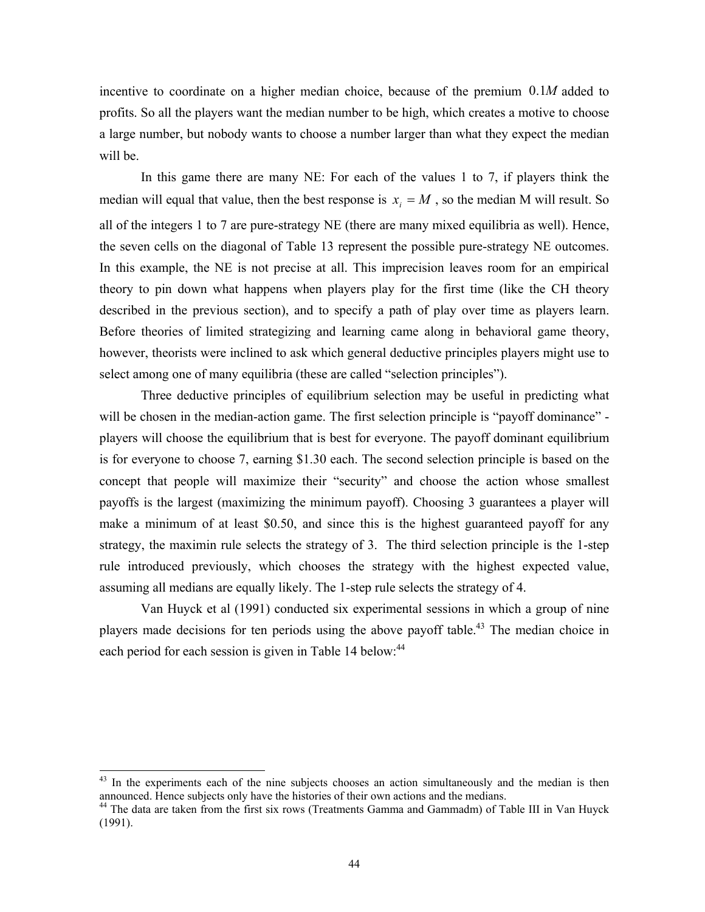incentive to coordinate on a higher median choice, because of the premium $0.1M$ added to profits. So all the players want the median number to be high, which creates a motive to choose a large number, but nobody wants to choose a number larger than what they expect the median will be.

In this game there are many NE: For each of the values 1 to 7, if players think the median will equal that value, then the best response is $x_i = M$ , so the median M will result. So all of the integers 1 to 7 are pure-strategy NE (there are many mixed equilibria as well). Hence, the seven cells on the diagonal of Table 13 represent the possible pure-strategy NE outcomes. In this example, the NE is not precise at all. This imprecision leaves room for an empirical theory to pin down what happens when players play for the first time (like the CH theory described in the previous section), and to specify a path of play over time as players learn. Before theories of limited strategizing and learning came along in behavioral game theory, however, theorists were inclined to ask which general deductive principles players might use to select among one of many equilibria (these are called "selection principles").

Three deductive principles of equilibrium selection may be useful in predicting what will be chosen in the median-action game. The first selection principle is "payoff dominance" - players will choose the equilibrium that is best for everyone. The payoff dominant equilibrium is for everyone to choose 7, earning \$1.30 each. The second selection principle is based on the concept that people will maximize their "security" and choose the action whose smallest payoffs is the largest (maximizing the minimum payoff). Choosing 3 guarantees a player will make a minimum of at least \$0.50, and since this is the highest guaranteed payoff for any strategy, the maximin rule selects the strategy of 3. The third selection principle is the 1-step rule introduced previously, which chooses the strategy with the highest expected value, assuming all medians are equally likely. The 1-step rule selects the strategy of 4.

Van Huyck et al (1991) conducted six experimental sessions in which a group of nine players made decisions for ten periods using the above payoff table.[43] The median choice in each period for each session is given in Table 14 below:[44]

[43] In the experiments each of the nine subjects chooses an action simultaneously and the median is then announced. Hence subjects only have the histories of their own actions and the medians.

[44] The data are taken from the first six rows (Treatments Gamma and Gammadm) of Table III in Van Huyck (1991).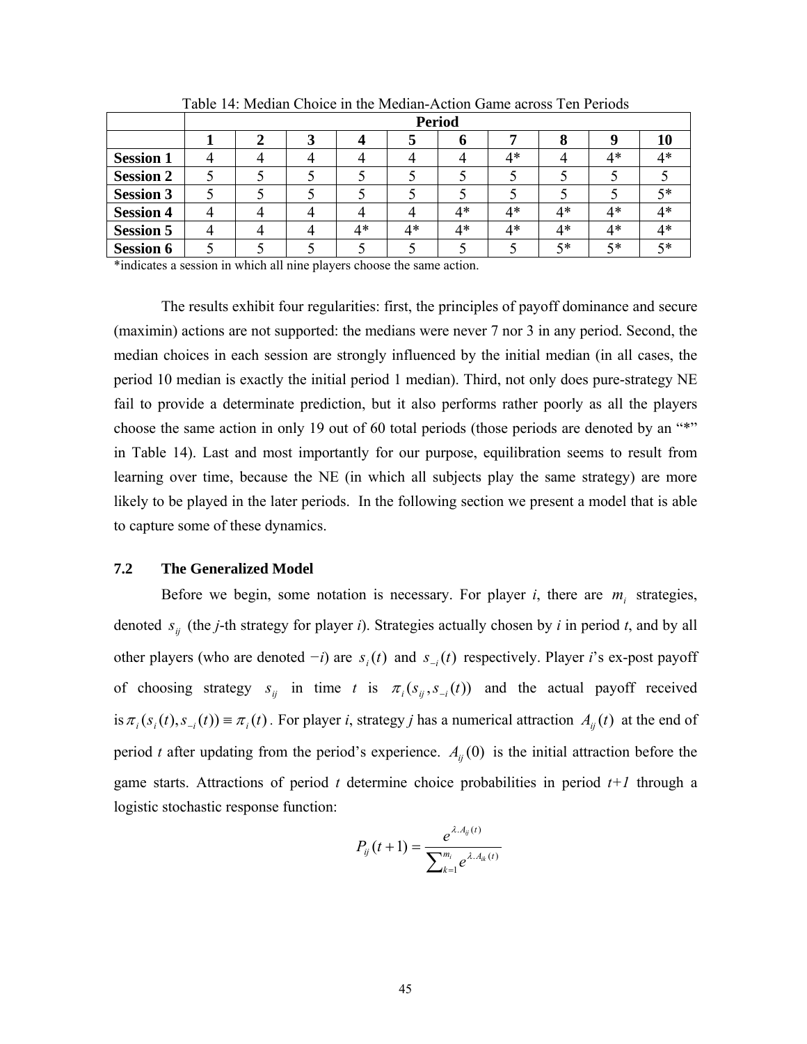Table 14: Median Choice in the Median-Action Game across Ten Periods

| | Period | | | | | | | | | |
|---|---|---|---|---|---|---|---|---|---|---|
| | **1** | **2** | **3** | **4** | **5** | **6** | **7** | **8** | **9** | **10** |
| **Session 1** | 4 | 4 | 4 | 4 | 4 | 4 | 4* | 4 | 4* | 4* |
| **Session 2** | 5 | 5 | 5 | 5 | 5 | 5 | 5 | 5 | 5 | 5 |
| **Session 3** | 5 | 5 | 5 | 5 | 5 | 5 | 5 | 5 | 5 | 5* |
| **Session 4** | 4 | 4 | 4 | 4 | 4 | 4* | 4* | 4* | 4* | 4* |
| **Session 5** | 4 | 4 | 4 | 4* | 4* | 4* | 4* | 4* | 4* | 4* |
| **Session 6** | 5 | 5 | 5 | 5 | 5 | 5 | 5 | 5* | 5* | 5* |

*indicates a session in which all nine players choose the same action.

The results exhibit four regularities: first, the principles of payoff dominance and secure (maximin) actions are not supported: the medians were never 7 nor 3 in any period. Second, the median choices in each session are strongly influenced by the initial median (in all cases, the period 10 median is exactly the initial period 1 median). Third, not only does pure-strategy NE fail to provide a determinate prediction, but it also performs rather poorly as all the players choose the same action in only 19 out of 60 total periods (those periods are denoted by an "*" in Table 14). Last and most importantly for our purpose, equilibration seems to result from learning over time, because the NE (in which all subjects play the same strategy) are more likely to be played in the later periods. In the following section we present a model that is able to capture some of these dynamics.

### 7.2 The Generalized Model

Before we begin, some notation is necessary. For player *i*, there are $m_i$ strategies, denoted $s_{ij}$ (the *j*-th strategy for player *i*). Strategies actually chosen by *i* in period *t*, and by all other players (who are denoted −*i*) are $s_i(t)$ and $s_{-i}(t)$ respectively. Player *i*'s ex-post payoff of choosing strategy $s_{ij}$ in time *t* is $\pi_i(s_{ij}, s_{-i}(t))$ and the actual payoff received is $\pi_i(s_i(t), s_{-i}(t)) \equiv \pi_i(t)$. For player *i*, strategy *j* has a numerical attraction $A_{ij}(t)$ at the end of period *t* after updating from the period's experience. $A_{ij}(0)$ is the initial attraction before the game starts. Attractions of period *t* determine choice probabilities in period *t+1* through a logistic stochastic response function:

$$P_{ij}(t+1) = \frac{e^{\lambda . A_{ij}(t)}}{\sum_{k=1}^{m_i} e^{\lambda . A_{ik}(t)}}$$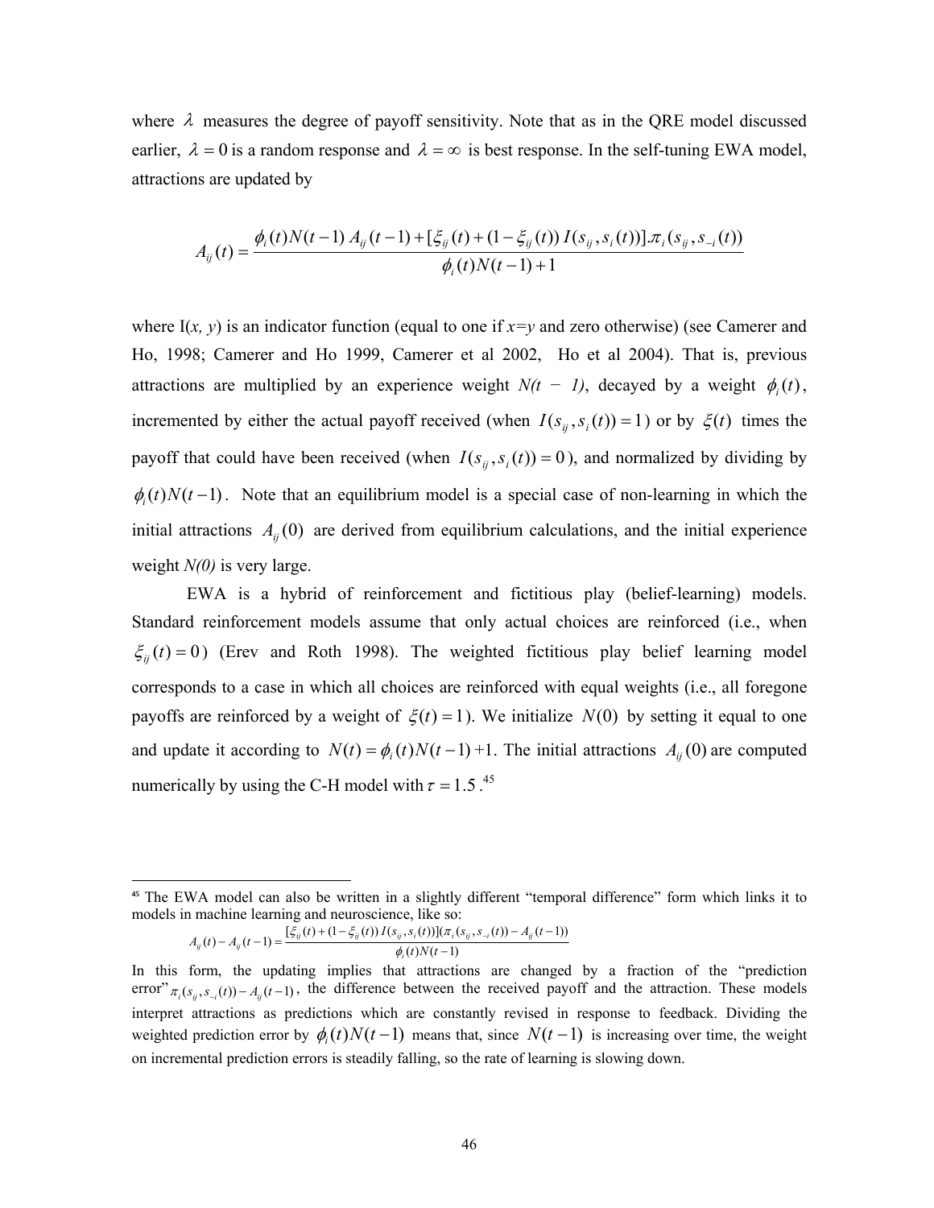where $\lambda$ measures the degree of payoff sensitivity. Note that as in the QRE model discussed earlier, $\lambda = 0$ is a random response and $\lambda = \infty$ is best response. In the self-tuning EWA model, attractions are updated by

$$A_{ij}(t) = \frac{\phi_i(t)N(t-1)\, A_{ij}(t-1) + [\xi_{ij}(t) + (1-\xi_{ij}(t))\, I(s_{ij}, s_i(t))].\pi_i(s_{ij}, s_{-i}(t))}{\phi_i(t)N(t-1)+1}$$

where I(*x, y*) is an indicator function (equal to one if *x*=*y* and zero otherwise) (see Camerer and Ho, 1998; Camerer and Ho 1999, Camerer et al 2002, Ho et al 2004). That is, previous attractions are multiplied by an experience weight *N(t − 1)*, decayed by a weight $\phi_i(t)$, incremented by either the actual payoff received (when $I(s_{ij}, s_i(t)) = 1$) or by $\xi(t)$ times the payoff that could have been received (when $I(s_{ij}, s_i(t)) = 0$), and normalized by dividing by $\phi_i(t)N(t-1)$. Note that an equilibrium model is a special case of non-learning in which the initial attractions $A_{ij}(0)$ are derived from equilibrium calculations, and the initial experience weight *N(0)* is very large.

EWA is a hybrid of reinforcement and fictitious play (belief-learning) models. Standard reinforcement models assume that only actual choices are reinforced (i.e., when $\xi_{ij}(t) = 0$) (Erev and Roth 1998). The weighted fictitious play belief learning model corresponds to a case in which all choices are reinforced with equal weights (i.e., all foregone payoffs are reinforced by a weight of $\xi(t) = 1$). We initialize $N(0)$ by setting it equal to one and update it according to $N(t) = \phi_i(t)N(t-1) + 1$. The initial attractions $A_{ij}(0)$ are computed numerically by using the C-H model with $\tau = 1.5$.[45]

---

[45] The EWA model can also be written in a slightly different "temporal difference" form which links it to models in machine learning and neuroscience, like so:

$$A_{ij}(t) - A_{ij}(t-1) = \frac{[\xi_{ij}(t) + (1-\xi_{ij}(t))\, I(s_{ij}, s_i(t))](\pi_i(s_{ij}, s_{-i}(t)) - A_{ij}(t-1))}{\phi_i(t)N(t-1)}$$

In this form, the updating implies that attractions are changed by a fraction of the "prediction error" $\pi_i(s_{ij}, s_{-i}(t)) - A_{ij}(t-1)$, the difference between the received payoff and the attraction. These models interpret attractions as predictions which are constantly revised in response to feedback. Dividing the weighted prediction error by $\phi_i(t)N(t-1)$ means that, since $N(t-1)$ is increasing over time, the weight on incremental prediction errors is steadily falling, so the rate of learning is slowing down.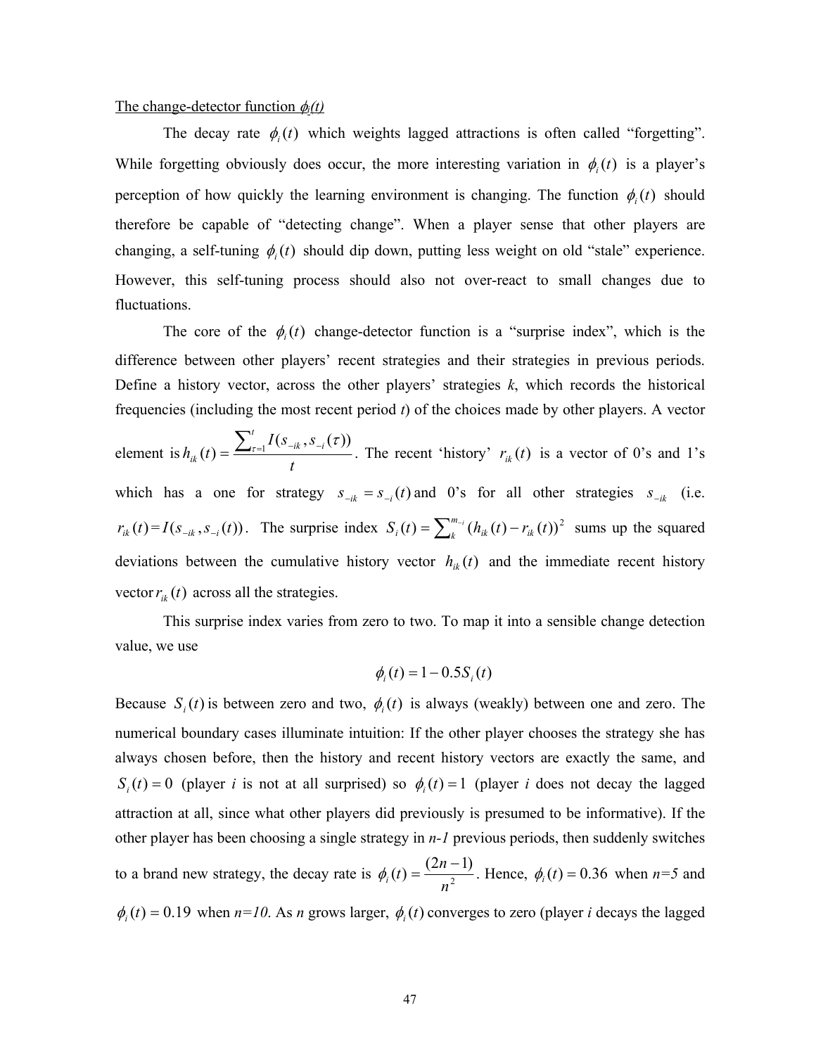The change-detector function $\phi_i(t)$

The decay rate $\phi_i(t)$ which weights lagged attractions is often called "forgetting". While forgetting obviously does occur, the more interesting variation in $\phi_i(t)$ is a player's perception of how quickly the learning environment is changing. The function $\phi_i(t)$ should therefore be capable of "detecting change". When a player sense that other players are changing, a self-tuning $\phi_i(t)$ should dip down, putting less weight on old "stale" experience. However, this self-tuning process should also not over-react to small changes due to fluctuations.

The core of the $\phi_i(t)$ change-detector function is a "surprise index", which is the difference between other players' recent strategies and their strategies in previous periods. Define a history vector, across the other players' strategies *k*, which records the historical frequencies (including the most recent period *t*) of the choices made by other players. A vector element is $h_{ik}(t) = \frac{\sum_{\tau=1}^{t} I(s_{-ik}, s_{-i}(\tau))}{t}$. The recent 'history' $r_{ik}(t)$ is a vector of 0's and 1's which has a one for strategy $s_{-ik} = s_{-i}(t)$ and 0's for all other strategies $s_{-ik}$ (i.e. $r_{ik}(t) = I(s_{-ik}, s_{-i}(t))$. The surprise index $S_i(t) = \sum_{k}^{m_{-i}} (h_{ik}(t) - r_{ik}(t))^2$ sums up the squared deviations between the cumulative history vector $h_{ik}(t)$ and the immediate recent history vector $r_{ik}(t)$ across all the strategies.

This surprise index varies from zero to two. To map it into a sensible change detection value, we use

$$\phi_i(t) = 1 - 0.5 S_i(t)$$

Because $S_i(t)$ is between zero and two, $\phi_i(t)$ is always (weakly) between one and zero. The numerical boundary cases illuminate intuition: If the other player chooses the strategy she has always chosen before, then the history and recent history vectors are exactly the same, and $S_i(t) = 0$ (player *i* is not at all surprised) so $\phi_i(t) = 1$ (player *i* does not decay the lagged attraction at all, since what other players did previously is presumed to be informative). If the other player has been choosing a single strategy in *n-1* previous periods, then suddenly switches to a brand new strategy, the decay rate is $\phi_i(t) = \frac{(2n-1)}{n^2}$. Hence, $\phi_i(t) = 0.36$ when *n=5* and $\phi_i(t) = 0.19$ when *n=10*. As *n* grows larger, $\phi_i(t)$ converges to zero (player *i* decays the lagged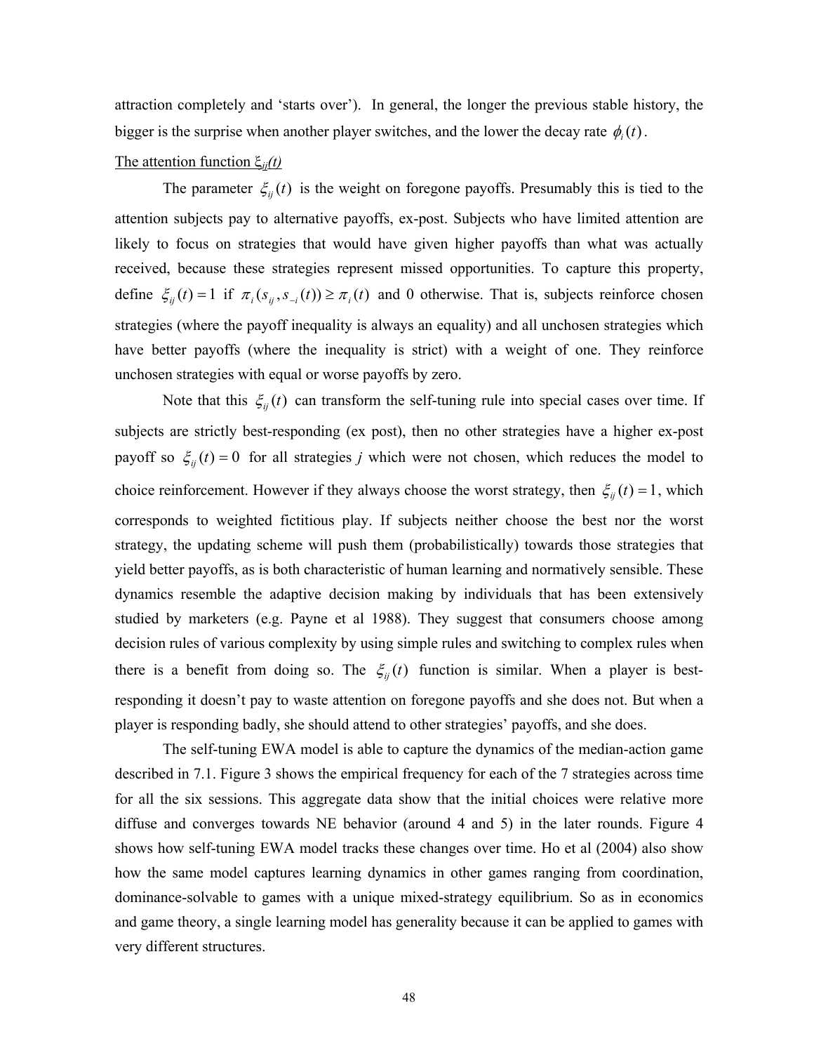attraction completely and 'starts over'). In general, the longer the previous stable history, the bigger is the surprise when another player switches, and the lower the decay rate $\phi_i(t)$.

The attention function $\xi_{ij}(t)$

The parameter $\xi_{ij}(t)$ is the weight on foregone payoffs. Presumably this is tied to the attention subjects pay to alternative payoffs, ex-post. Subjects who have limited attention are likely to focus on strategies that would have given higher payoffs than what was actually received, because these strategies represent missed opportunities. To capture this property, define $\xi_{ij}(t) = 1$ if $\pi_i(s_{ij}, s_{-i}(t)) \geq \pi_i(t)$ and 0 otherwise. That is, subjects reinforce chosen strategies (where the payoff inequality is always an equality) and all unchosen strategies which have better payoffs (where the inequality is strict) with a weight of one. They reinforce unchosen strategies with equal or worse payoffs by zero.

Note that this $\xi_{ij}(t)$ can transform the self-tuning rule into special cases over time. If subjects are strictly best-responding (ex post), then no other strategies have a higher ex-post payoff so $\xi_{ij}(t) = 0$ for all strategies *j* which were not chosen, which reduces the model to choice reinforcement. However if they always choose the worst strategy, then $\xi_{ij}(t) = 1$, which corresponds to weighted fictitious play. If subjects neither choose the best nor the worst strategy, the updating scheme will push them (probabilistically) towards those strategies that yield better payoffs, as is both characteristic of human learning and normatively sensible. These dynamics resemble the adaptive decision making by individuals that has been extensively studied by marketers (e.g. Payne et al 1988). They suggest that consumers choose among decision rules of various complexity by using simple rules and switching to complex rules when there is a benefit from doing so. The $\xi_{ij}(t)$ function is similar. When a player is best-responding it doesn't pay to waste attention on foregone payoffs and she does not. But when a player is responding badly, she should attend to other strategies' payoffs, and she does.

The self-tuning EWA model is able to capture the dynamics of the median-action game described in 7.1. Figure 3 shows the empirical frequency for each of the 7 strategies across time for all the six sessions. This aggregate data show that the initial choices were relative more diffuse and converges towards NE behavior (around 4 and 5) in the later rounds. Figure 4 shows how self-tuning EWA model tracks these changes over time. Ho et al (2004) also show how the same model captures learning dynamics in other games ranging from coordination, dominance-solvable to games with a unique mixed-strategy equilibrium. So as in economics and game theory, a single learning model has generality because it can be applied to games with very different structures.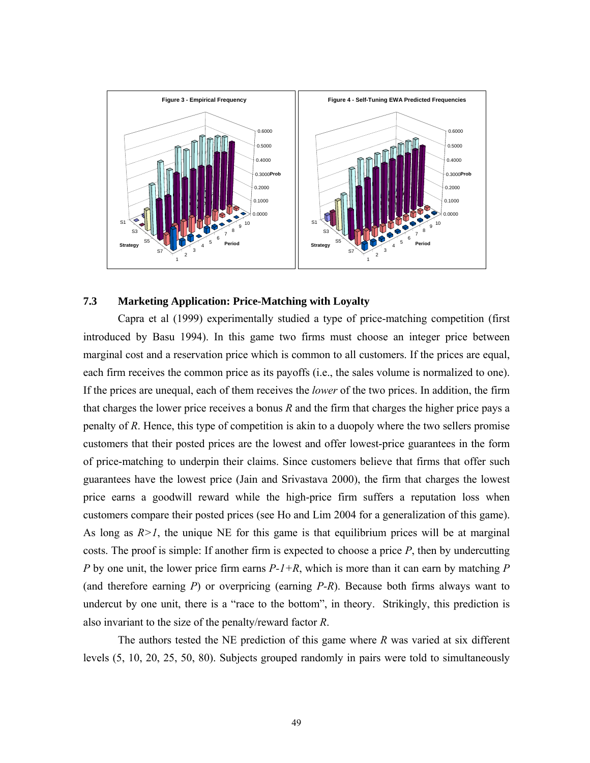Figure 3 - Empirical Frequency

Figure 4 - Self-Tuning EWA Predicted Frequencies

### 7.3 Marketing Application: Price-Matching with Loyalty

Capra et al (1999) experimentally studied a type of price-matching competition (first introduced by Basu 1994). In this game two firms must choose an integer price between marginal cost and a reservation price which is common to all customers. If the prices are equal, each firm receives the common price as its payoffs (i.e., the sales volume is normalized to one). If the prices are unequal, each of them receives the *lower* of the two prices. In addition, the firm that charges the lower price receives a bonus $R$ and the firm that charges the higher price pays a penalty of $R$. Hence, this type of competition is akin to a duopoly where the two sellers promise customers that their posted prices are the lowest and offer lowest-price guarantees in the form of price-matching to underpin their claims. Since customers believe that firms that offer such guarantees have the lowest price (Jain and Srivastava 2000), the firm that charges the lowest price earns a goodwill reward while the high-price firm suffers a reputation loss when customers compare their posted prices (see Ho and Lim 2004 for a generalization of this game). As long as $R>1$, the unique NE for this game is that equilibrium prices will be at marginal costs. The proof is simple: If another firm is expected to choose a price $P$, then by undercutting $P$ by one unit, the lower price firm earns $P-1+R$, which is more than it can earn by matching $P$ (and therefore earning $P$) or overpricing (earning $P-R$). Because both firms always want to undercut by one unit, there is a "race to the bottom", in theory. Strikingly, this prediction is also invariant to the size of the penalty/reward factor $R$.

The authors tested the NE prediction of this game where $R$ was varied at six different levels (5, 10, 20, 25, 50, 80). Subjects grouped randomly in pairs were told to simultaneously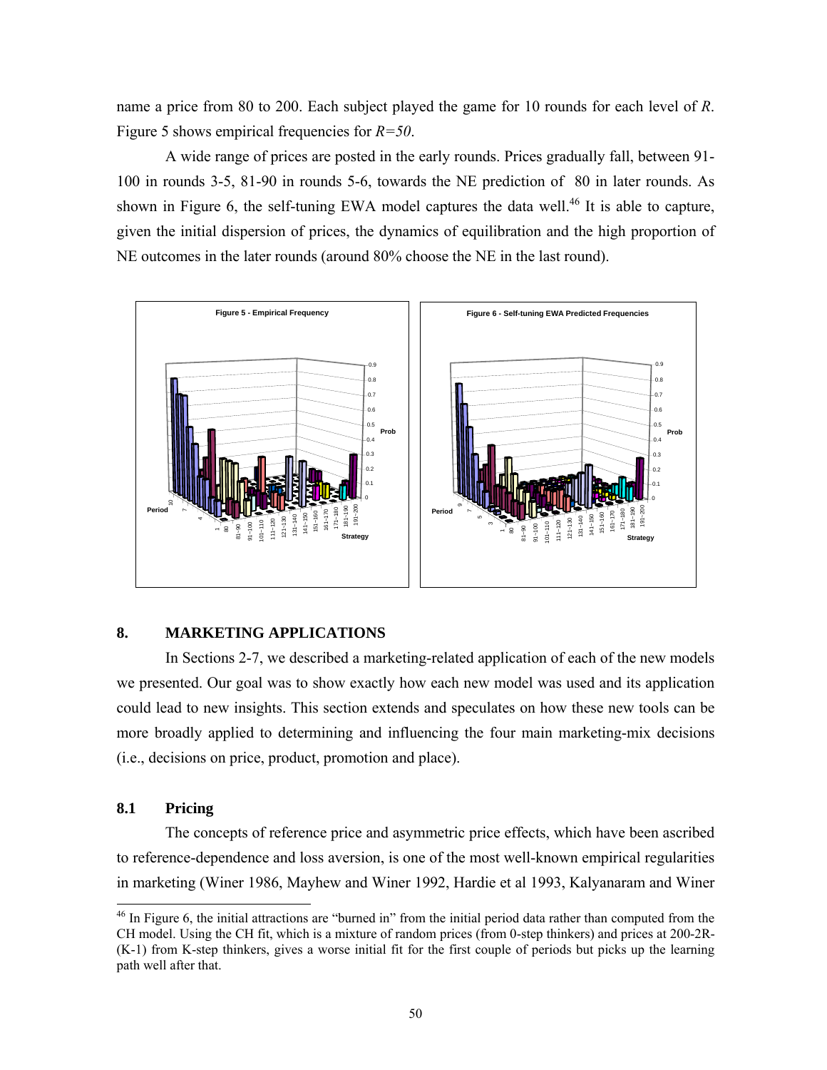name a price from 80 to 200. Each subject played the game for 10 rounds for each level of *R*. Figure 5 shows empirical frequencies for *R=50*.

A wide range of prices are posted in the early rounds. Prices gradually fall, between 91-100 in rounds 3-5, 81-90 in rounds 5-6, towards the NE prediction of 80 in later rounds. As shown in Figure 6, the self-tuning EWA model captures the data well.[46] It is able to capture, given the initial dispersion of prices, the dynamics of equilibration and the high proportion of NE outcomes in the later rounds (around 80% choose the NE in the last round).

Figure 5 - Empirical Frequency

Figure 6 - Self-tuning EWA Predicted Frequencies

## 8. MARKETING APPLICATIONS

In Sections 2-7, we described a marketing-related application of each of the new models we presented. Our goal was to show exactly how each new model was used and its application could lead to new insights. This section extends and speculates on how these new tools can be more broadly applied to determining and influencing the four main marketing-mix decisions (i.e., decisions on price, product, promotion and place).

### 8.1 Pricing

The concepts of reference price and asymmetric price effects, which have been ascribed to reference-dependence and loss aversion, is one of the most well-known empirical regularities in marketing (Winer 1986, Mayhew and Winer 1992, Hardie et al 1993, Kalyanaram and Winer

[46] In Figure 6, the initial attractions are "burned in" from the initial period data rather than computed from the CH model. Using the CH fit, which is a mixture of random prices (from 0-step thinkers) and prices at 200-2R-(K-1) from K-step thinkers, gives a worse initial fit for the first couple of periods but picks up the learning path well after that.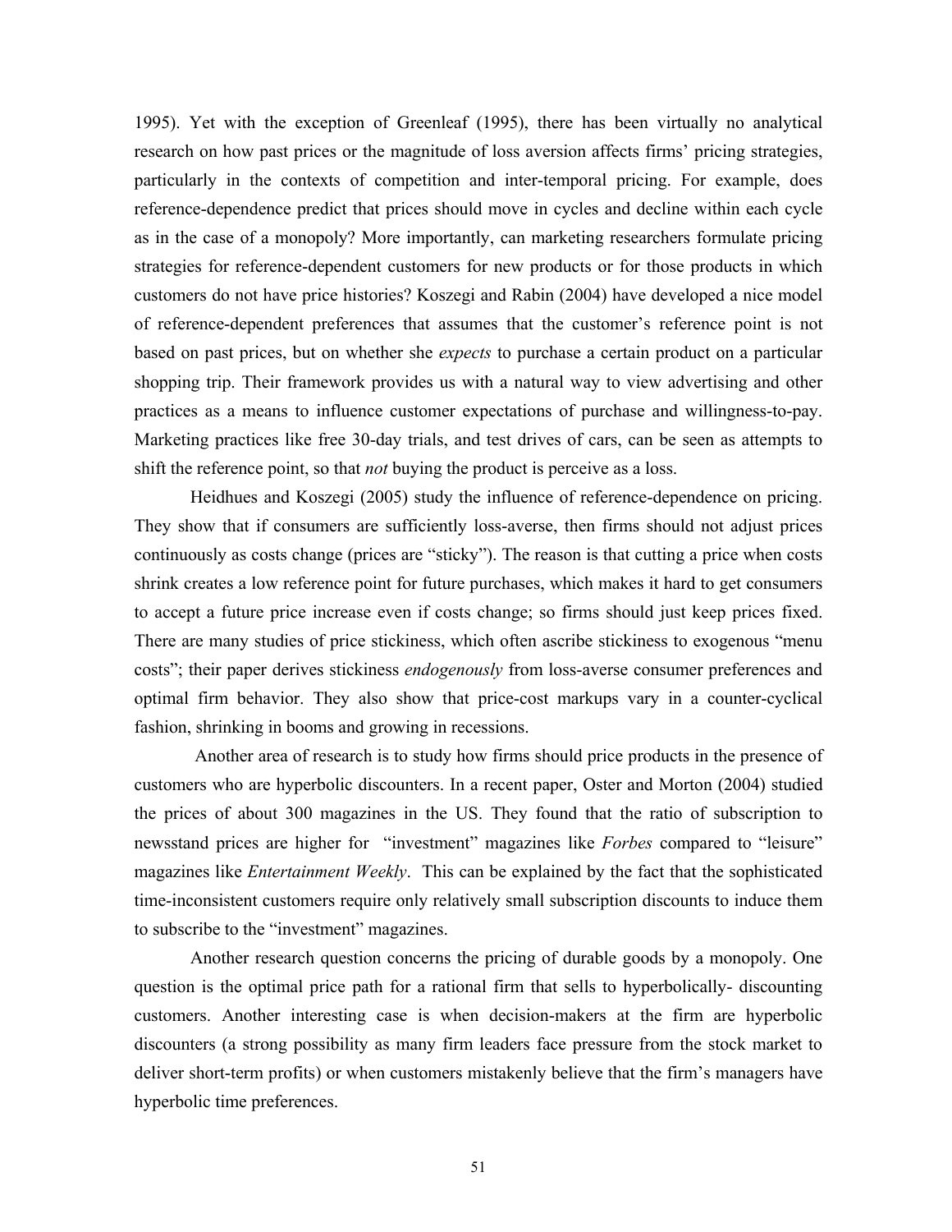1995). Yet with the exception of Greenleaf (1995), there has been virtually no analytical research on how past prices or the magnitude of loss aversion affects firms' pricing strategies, particularly in the contexts of competition and inter-temporal pricing. For example, does reference-dependence predict that prices should move in cycles and decline within each cycle as in the case of a monopoly? More importantly, can marketing researchers formulate pricing strategies for reference-dependent customers for new products or for those products in which customers do not have price histories? Koszegi and Rabin (2004) have developed a nice model of reference-dependent preferences that assumes that the customer's reference point is not based on past prices, but on whether she *expects* to purchase a certain product on a particular shopping trip. Their framework provides us with a natural way to view advertising and other practices as a means to influence customer expectations of purchase and willingness-to-pay. Marketing practices like free 30-day trials, and test drives of cars, can be seen as attempts to shift the reference point, so that *not* buying the product is perceive as a loss.

Heidhues and Koszegi (2005) study the influence of reference-dependence on pricing. They show that if consumers are sufficiently loss-averse, then firms should not adjust prices continuously as costs change (prices are "sticky"). The reason is that cutting a price when costs shrink creates a low reference point for future purchases, which makes it hard to get consumers to accept a future price increase even if costs change; so firms should just keep prices fixed. There are many studies of price stickiness, which often ascribe stickiness to exogenous "menu costs"; their paper derives stickiness *endogenously* from loss-averse consumer preferences and optimal firm behavior. They also show that price-cost markups vary in a counter-cyclical fashion, shrinking in booms and growing in recessions.

Another area of research is to study how firms should price products in the presence of customers who are hyperbolic discounters. In a recent paper, Oster and Morton (2004) studied the prices of about 300 magazines in the US. They found that the ratio of subscription to newsstand prices are higher for "investment" magazines like *Forbes* compared to "leisure" magazines like *Entertainment Weekly*. This can be explained by the fact that the sophisticated time-inconsistent customers require only relatively small subscription discounts to induce them to subscribe to the "investment" magazines.

Another research question concerns the pricing of durable goods by a monopoly. One question is the optimal price path for a rational firm that sells to hyperbolically- discounting customers. Another interesting case is when decision-makers at the firm are hyperbolic discounters (a strong possibility as many firm leaders face pressure from the stock market to deliver short-term profits) or when customers mistakenly believe that the firm's managers have hyperbolic time preferences.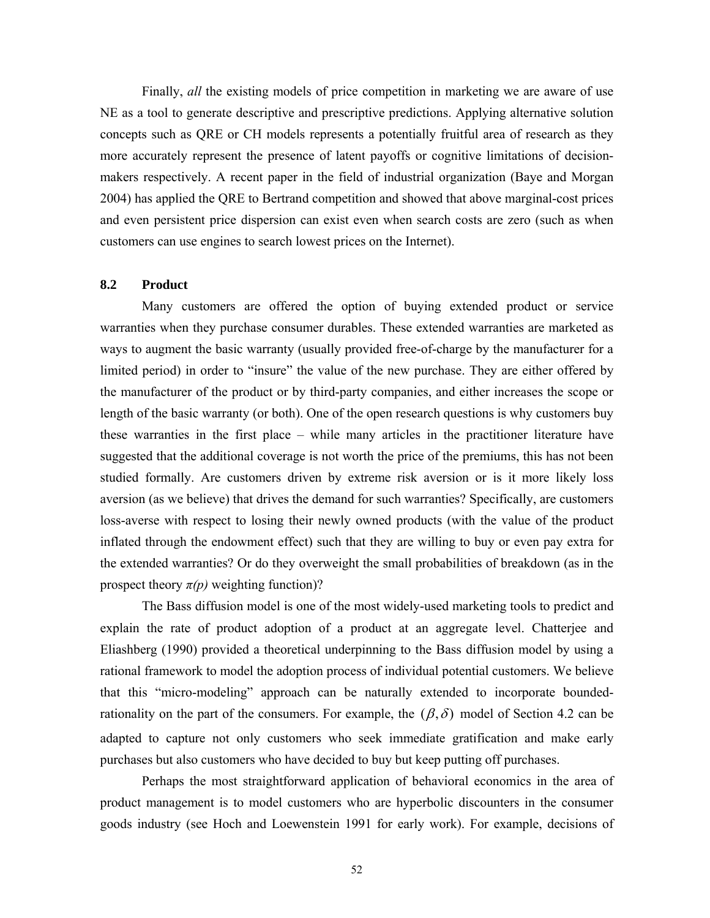Finally, *all* the existing models of price competition in marketing we are aware of use NE as a tool to generate descriptive and prescriptive predictions. Applying alternative solution concepts such as QRE or CH models represents a potentially fruitful area of research as they more accurately represent the presence of latent payoffs or cognitive limitations of decision-makers respectively. A recent paper in the field of industrial organization (Baye and Morgan 2004) has applied the QRE to Bertrand competition and showed that above marginal-cost prices and even persistent price dispersion can exist even when search costs are zero (such as when customers can use engines to search lowest prices on the Internet).

## 8.2 Product

Many customers are offered the option of buying extended product or service warranties when they purchase consumer durables. These extended warranties are marketed as ways to augment the basic warranty (usually provided free-of-charge by the manufacturer for a limited period) in order to "insure" the value of the new purchase. They are either offered by the manufacturer of the product or by third-party companies, and either increases the scope or length of the basic warranty (or both). One of the open research questions is why customers buy these warranties in the first place – while many articles in the practitioner literature have suggested that the additional coverage is not worth the price of the premiums, this has not been studied formally. Are customers driven by extreme risk aversion or is it more likely loss aversion (as we believe) that drives the demand for such warranties? Specifically, are customers loss-averse with respect to losing their newly owned products (with the value of the product inflated through the endowment effect) such that they are willing to buy or even pay extra for the extended warranties? Or do they overweight the small probabilities of breakdown (as in the prospect theory $\pi(p)$ weighting function)?

The Bass diffusion model is one of the most widely-used marketing tools to predict and explain the rate of product adoption of a product at an aggregate level. Chatterjee and Eliashberg (1990) provided a theoretical underpinning to the Bass diffusion model by using a rational framework to model the adoption process of individual potential customers. We believe that this "micro-modeling" approach can be naturally extended to incorporate bounded-rationality on the part of the consumers. For example, the $(\beta, \delta)$ model of Section 4.2 can be adapted to capture not only customers who seek immediate gratification and make early purchases but also customers who have decided to buy but keep putting off purchases.

Perhaps the most straightforward application of behavioral economics in the area of product management is to model customers who are hyperbolic discounters in the consumer goods industry (see Hoch and Loewenstein 1991 for early work). For example, decisions of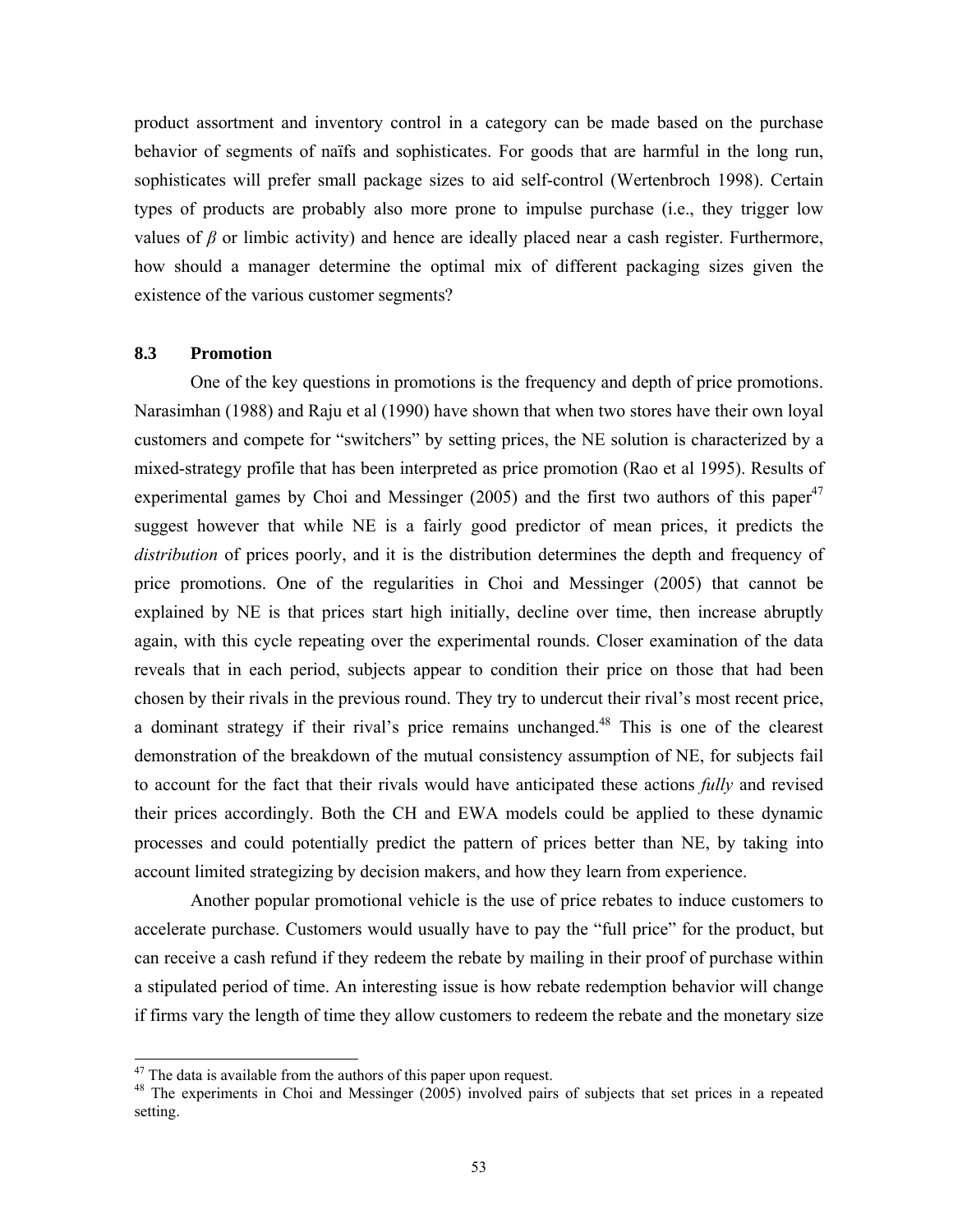product assortment and inventory control in a category can be made based on the purchase behavior of segments of naïfs and sophisticates. For goods that are harmful in the long run, sophisticates will prefer small package sizes to aid self-control (Wertenbroch 1998). Certain types of products are probably also more prone to impulse purchase (i.e., they trigger low values of $\beta$ or limbic activity) and hence are ideally placed near a cash register. Furthermore, how should a manager determine the optimal mix of different packaging sizes given the existence of the various customer segments?

### 8.3 Promotion

One of the key questions in promotions is the frequency and depth of price promotions. Narasimhan (1988) and Raju et al (1990) have shown that when two stores have their own loyal customers and compete for "switchers" by setting prices, the NE solution is characterized by a mixed-strategy profile that has been interpreted as price promotion (Rao et al 1995). Results of experimental games by Choi and Messinger (2005) and the first two authors of this paper[47] suggest however that while NE is a fairly good predictor of mean prices, it predicts the *distribution* of prices poorly, and it is the distribution determines the depth and frequency of price promotions. One of the regularities in Choi and Messinger (2005) that cannot be explained by NE is that prices start high initially, decline over time, then increase abruptly again, with this cycle repeating over the experimental rounds. Closer examination of the data reveals that in each period, subjects appear to condition their price on those that had been chosen by their rivals in the previous round. They try to undercut their rival's most recent price, a dominant strategy if their rival's price remains unchanged.[48] This is one of the clearest demonstration of the breakdown of the mutual consistency assumption of NE, for subjects fail to account for the fact that their rivals would have anticipated these actions *fully* and revised their prices accordingly. Both the CH and EWA models could be applied to these dynamic processes and could potentially predict the pattern of prices better than NE, by taking into account limited strategizing by decision makers, and how they learn from experience.

Another popular promotional vehicle is the use of price rebates to induce customers to accelerate purchase. Customers would usually have to pay the "full price" for the product, but can receive a cash refund if they redeem the rebate by mailing in their proof of purchase within a stipulated period of time. An interesting issue is how rebate redemption behavior will change if firms vary the length of time they allow customers to redeem the rebate and the monetary size

---

[47] The data is available from the authors of this paper upon request.

[48] The experiments in Choi and Messinger (2005) involved pairs of subjects that set prices in a repeated setting.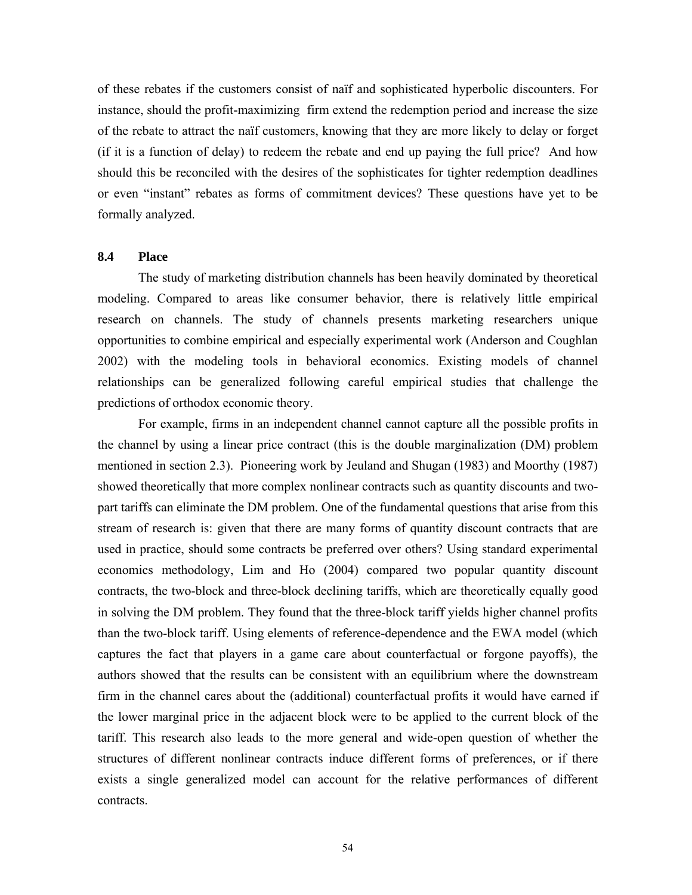of these rebates if the customers consist of naïf and sophisticated hyperbolic discounters. For instance, should the profit-maximizing firm extend the redemption period and increase the size of the rebate to attract the naïf customers, knowing that they are more likely to delay or forget (if it is a function of delay) to redeem the rebate and end up paying the full price? And how should this be reconciled with the desires of the sophisticates for tighter redemption deadlines or even "instant" rebates as forms of commitment devices? These questions have yet to be formally analyzed.

### 8.4 Place

The study of marketing distribution channels has been heavily dominated by theoretical modeling. Compared to areas like consumer behavior, there is relatively little empirical research on channels. The study of channels presents marketing researchers unique opportunities to combine empirical and especially experimental work (Anderson and Coughlan 2002) with the modeling tools in behavioral economics. Existing models of channel relationships can be generalized following careful empirical studies that challenge the predictions of orthodox economic theory.

For example, firms in an independent channel cannot capture all the possible profits in the channel by using a linear price contract (this is the double marginalization (DM) problem mentioned in section 2.3). Pioneering work by Jeuland and Shugan (1983) and Moorthy (1987) showed theoretically that more complex nonlinear contracts such as quantity discounts and two-part tariffs can eliminate the DM problem. One of the fundamental questions that arise from this stream of research is: given that there are many forms of quantity discount contracts that are used in practice, should some contracts be preferred over others? Using standard experimental economics methodology, Lim and Ho (2004) compared two popular quantity discount contracts, the two-block and three-block declining tariffs, which are theoretically equally good in solving the DM problem. They found that the three-block tariff yields higher channel profits than the two-block tariff. Using elements of reference-dependence and the EWA model (which captures the fact that players in a game care about counterfactual or forgone payoffs), the authors showed that the results can be consistent with an equilibrium where the downstream firm in the channel cares about the (additional) counterfactual profits it would have earned if the lower marginal price in the adjacent block were to be applied to the current block of the tariff. This research also leads to the more general and wide-open question of whether the structures of different nonlinear contracts induce different forms of preferences, or if there exists a single generalized model can account for the relative performances of different contracts.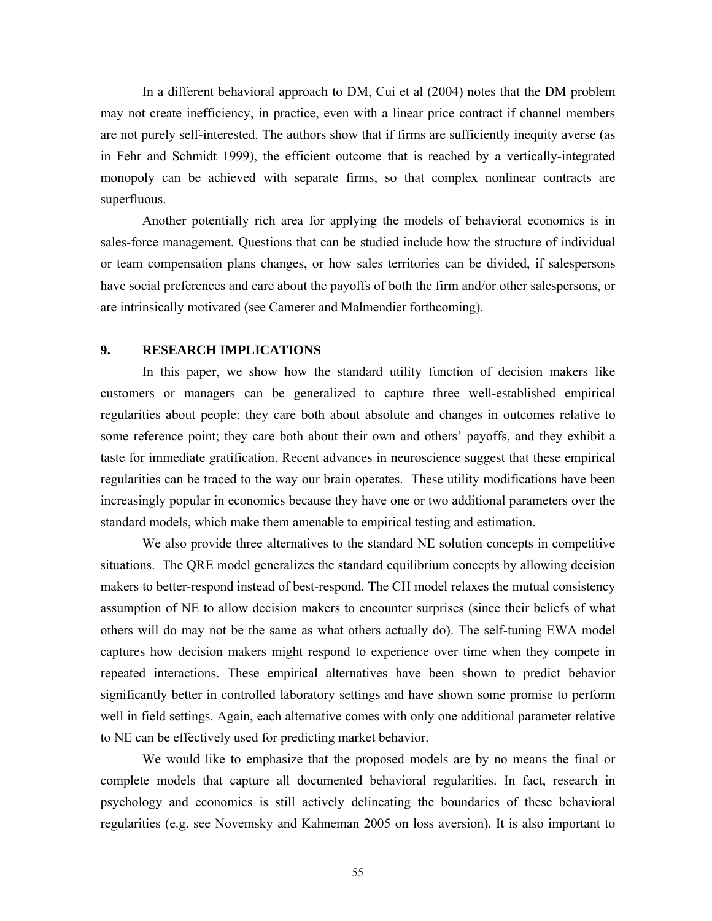In a different behavioral approach to DM, Cui et al (2004) notes that the DM problem may not create inefficiency, in practice, even with a linear price contract if channel members are not purely self-interested. The authors show that if firms are sufficiently inequity averse (as in Fehr and Schmidt 1999), the efficient outcome that is reached by a vertically-integrated monopoly can be achieved with separate firms, so that complex nonlinear contracts are superfluous.

Another potentially rich area for applying the models of behavioral economics is in sales-force management. Questions that can be studied include how the structure of individual or team compensation plans changes, or how sales territories can be divided, if salespersons have social preferences and care about the payoffs of both the firm and/or other salespersons, or are intrinsically motivated (see Camerer and Malmendier forthcoming).

## 9. RESEARCH IMPLICATIONS

In this paper, we show how the standard utility function of decision makers like customers or managers can be generalized to capture three well-established empirical regularities about people: they care both about absolute and changes in outcomes relative to some reference point; they care both about their own and others' payoffs, and they exhibit a taste for immediate gratification. Recent advances in neuroscience suggest that these empirical regularities can be traced to the way our brain operates. These utility modifications have been increasingly popular in economics because they have one or two additional parameters over the standard models, which make them amenable to empirical testing and estimation.

We also provide three alternatives to the standard NE solution concepts in competitive situations. The QRE model generalizes the standard equilibrium concepts by allowing decision makers to better-respond instead of best-respond. The CH model relaxes the mutual consistency assumption of NE to allow decision makers to encounter surprises (since their beliefs of what others will do may not be the same as what others actually do). The self-tuning EWA model captures how decision makers might respond to experience over time when they compete in repeated interactions. These empirical alternatives have been shown to predict behavior significantly better in controlled laboratory settings and have shown some promise to perform well in field settings. Again, each alternative comes with only one additional parameter relative to NE can be effectively used for predicting market behavior.

We would like to emphasize that the proposed models are by no means the final or complete models that capture all documented behavioral regularities. In fact, research in psychology and economics is still actively delineating the boundaries of these behavioral regularities (e.g. see Novemsky and Kahneman 2005 on loss aversion). It is also important to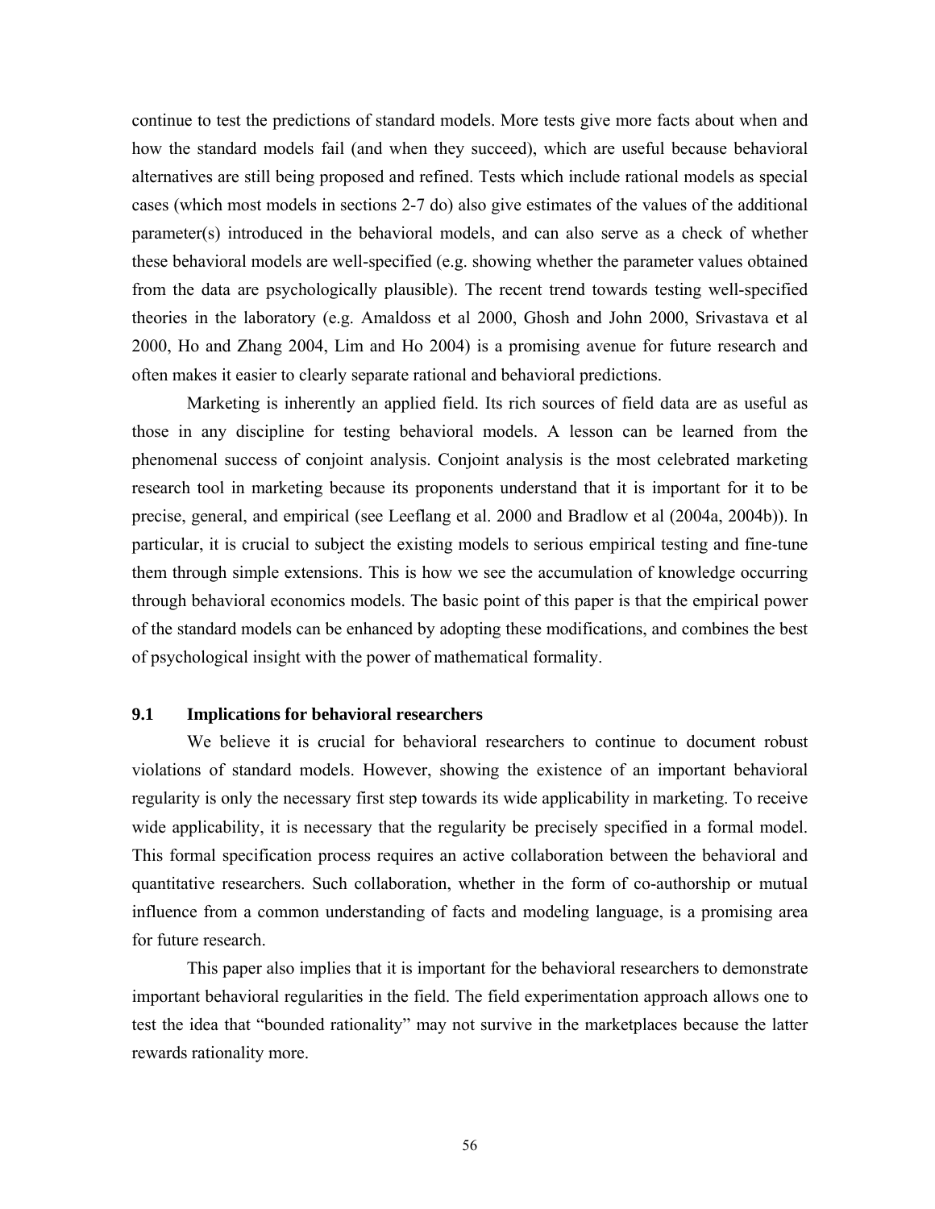continue to test the predictions of standard models. More tests give more facts about when and how the standard models fail (and when they succeed), which are useful because behavioral alternatives are still being proposed and refined. Tests which include rational models as special cases (which most models in sections 2-7 do) also give estimates of the values of the additional parameter(s) introduced in the behavioral models, and can also serve as a check of whether these behavioral models are well-specified (e.g. showing whether the parameter values obtained from the data are psychologically plausible). The recent trend towards testing well-specified theories in the laboratory (e.g. Amaldoss et al 2000, Ghosh and John 2000, Srivastava et al 2000, Ho and Zhang 2004, Lim and Ho 2004) is a promising avenue for future research and often makes it easier to clearly separate rational and behavioral predictions.

Marketing is inherently an applied field. Its rich sources of field data are as useful as those in any discipline for testing behavioral models. A lesson can be learned from the phenomenal success of conjoint analysis. Conjoint analysis is the most celebrated marketing research tool in marketing because its proponents understand that it is important for it to be precise, general, and empirical (see Leeflang et al. 2000 and Bradlow et al (2004a, 2004b)). In particular, it is crucial to subject the existing models to serious empirical testing and fine-tune them through simple extensions. This is how we see the accumulation of knowledge occurring through behavioral economics models. The basic point of this paper is that the empirical power of the standard models can be enhanced by adopting these modifications, and combines the best of psychological insight with the power of mathematical formality.

### 9.1 Implications for behavioral researchers

We believe it is crucial for behavioral researchers to continue to document robust violations of standard models. However, showing the existence of an important behavioral regularity is only the necessary first step towards its wide applicability in marketing. To receive wide applicability, it is necessary that the regularity be precisely specified in a formal model. This formal specification process requires an active collaboration between the behavioral and quantitative researchers. Such collaboration, whether in the form of co-authorship or mutual influence from a common understanding of facts and modeling language, is a promising area for future research.

This paper also implies that it is important for the behavioral researchers to demonstrate important behavioral regularities in the field. The field experimentation approach allows one to test the idea that "bounded rationality" may not survive in the marketplaces because the latter rewards rationality more.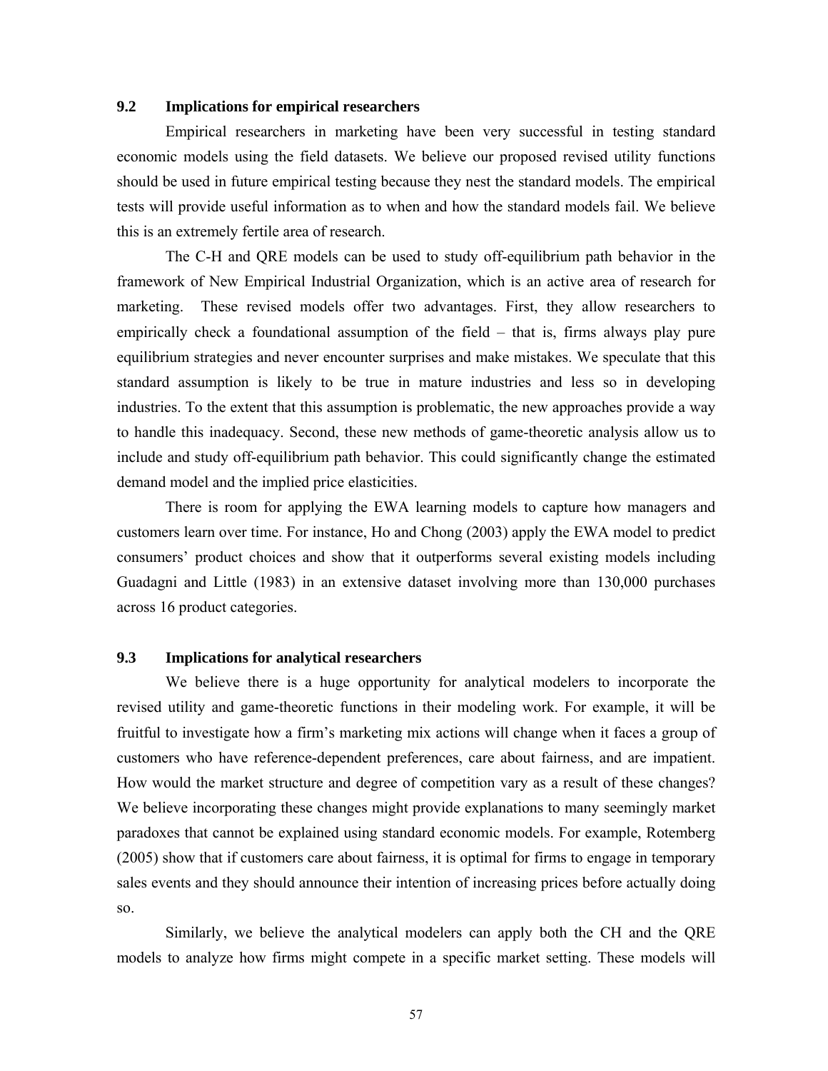### 9.2 Implications for empirical researchers

Empirical researchers in marketing have been very successful in testing standard economic models using the field datasets. We believe our proposed revised utility functions should be used in future empirical testing because they nest the standard models. The empirical tests will provide useful information as to when and how the standard models fail. We believe this is an extremely fertile area of research.

The C-H and QRE models can be used to study off-equilibrium path behavior in the framework of New Empirical Industrial Organization, which is an active area of research for marketing. These revised models offer two advantages. First, they allow researchers to empirically check a foundational assumption of the field – that is, firms always play pure equilibrium strategies and never encounter surprises and make mistakes. We speculate that this standard assumption is likely to be true in mature industries and less so in developing industries. To the extent that this assumption is problematic, the new approaches provide a way to handle this inadequacy. Second, these new methods of game-theoretic analysis allow us to include and study off-equilibrium path behavior. This could significantly change the estimated demand model and the implied price elasticities.

There is room for applying the EWA learning models to capture how managers and customers learn over time. For instance, Ho and Chong (2003) apply the EWA model to predict consumers' product choices and show that it outperforms several existing models including Guadagni and Little (1983) in an extensive dataset involving more than 130,000 purchases across 16 product categories.

### 9.3 Implications for analytical researchers

We believe there is a huge opportunity for analytical modelers to incorporate the revised utility and game-theoretic functions in their modeling work. For example, it will be fruitful to investigate how a firm's marketing mix actions will change when it faces a group of customers who have reference-dependent preferences, care about fairness, and are impatient. How would the market structure and degree of competition vary as a result of these changes? We believe incorporating these changes might provide explanations to many seemingly market paradoxes that cannot be explained using standard economic models. For example, Rotemberg (2005) show that if customers care about fairness, it is optimal for firms to engage in temporary sales events and they should announce their intention of increasing prices before actually doing so.

Similarly, we believe the analytical modelers can apply both the CH and the QRE models to analyze how firms might compete in a specific market setting. These models will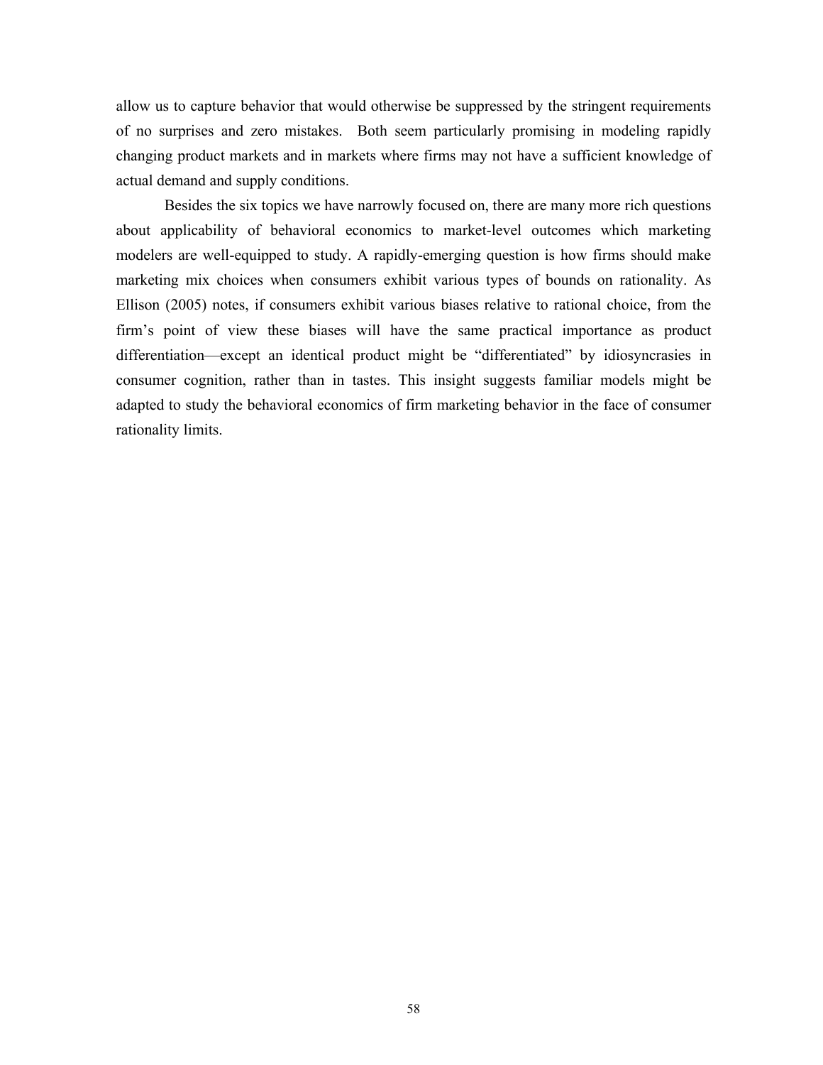allow us to capture behavior that would otherwise be suppressed by the stringent requirements of no surprises and zero mistakes. Both seem particularly promising in modeling rapidly changing product markets and in markets where firms may not have a sufficient knowledge of actual demand and supply conditions.

Besides the six topics we have narrowly focused on, there are many more rich questions about applicability of behavioral economics to market-level outcomes which marketing modelers are well-equipped to study. A rapidly-emerging question is how firms should make marketing mix choices when consumers exhibit various types of bounds on rationality. As Ellison (2005) notes, if consumers exhibit various biases relative to rational choice, from the firm's point of view these biases will have the same practical importance as product differentiation—except an identical product might be "differentiated" by idiosyncrasies in consumer cognition, rather than in tastes. This insight suggests familiar models might be adapted to study the behavioral economics of firm marketing behavior in the face of consumer rationality limits.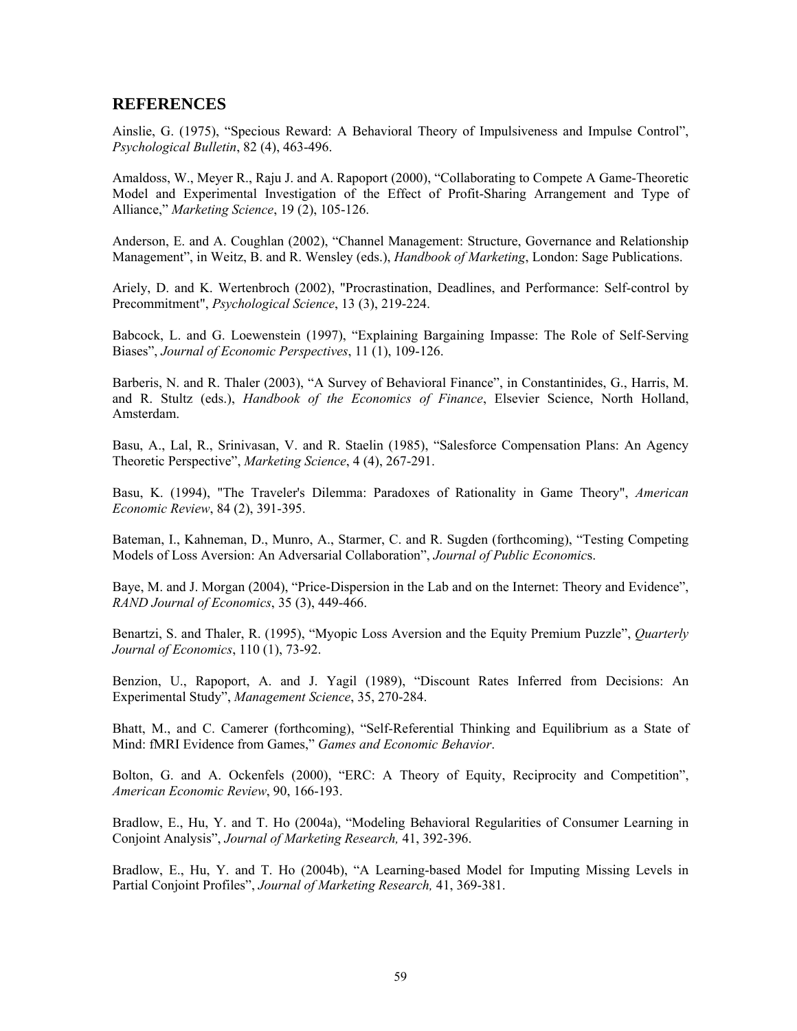## REFERENCES

Ainslie, G. (1975), "Specious Reward: A Behavioral Theory of Impulsiveness and Impulse Control", *Psychological Bulletin*, 82 (4), 463-496.

Amaldoss, W., Meyer R., Raju J. and A. Rapoport (2000), "Collaborating to Compete A Game-Theoretic Model and Experimental Investigation of the Effect of Profit-Sharing Arrangement and Type of Alliance," *Marketing Science*, 19 (2), 105-126.

Anderson, E. and A. Coughlan (2002), "Channel Management: Structure, Governance and Relationship Management", in Weitz, B. and R. Wensley (eds.), *Handbook of Marketing*, London: Sage Publications.

Ariely, D. and K. Wertenbroch (2002), "Procrastination, Deadlines, and Performance: Self-control by Precommitment", *Psychological Science*, 13 (3), 219-224.

Babcock, L. and G. Loewenstein (1997), "Explaining Bargaining Impasse: The Role of Self-Serving Biases", *Journal of Economic Perspectives*, 11 (1), 109-126.

Barberis, N. and R. Thaler (2003), "A Survey of Behavioral Finance", in Constantinides, G., Harris, M. and R. Stultz (eds.), *Handbook of the Economics of Finance*, Elsevier Science, North Holland, Amsterdam.

Basu, A., Lal, R., Srinivasan, V. and R. Staelin (1985), "Salesforce Compensation Plans: An Agency Theoretic Perspective", *Marketing Science*, 4 (4), 267-291.

Basu, K. (1994), "The Traveler's Dilemma: Paradoxes of Rationality in Game Theory", *American Economic Review*, 84 (2), 391-395.

Bateman, I., Kahneman, D., Munro, A., Starmer, C. and R. Sugden (forthcoming), "Testing Competing Models of Loss Aversion: An Adversarial Collaboration", *Journal of Public Economics*.

Baye, M. and J. Morgan (2004), "Price-Dispersion in the Lab and on the Internet: Theory and Evidence", *RAND Journal of Economics*, 35 (3), 449-466.

Benartzi, S. and Thaler, R. (1995), "Myopic Loss Aversion and the Equity Premium Puzzle", *Quarterly Journal of Economics*, 110 (1), 73-92.

Benzion, U., Rapoport, A. and J. Yagil (1989), "Discount Rates Inferred from Decisions: An Experimental Study", *Management Science*, 35, 270-284.

Bhatt, M., and C. Camerer (forthcoming), "Self-Referential Thinking and Equilibrium as a State of Mind: fMRI Evidence from Games," *Games and Economic Behavior*.

Bolton, G. and A. Ockenfels (2000), "ERC: A Theory of Equity, Reciprocity and Competition", *American Economic Review*, 90, 166-193.

Bradlow, E., Hu, Y. and T. Ho (2004a), "Modeling Behavioral Regularities of Consumer Learning in Conjoint Analysis", *Journal of Marketing Research,* 41, 392-396.

Bradlow, E., Hu, Y. and T. Ho (2004b), "A Learning-based Model for Imputing Missing Levels in Partial Conjoint Profiles", *Journal of Marketing Research,* 41, 369-381.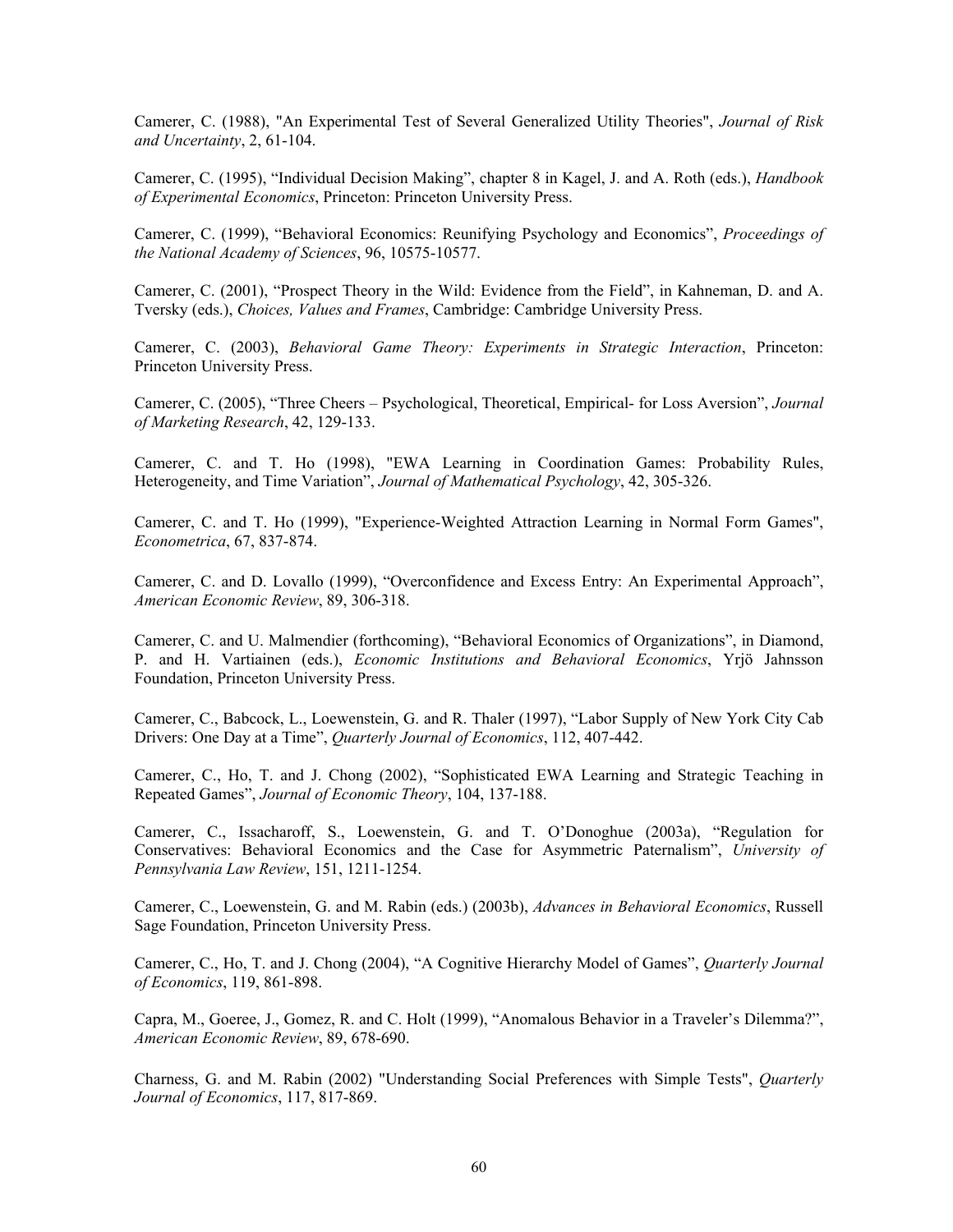Camerer, C. (1988), "An Experimental Test of Several Generalized Utility Theories", *Journal of Risk and Uncertainty*, 2, 61-104.

Camerer, C. (1995), "Individual Decision Making", chapter 8 in Kagel, J. and A. Roth (eds.), *Handbook of Experimental Economics*, Princeton: Princeton University Press.

Camerer, C. (1999), "Behavioral Economics: Reunifying Psychology and Economics", *Proceedings of the National Academy of Sciences*, 96, 10575-10577.

Camerer, C. (2001), "Prospect Theory in the Wild: Evidence from the Field", in Kahneman, D. and A. Tversky (eds.), *Choices, Values and Frames*, Cambridge: Cambridge University Press.

Camerer, C. (2003), *Behavioral Game Theory: Experiments in Strategic Interaction*, Princeton: Princeton University Press.

Camerer, C. (2005), "Three Cheers – Psychological, Theoretical, Empirical- for Loss Aversion", *Journal of Marketing Research*, 42, 129-133.

Camerer, C. and T. Ho (1998), "EWA Learning in Coordination Games: Probability Rules, Heterogeneity, and Time Variation", *Journal of Mathematical Psychology*, 42, 305-326.

Camerer, C. and T. Ho (1999), "Experience-Weighted Attraction Learning in Normal Form Games", *Econometrica*, 67, 837-874.

Camerer, C. and D. Lovallo (1999), "Overconfidence and Excess Entry: An Experimental Approach", *American Economic Review*, 89, 306-318.

Camerer, C. and U. Malmendier (forthcoming), "Behavioral Economics of Organizations", in Diamond, P. and H. Vartiainen (eds.), *Economic Institutions and Behavioral Economics*, Yrjö Jahnsson Foundation, Princeton University Press.

Camerer, C., Babcock, L., Loewenstein, G. and R. Thaler (1997), "Labor Supply of New York City Cab Drivers: One Day at a Time", *Quarterly Journal of Economics*, 112, 407-442.

Camerer, C., Ho, T. and J. Chong (2002), "Sophisticated EWA Learning and Strategic Teaching in Repeated Games", *Journal of Economic Theory*, 104, 137-188.

Camerer, C., Issacharoff, S., Loewenstein, G. and T. O'Donoghue (2003a), "Regulation for Conservatives: Behavioral Economics and the Case for Asymmetric Paternalism", *University of Pennsylvania Law Review*, 151, 1211-1254.

Camerer, C., Loewenstein, G. and M. Rabin (eds.) (2003b), *Advances in Behavioral Economics*, Russell Sage Foundation, Princeton University Press.

Camerer, C., Ho, T. and J. Chong (2004), "A Cognitive Hierarchy Model of Games", *Quarterly Journal of Economics*, 119, 861-898.

Capra, M., Goeree, J., Gomez, R. and C. Holt (1999), "Anomalous Behavior in a Traveler's Dilemma?", *American Economic Review*, 89, 678-690.

Charness, G. and M. Rabin (2002) "Understanding Social Preferences with Simple Tests", *Quarterly Journal of Economics*, 117, 817-869.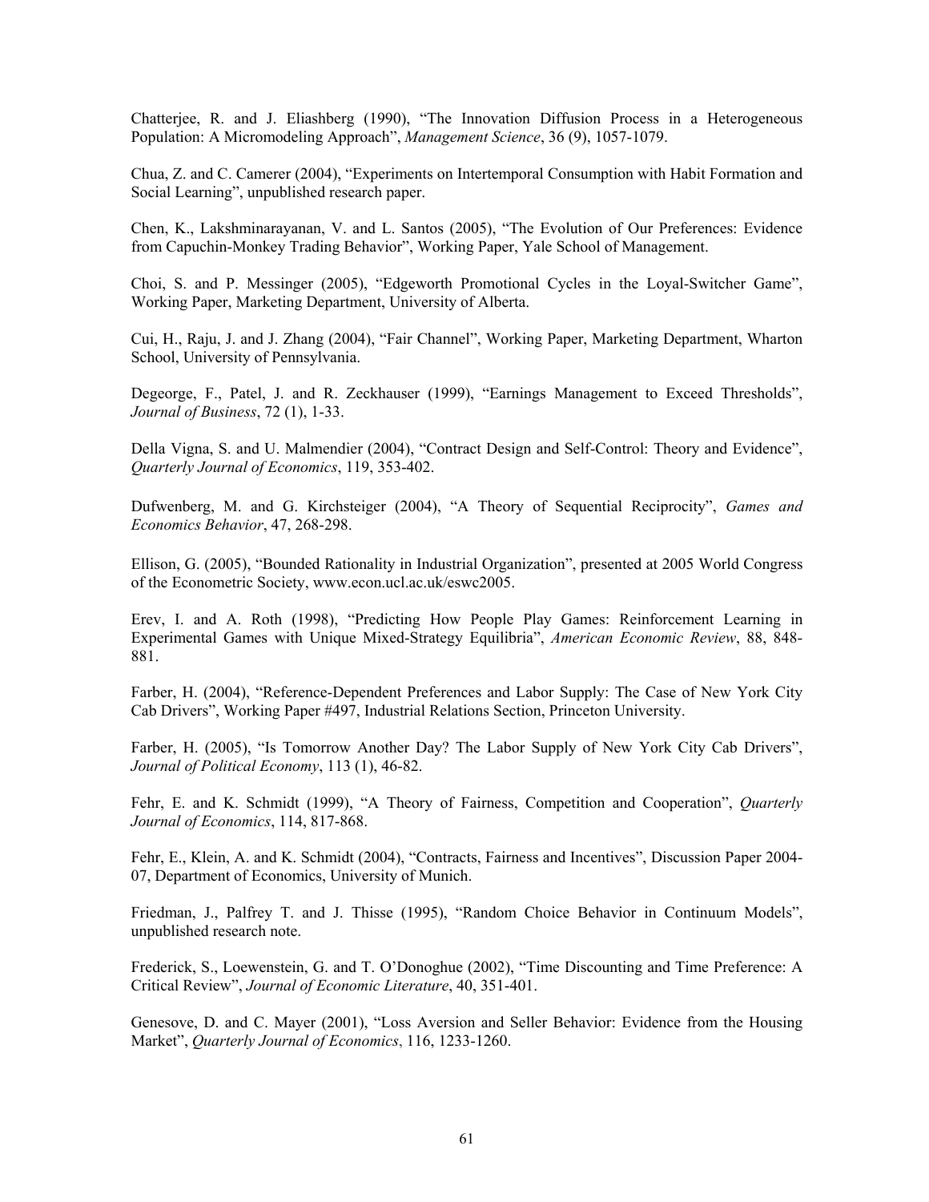Chatterjee, R. and J. Eliashberg (1990), "The Innovation Diffusion Process in a Heterogeneous Population: A Micromodeling Approach", *Management Science*, 36 (9), 1057-1079.

Chua, Z. and C. Camerer (2004), "Experiments on Intertemporal Consumption with Habit Formation and Social Learning", unpublished research paper.

Chen, K., Lakshminarayanan, V. and L. Santos (2005), "The Evolution of Our Preferences: Evidence from Capuchin-Monkey Trading Behavior", Working Paper, Yale School of Management.

Choi, S. and P. Messinger (2005), "Edgeworth Promotional Cycles in the Loyal-Switcher Game", Working Paper, Marketing Department, University of Alberta.

Cui, H., Raju, J. and J. Zhang (2004), "Fair Channel", Working Paper, Marketing Department, Wharton School, University of Pennsylvania.

Degeorge, F., Patel, J. and R. Zeckhauser (1999), "Earnings Management to Exceed Thresholds", *Journal of Business*, 72 (1), 1-33.

Della Vigna, S. and U. Malmendier (2004), "Contract Design and Self-Control: Theory and Evidence", *Quarterly Journal of Economics*, 119, 353-402.

Dufwenberg, M. and G. Kirchsteiger (2004), "A Theory of Sequential Reciprocity", *Games and Economics Behavior*, 47, 268-298.

Ellison, G. (2005), "Bounded Rationality in Industrial Organization", presented at 2005 World Congress of the Econometric Society, www.econ.ucl.ac.uk/eswc2005.

Erev, I. and A. Roth (1998), "Predicting How People Play Games: Reinforcement Learning in Experimental Games with Unique Mixed-Strategy Equilibria", *American Economic Review*, 88, 848-881.

Farber, H. (2004), "Reference-Dependent Preferences and Labor Supply: The Case of New York City Cab Drivers", Working Paper #497, Industrial Relations Section, Princeton University.

Farber, H. (2005), "Is Tomorrow Another Day? The Labor Supply of New York City Cab Drivers", *Journal of Political Economy*, 113 (1), 46-82.

Fehr, E. and K. Schmidt (1999), "A Theory of Fairness, Competition and Cooperation", *Quarterly Journal of Economics*, 114, 817-868.

Fehr, E., Klein, A. and K. Schmidt (2004), "Contracts, Fairness and Incentives", Discussion Paper 2004-07, Department of Economics, University of Munich.

Friedman, J., Palfrey T. and J. Thisse (1995), "Random Choice Behavior in Continuum Models", unpublished research note.

Frederick, S., Loewenstein, G. and T. O'Donoghue (2002), "Time Discounting and Time Preference: A Critical Review", *Journal of Economic Literature*, 40, 351-401.

Genesove, D. and C. Mayer (2001), "Loss Aversion and Seller Behavior: Evidence from the Housing Market", *Quarterly Journal of Economics*, 116, 1233-1260.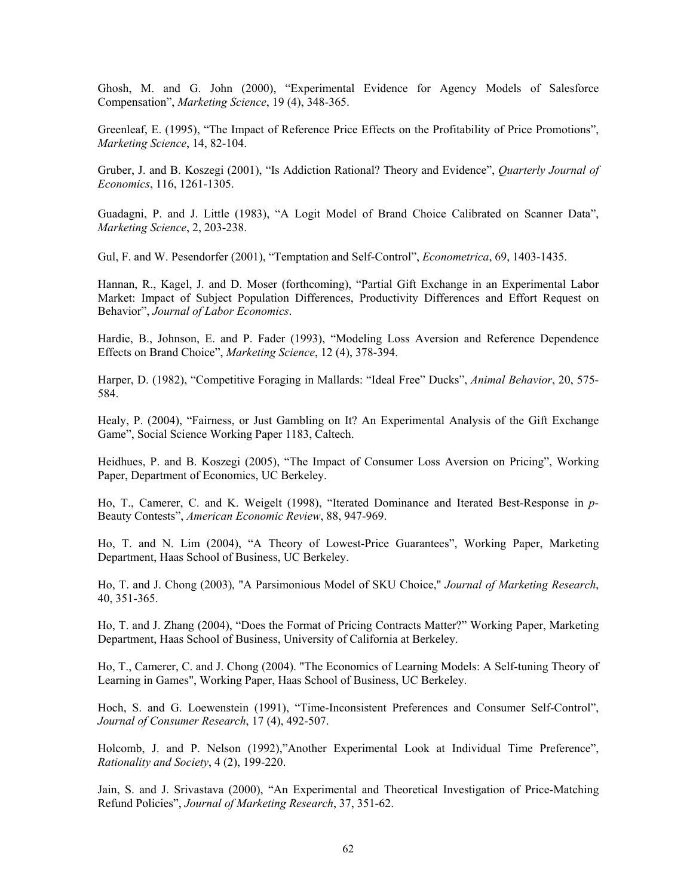Ghosh, M. and G. John (2000), "Experimental Evidence for Agency Models of Salesforce Compensation", *Marketing Science*, 19 (4), 348-365.

Greenleaf, E. (1995), "The Impact of Reference Price Effects on the Profitability of Price Promotions", *Marketing Science*, 14, 82-104.

Gruber, J. and B. Koszegi (2001), "Is Addiction Rational? Theory and Evidence", *Quarterly Journal of Economics*, 116, 1261-1305.

Guadagni, P. and J. Little (1983), "A Logit Model of Brand Choice Calibrated on Scanner Data", *Marketing Science*, 2, 203-238.

Gul, F. and W. Pesendorfer (2001), "Temptation and Self-Control", *Econometrica*, 69, 1403-1435.

Hannan, R., Kagel, J. and D. Moser (forthcoming), "Partial Gift Exchange in an Experimental Labor Market: Impact of Subject Population Differences, Productivity Differences and Effort Request on Behavior", *Journal of Labor Economics*.

Hardie, B., Johnson, E. and P. Fader (1993), "Modeling Loss Aversion and Reference Dependence Effects on Brand Choice", *Marketing Science*, 12 (4), 378-394.

Harper, D. (1982), "Competitive Foraging in Mallards: "Ideal Free" Ducks", *Animal Behavior*, 20, 575-584.

Healy, P. (2004), "Fairness, or Just Gambling on It? An Experimental Analysis of the Gift Exchange Game", Social Science Working Paper 1183, Caltech.

Heidhues, P. and B. Koszegi (2005), "The Impact of Consumer Loss Aversion on Pricing", Working Paper, Department of Economics, UC Berkeley.

Ho, T., Camerer, C. and K. Weigelt (1998), "Iterated Dominance and Iterated Best-Response in *p*-Beauty Contests", *American Economic Review*, 88, 947-969.

Ho, T. and N. Lim (2004), "A Theory of Lowest-Price Guarantees", Working Paper, Marketing Department, Haas School of Business, UC Berkeley.

Ho, T. and J. Chong (2003), "A Parsimonious Model of SKU Choice," *Journal of Marketing Research*, 40, 351-365.

Ho, T. and J. Zhang (2004), "Does the Format of Pricing Contracts Matter?" Working Paper, Marketing Department, Haas School of Business, University of California at Berkeley.

Ho, T., Camerer, C. and J. Chong (2004). "The Economics of Learning Models: A Self-tuning Theory of Learning in Games", Working Paper, Haas School of Business, UC Berkeley.

Hoch, S. and G. Loewenstein (1991), "Time-Inconsistent Preferences and Consumer Self-Control", *Journal of Consumer Research*, 17 (4), 492-507.

Holcomb, J. and P. Nelson (1992),"Another Experimental Look at Individual Time Preference", *Rationality and Society*, 4 (2), 199-220.

Jain, S. and J. Srivastava (2000), "An Experimental and Theoretical Investigation of Price-Matching Refund Policies", *Journal of Marketing Research*, 37, 351-62.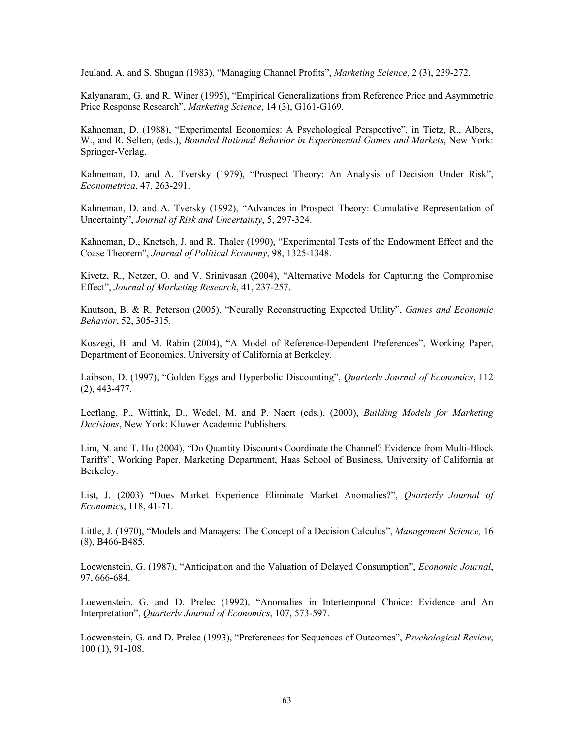Jeuland, A. and S. Shugan (1983), "Managing Channel Profits", *Marketing Science*, 2 (3), 239-272.

Kalyanaram, G. and R. Winer (1995), "Empirical Generalizations from Reference Price and Asymmetric Price Response Research", *Marketing Science*, 14 (3), G161-G169.

Kahneman, D. (1988), "Experimental Economics: A Psychological Perspective", in Tietz, R., Albers, W., and R. Selten, (eds.), *Bounded Rational Behavior in Experimental Games and Markets*, New York: Springer-Verlag.

Kahneman, D. and A. Tversky (1979), "Prospect Theory: An Analysis of Decision Under Risk", *Econometrica*, 47, 263-291.

Kahneman, D. and A. Tversky (1992), "Advances in Prospect Theory: Cumulative Representation of Uncertainty", *Journal of Risk and Uncertainty*, 5, 297-324.

Kahneman, D., Knetsch, J. and R. Thaler (1990), "Experimental Tests of the Endowment Effect and the Coase Theorem", *Journal of Political Economy*, 98, 1325-1348.

Kivetz, R., Netzer, O. and V. Srinivasan (2004), "Alternative Models for Capturing the Compromise Effect", *Journal of Marketing Research*, 41, 237-257.

Knutson, B. & R. Peterson (2005), "Neurally Reconstructing Expected Utility", *Games and Economic Behavior*, 52, 305-315.

Koszegi, B. and M. Rabin (2004), "A Model of Reference-Dependent Preferences", Working Paper, Department of Economics, University of California at Berkeley.

Laibson, D. (1997), "Golden Eggs and Hyperbolic Discounting", *Quarterly Journal of Economics*, 112 (2), 443-477.

Leeflang, P., Wittink, D., Wedel, M. and P. Naert (eds.), (2000), *Building Models for Marketing Decisions*, New York: Kluwer Academic Publishers.

Lim, N. and T. Ho (2004), "Do Quantity Discounts Coordinate the Channel? Evidence from Multi-Block Tariffs", Working Paper, Marketing Department, Haas School of Business, University of California at Berkeley.

List, J. (2003) "Does Market Experience Eliminate Market Anomalies?", *Quarterly Journal of Economics*, 118, 41-71.

Little, J. (1970), "Models and Managers: The Concept of a Decision Calculus", *Management Science,* 16 (8), B466-B485.

Loewenstein, G. (1987), "Anticipation and the Valuation of Delayed Consumption", *Economic Journal*, 97, 666-684.

Loewenstein, G. and D. Prelec (1992), "Anomalies in Intertemporal Choice: Evidence and An Interpretation", *Quarterly Journal of Economics*, 107, 573-597.

Loewenstein, G. and D. Prelec (1993), "Preferences for Sequences of Outcomes", *Psychological Review*, 100 (1), 91-108.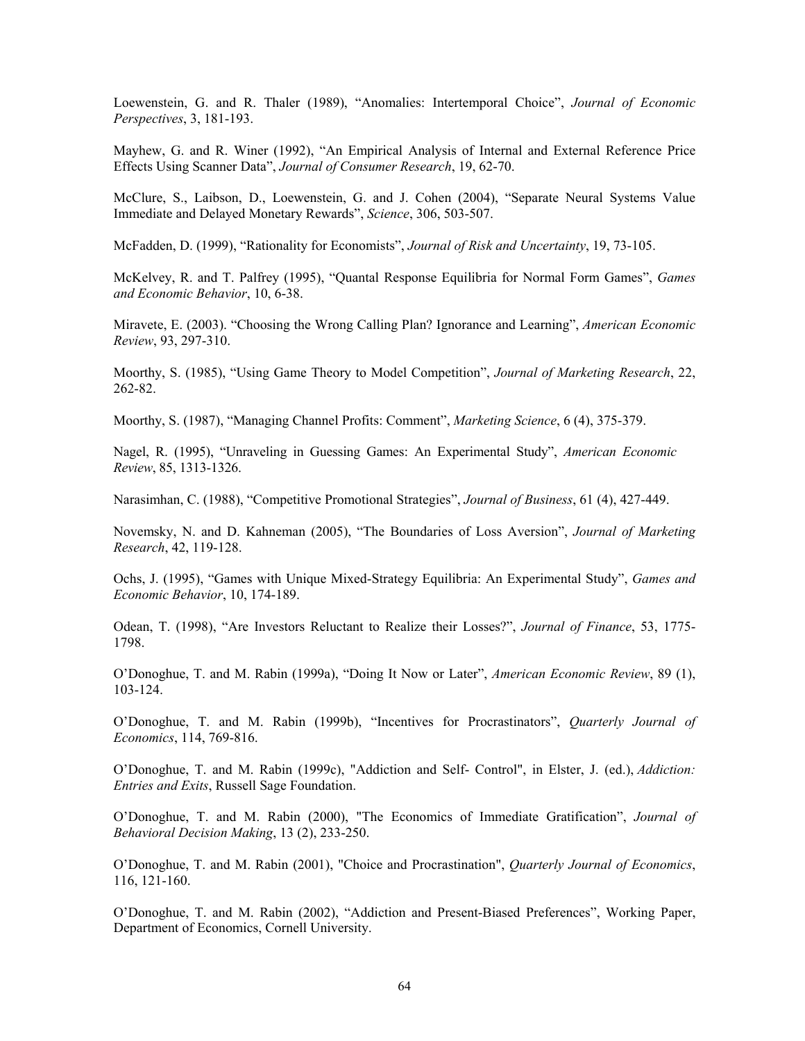Loewenstein, G. and R. Thaler (1989), "Anomalies: Intertemporal Choice", *Journal of Economic Perspectives*, 3, 181-193.

Mayhew, G. and R. Winer (1992), "An Empirical Analysis of Internal and External Reference Price Effects Using Scanner Data", *Journal of Consumer Research*, 19, 62-70.

McClure, S., Laibson, D., Loewenstein, G. and J. Cohen (2004), "Separate Neural Systems Value Immediate and Delayed Monetary Rewards", *Science*, 306, 503-507.

McFadden, D. (1999), "Rationality for Economists", *Journal of Risk and Uncertainty*, 19, 73-105.

McKelvey, R. and T. Palfrey (1995), "Quantal Response Equilibria for Normal Form Games", *Games and Economic Behavior*, 10, 6-38.

Miravete, E. (2003). "Choosing the Wrong Calling Plan? Ignorance and Learning", *American Economic Review*, 93, 297-310.

Moorthy, S. (1985), "Using Game Theory to Model Competition", *Journal of Marketing Research*, 22, 262-82.

Moorthy, S. (1987), "Managing Channel Profits: Comment", *Marketing Science*, 6 (4), 375-379.

Nagel, R. (1995), "Unraveling in Guessing Games: An Experimental Study", *American Economic Review*, 85, 1313-1326.

Narasimhan, C. (1988), "Competitive Promotional Strategies", *Journal of Business*, 61 (4), 427-449.

Novemsky, N. and D. Kahneman (2005), "The Boundaries of Loss Aversion", *Journal of Marketing Research*, 42, 119-128.

Ochs, J. (1995), "Games with Unique Mixed-Strategy Equilibria: An Experimental Study", *Games and Economic Behavior*, 10, 174-189.

Odean, T. (1998), "Are Investors Reluctant to Realize their Losses?", *Journal of Finance*, 53, 1775-1798.

O'Donoghue, T. and M. Rabin (1999a), "Doing It Now or Later", *American Economic Review*, 89 (1), 103-124.

O'Donoghue, T. and M. Rabin (1999b), "Incentives for Procrastinators", *Quarterly Journal of Economics*, 114, 769-816.

O'Donoghue, T. and M. Rabin (1999c), "Addiction and Self- Control", in Elster, J. (ed.), *Addiction: Entries and Exits*, Russell Sage Foundation.

O'Donoghue, T. and M. Rabin (2000), "The Economics of Immediate Gratification", *Journal of Behavioral Decision Making*, 13 (2), 233-250.

O'Donoghue, T. and M. Rabin (2001), "Choice and Procrastination", *Quarterly Journal of Economics*, 116, 121-160.

O'Donoghue, T. and M. Rabin (2002), "Addiction and Present-Biased Preferences", Working Paper, Department of Economics, Cornell University.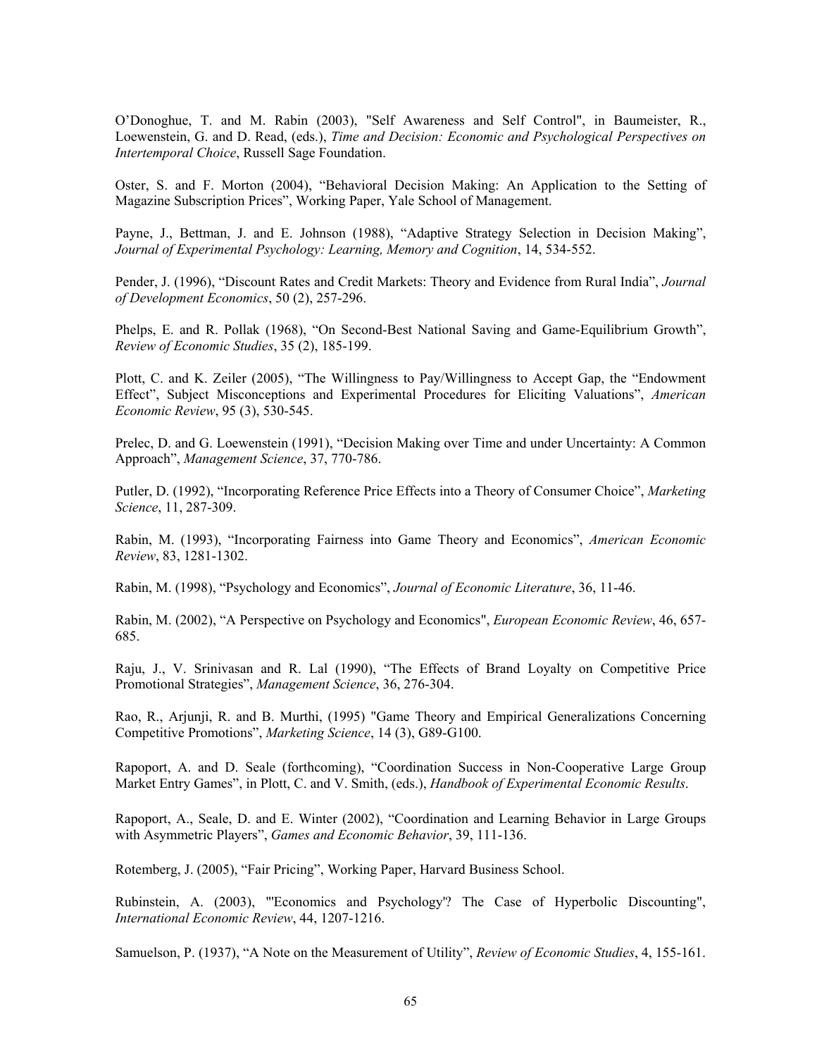O'Donoghue, T. and M. Rabin (2003), "Self Awareness and Self Control", in Baumeister, R., Loewenstein, G. and D. Read, (eds.), *Time and Decision: Economic and Psychological Perspectives on Intertemporal Choice*, Russell Sage Foundation.

Oster, S. and F. Morton (2004), "Behavioral Decision Making: An Application to the Setting of Magazine Subscription Prices", Working Paper, Yale School of Management.

Payne, J., Bettman, J. and E. Johnson (1988), "Adaptive Strategy Selection in Decision Making", *Journal of Experimental Psychology: Learning, Memory and Cognition*, 14, 534-552.

Pender, J. (1996), "Discount Rates and Credit Markets: Theory and Evidence from Rural India", *Journal of Development Economics*, 50 (2), 257-296.

Phelps, E. and R. Pollak (1968), "On Second-Best National Saving and Game-Equilibrium Growth", *Review of Economic Studies*, 35 (2), 185-199.

Plott, C. and K. Zeiler (2005), "The Willingness to Pay/Willingness to Accept Gap, the "Endowment Effect", Subject Misconceptions and Experimental Procedures for Eliciting Valuations", *American Economic Review*, 95 (3), 530-545.

Prelec, D. and G. Loewenstein (1991), "Decision Making over Time and under Uncertainty: A Common Approach", *Management Science*, 37, 770-786.

Putler, D. (1992), "Incorporating Reference Price Effects into a Theory of Consumer Choice", *Marketing Science*, 11, 287-309.

Rabin, M. (1993), "Incorporating Fairness into Game Theory and Economics", *American Economic Review*, 83, 1281-1302.

Rabin, M. (1998), "Psychology and Economics", *Journal of Economic Literature*, 36, 11-46.

Rabin, M. (2002), "A Perspective on Psychology and Economics", *European Economic Review*, 46, 657-685.

Raju, J., V. Srinivasan and R. Lal (1990), "The Effects of Brand Loyalty on Competitive Price Promotional Strategies", *Management Science*, 36, 276-304.

Rao, R., Arjunji, R. and B. Murthi, (1995) "Game Theory and Empirical Generalizations Concerning Competitive Promotions", *Marketing Science*, 14 (3), G89-G100.

Rapoport, A. and D. Seale (forthcoming), "Coordination Success in Non-Cooperative Large Group Market Entry Games", in Plott, C. and V. Smith, (eds.), *Handbook of Experimental Economic Results*.

Rapoport, A., Seale, D. and E. Winter (2002), "Coordination and Learning Behavior in Large Groups with Asymmetric Players", *Games and Economic Behavior*, 39, 111-136.

Rotemberg, J. (2005), "Fair Pricing", Working Paper, Harvard Business School.

Rubinstein, A. (2003), "'Economics and Psychology'? The Case of Hyperbolic Discounting", *International Economic Review*, 44, 1207-1216.

Samuelson, P. (1937), "A Note on the Measurement of Utility", *Review of Economic Studies*, 4, 155-161.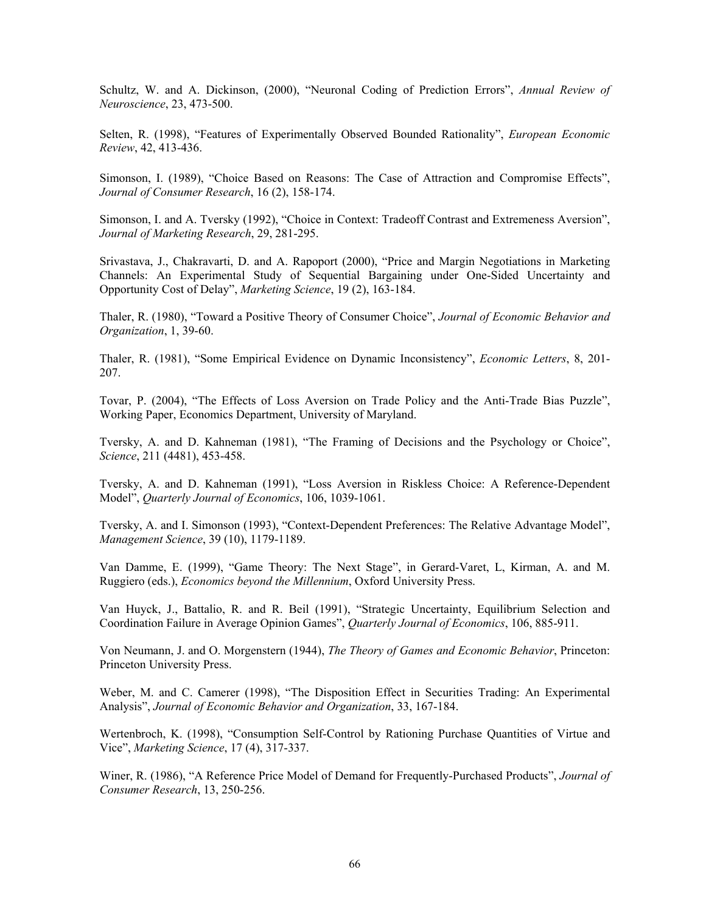Schultz, W. and A. Dickinson, (2000), "Neuronal Coding of Prediction Errors", *Annual Review of Neuroscience*, 23, 473-500.

Selten, R. (1998), "Features of Experimentally Observed Bounded Rationality", *European Economic Review*, 42, 413-436.

Simonson, I. (1989), "Choice Based on Reasons: The Case of Attraction and Compromise Effects", *Journal of Consumer Research*, 16 (2), 158-174.

Simonson, I. and A. Tversky (1992), "Choice in Context: Tradeoff Contrast and Extremeness Aversion", *Journal of Marketing Research*, 29, 281-295.

Srivastava, J., Chakravarti, D. and A. Rapoport (2000), "Price and Margin Negotiations in Marketing Channels: An Experimental Study of Sequential Bargaining under One-Sided Uncertainty and Opportunity Cost of Delay", *Marketing Science*, 19 (2), 163-184.

Thaler, R. (1980), "Toward a Positive Theory of Consumer Choice", *Journal of Economic Behavior and Organization*, 1, 39-60.

Thaler, R. (1981), "Some Empirical Evidence on Dynamic Inconsistency", *Economic Letters*, 8, 201-207.

Tovar, P. (2004), "The Effects of Loss Aversion on Trade Policy and the Anti-Trade Bias Puzzle", Working Paper, Economics Department, University of Maryland.

Tversky, A. and D. Kahneman (1981), "The Framing of Decisions and the Psychology or Choice", *Science*, 211 (4481), 453-458.

Tversky, A. and D. Kahneman (1991), "Loss Aversion in Riskless Choice: A Reference-Dependent Model", *Quarterly Journal of Economics*, 106, 1039-1061.

Tversky, A. and I. Simonson (1993), "Context-Dependent Preferences: The Relative Advantage Model", *Management Science*, 39 (10), 1179-1189.

Van Damme, E. (1999), "Game Theory: The Next Stage", in Gerard-Varet, L, Kirman, A. and M. Ruggiero (eds.), *Economics beyond the Millennium*, Oxford University Press.

Van Huyck, J., Battalio, R. and R. Beil (1991), "Strategic Uncertainty, Equilibrium Selection and Coordination Failure in Average Opinion Games", *Quarterly Journal of Economics*, 106, 885-911.

Von Neumann, J. and O. Morgenstern (1944), *The Theory of Games and Economic Behavior*, Princeton: Princeton University Press.

Weber, M. and C. Camerer (1998), "The Disposition Effect in Securities Trading: An Experimental Analysis", *Journal of Economic Behavior and Organization*, 33, 167-184.

Wertenbroch, K. (1998), "Consumption Self-Control by Rationing Purchase Quantities of Virtue and Vice", *Marketing Science*, 17 (4), 317-337.

Winer, R. (1986), "A Reference Price Model of Demand for Frequently-Purchased Products", *Journal of Consumer Research*, 13, 250-256.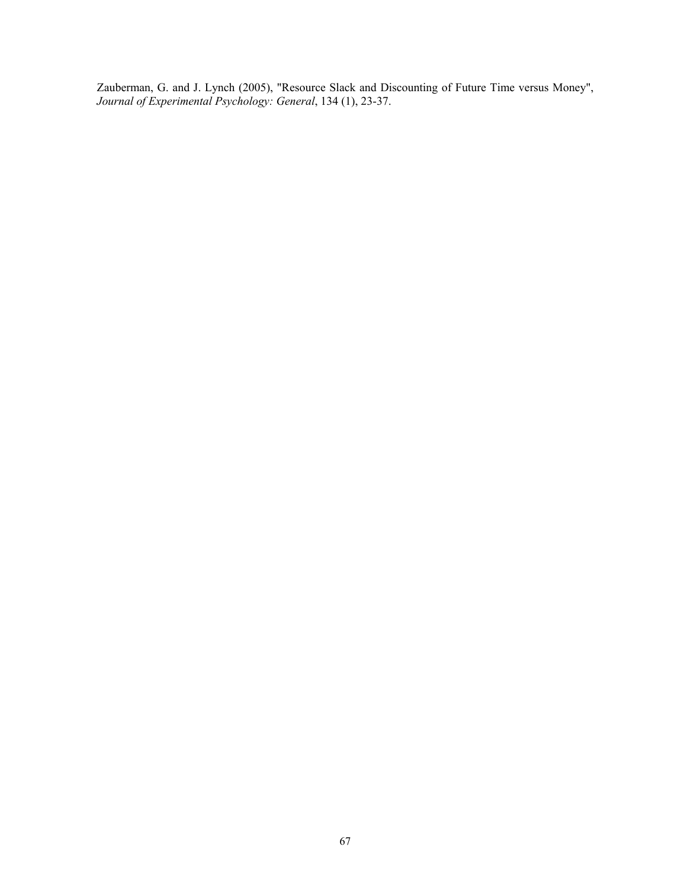Zauberman, G. and J. Lynch (2005), "Resource Slack and Discounting of Future Time versus Money", *Journal of Experimental Psychology: General*, 134 (1), 23-37.